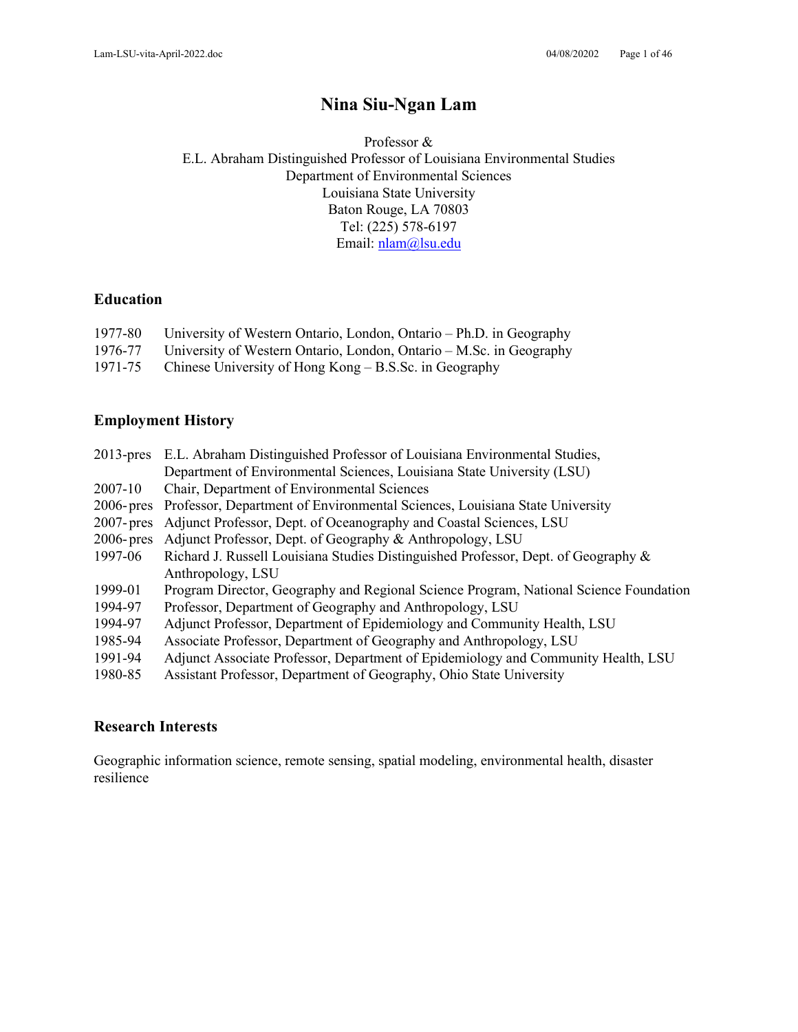# Nina Siu-Ngan Lam

Professor &
E.L. Abraham Distinguished Professor of Louisiana Environmental Studies
Department of Environmental Sciences
Louisiana State University
Baton Rouge, LA 70803
Tel: (225) 578-6197
Email: nlam@lsu.edu

## Education

1977-80 University of Western Ontario, London, Ontario – Ph.D. in Geography
1976-77 University of Western Ontario, London, Ontario – M.Sc. in Geography
1971-75 Chinese University of Hong Kong – B.S.Sc. in Geography

## Employment History

2013-pres E.L. Abraham Distinguished Professor of Louisiana Environmental Studies, Department of Environmental Sciences, Louisiana State University (LSU)
2007-10 Chair, Department of Environmental Sciences
2006-pres Professor, Department of Environmental Sciences, Louisiana State University
2007-pres Adjunct Professor, Dept. of Oceanography and Coastal Sciences, LSU
2006-pres Adjunct Professor, Dept. of Geography & Anthropology, LSU
1997-06 Richard J. Russell Louisiana Studies Distinguished Professor, Dept. of Geography & Anthropology, LSU
1999-01 Program Director, Geography and Regional Science Program, National Science Foundation
1994-97 Professor, Department of Geography and Anthropology, LSU
1994-97 Adjunct Professor, Department of Epidemiology and Community Health, LSU
1985-94 Associate Professor, Department of Geography and Anthropology, LSU
1991-94 Adjunct Associate Professor, Department of Epidemiology and Community Health, LSU
1980-85 Assistant Professor, Department of Geography, Ohio State University

## Research Interests

Geographic information science, remote sensing, spatial modeling, environmental health, disaster resilience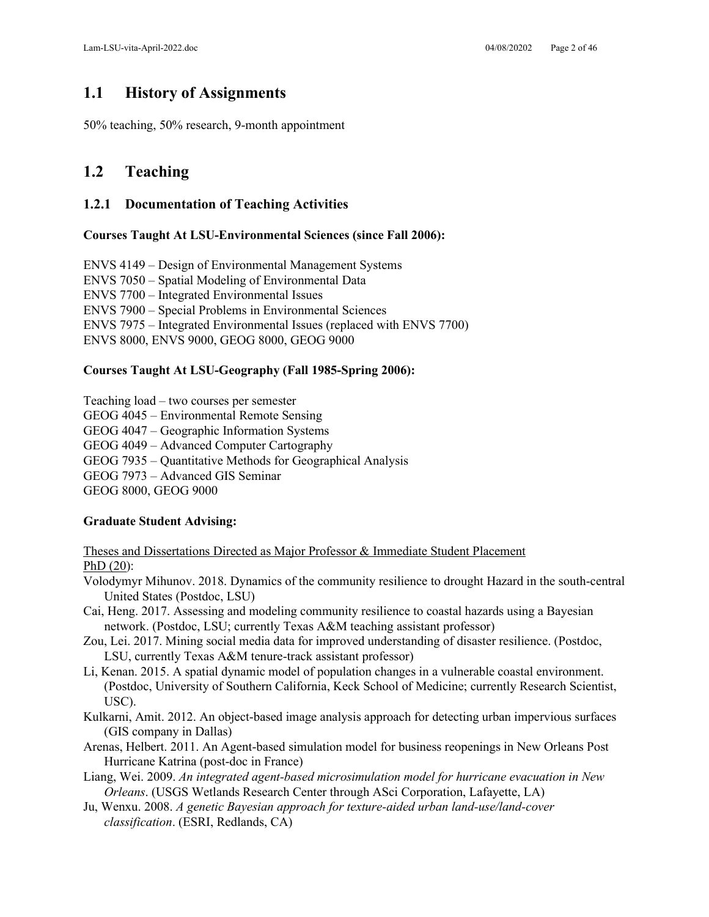## 1.1 History of Assignments

50% teaching, 50% research, 9-month appointment

## 1.2 Teaching

### 1.2.1 Documentation of Teaching Activities

**Courses Taught At LSU-Environmental Sciences (since Fall 2006):**

ENVS 4149 – Design of Environmental Management Systems
ENVS 7050 – Spatial Modeling of Environmental Data
ENVS 7700 – Integrated Environmental Issues
ENVS 7900 – Special Problems in Environmental Sciences
ENVS 7975 – Integrated Environmental Issues (replaced with ENVS 7700)
ENVS 8000, ENVS 9000, GEOG 8000, GEOG 9000

**Courses Taught At LSU-Geography (Fall 1985-Spring 2006):**

Teaching load – two courses per semester
GEOG 4045 – Environmental Remote Sensing
GEOG 4047 – Geographic Information Systems
GEOG 4049 – Advanced Computer Cartography
GEOG 7935 – Quantitative Methods for Geographical Analysis
GEOG 7973 – Advanced GIS Seminar
GEOG 8000, GEOG 9000

**Graduate Student Advising:**

<u>Theses and Dissertations Directed as Major Professor & Immediate Student Placement</u>
<u>PhD (20)</u>:

- Volodymyr Mihunov. 2018. Dynamics of the community resilience to drought Hazard in the south-central United States (Postdoc, LSU)
- Cai, Heng. 2017. Assessing and modeling community resilience to coastal hazards using a Bayesian network. (Postdoc, LSU; currently Texas A&M teaching assistant professor)
- Zou, Lei. 2017. Mining social media data for improved understanding of disaster resilience. (Postdoc, LSU, currently Texas A&M tenure-track assistant professor)
- Li, Kenan. 2015. A spatial dynamic model of population changes in a vulnerable coastal environment. (Postdoc, University of Southern California, Keck School of Medicine; currently Research Scientist, USC).
- Kulkarni, Amit. 2012. An object-based image analysis approach for detecting urban impervious surfaces (GIS company in Dallas)
- Arenas, Helbert. 2011. An Agent-based simulation model for business reopenings in New Orleans Post Hurricane Katrina (post-doc in France)
- Liang, Wei. 2009. *An integrated agent-based microsimulation model for hurricane evacuation in New Orleans*. (USGS Wetlands Research Center through ASci Corporation, Lafayette, LA)
- Ju, Wenxu. 2008. *A genetic Bayesian approach for texture-aided urban land-use/land-cover classification*. (ESRI, Redlands, CA)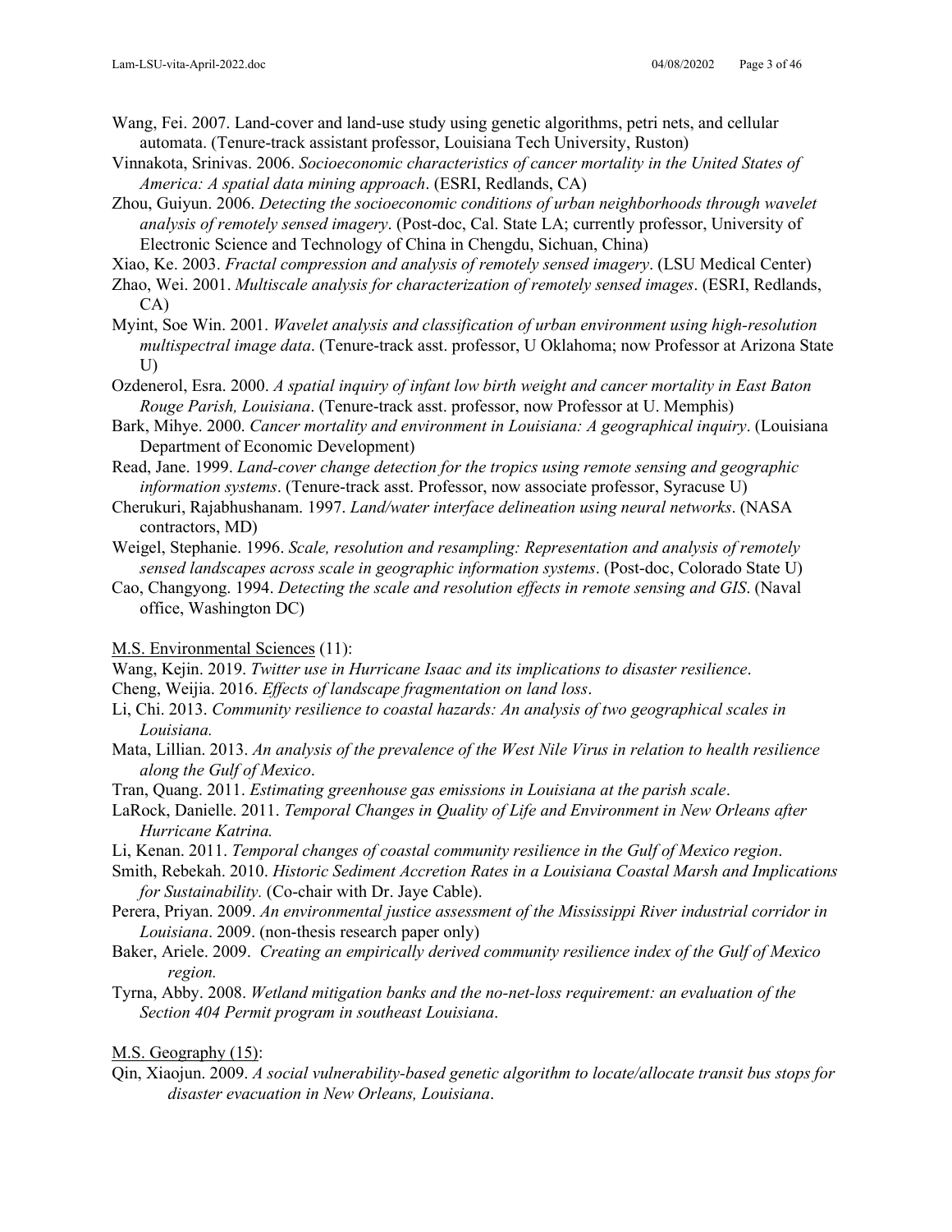Wang, Fei. 2007. Land-cover and land-use study using genetic algorithms, petri nets, and cellular automata. (Tenure-track assistant professor, Louisiana Tech University, Ruston)

Vinnakota, Srinivas. 2006. *Socioeconomic characteristics of cancer mortality in the United States of America: A spatial data mining approach*. (ESRI, Redlands, CA)

Zhou, Guiyun. 2006. *Detecting the socioeconomic conditions of urban neighborhoods through wavelet analysis of remotely sensed imagery*. (Post-doc, Cal. State LA; currently professor, University of Electronic Science and Technology of China in Chengdu, Sichuan, China)

Xiao, Ke. 2003. *Fractal compression and analysis of remotely sensed imagery*. (LSU Medical Center)

Zhao, Wei. 2001. *Multiscale analysis for characterization of remotely sensed images*. (ESRI, Redlands, CA)

Myint, Soe Win. 2001. *Wavelet analysis and classification of urban environment using high-resolution multispectral image data*. (Tenure-track asst. professor, U Oklahoma; now Professor at Arizona State U)

Ozdenerol, Esra. 2000. *A spatial inquiry of infant low birth weight and cancer mortality in East Baton Rouge Parish, Louisiana*. (Tenure-track asst. professor, now Professor at U. Memphis)

Bark, Mihye. 2000. *Cancer mortality and environment in Louisiana: A geographical inquiry*. (Louisiana Department of Economic Development)

Read, Jane. 1999. *Land-cover change detection for the tropics using remote sensing and geographic information systems*. (Tenure-track asst. Professor, now associate professor, Syracuse U)

Cherukuri, Rajabhushanam. 1997. *Land/water interface delineation using neural networks*. (NASA contractors, MD)

Weigel, Stephanie. 1996. *Scale, resolution and resampling: Representation and analysis of remotely sensed landscapes across scale in geographic information systems*. (Post-doc, Colorado State U)

Cao, Changyong. 1994. *Detecting the scale and resolution effects in remote sensing and GIS*. (Naval office, Washington DC)

<u>M.S. Environmental Sciences</u> (11):

Wang, Kejin. 2019. *Twitter use in Hurricane Isaac and its implications to disaster resilience*.

Cheng, Weijia. 2016. *Effects of landscape fragmentation on land loss*.

Li, Chi. 2013. *Community resilience to coastal hazards: An analysis of two geographical scales in Louisiana.*

Mata, Lillian. 2013. *An analysis of the prevalence of the West Nile Virus in relation to health resilience along the Gulf of Mexico*.

Tran, Quang. 2011. *Estimating greenhouse gas emissions in Louisiana at the parish scale*.

LaRock, Danielle. 2011. *Temporal Changes in Quality of Life and Environment in New Orleans after Hurricane Katrina.*

Li, Kenan. 2011. *Temporal changes of coastal community resilience in the Gulf of Mexico region*.

Smith, Rebekah. 2010. *Historic Sediment Accretion Rates in a Louisiana Coastal Marsh and Implications for Sustainability.* (Co-chair with Dr. Jaye Cable).

Perera, Priyan. 2009. *An environmental justice assessment of the Mississippi River industrial corridor in Louisiana*. 2009. (non-thesis research paper only)

Baker, Ariele. 2009. *Creating an empirically derived community resilience index of the Gulf of Mexico region.*

Tyrna, Abby. 2008. *Wetland mitigation banks and the no-net-loss requirement: an evaluation of the Section 404 Permit program in southeast Louisiana*.

<u>M.S. Geography (15)</u>:

Qin, Xiaojun. 2009. *A social vulnerability-based genetic algorithm to locate/allocate transit bus stops for disaster evacuation in New Orleans, Louisiana*.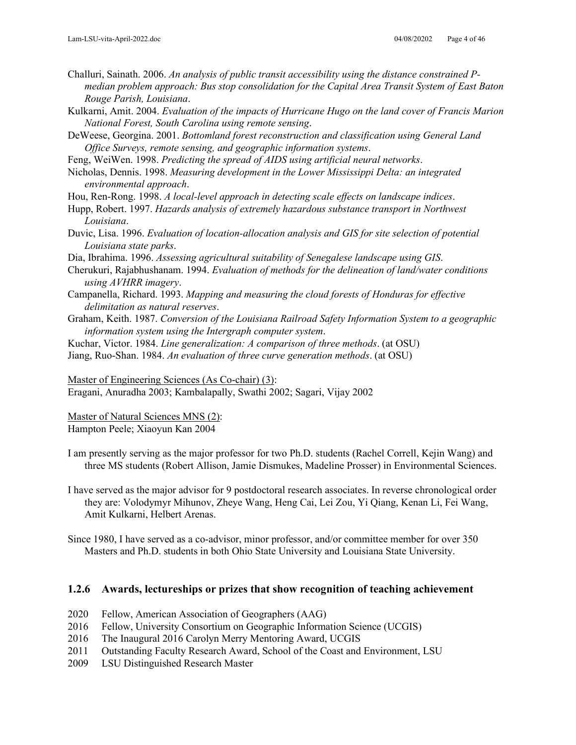Challuri, Sainath. 2006. *An analysis of public transit accessibility using the distance constrained P-median problem approach: Bus stop consolidation for the Capital Area Transit System of East Baton Rouge Parish, Louisiana*.

Kulkarni, Amit. 2004. *Evaluation of the impacts of Hurricane Hugo on the land cover of Francis Marion National Forest, South Carolina using remote sensing*.

DeWeese, Georgina. 2001. *Bottomland forest reconstruction and classification using General Land Office Surveys, remote sensing, and geographic information systems*.

Feng, WeiWen. 1998. *Predicting the spread of AIDS using artificial neural networks*.

Nicholas, Dennis. 1998. *Measuring development in the Lower Mississippi Delta: an integrated environmental approach*.

Hou, Ren-Rong. 1998. *A local-level approach in detecting scale effects on landscape indices*.

Hupp, Robert. 1997. *Hazards analysis of extremely hazardous substance transport in Northwest Louisiana*.

Duvic, Lisa. 1996. *Evaluation of location-allocation analysis and GIS for site selection of potential Louisiana state parks*.

Dia, Ibrahima. 1996. *Assessing agricultural suitability of Senegalese landscape using GIS*.

Cherukuri, Rajabhushanam. 1994. *Evaluation of methods for the delineation of land/water conditions using AVHRR imagery*.

Campanella, Richard. 1993. *Mapping and measuring the cloud forests of Honduras for effective delimitation as natural reserves*.

Graham, Keith. 1987. *Conversion of the Louisiana Railroad Safety Information System to a geographic information system using the Intergraph computer system*.

Kuchar, Victor. 1984. *Line generalization: A comparison of three methods*. (at OSU)

Jiang, Ruo-Shan. 1984. *An evaluation of three curve generation methods*. (at OSU)

Master of Engineering Sciences (As Co-chair) (3):
Eragani, Anuradha 2003; Kambalapally, Swathi 2002; Sagari, Vijay 2002

Master of Natural Sciences MNS (2):
Hampton Peele; Xiaoyun Kan 2004

I am presently serving as the major professor for two Ph.D. students (Rachel Correll, Kejin Wang) and three MS students (Robert Allison, Jamie Dismukes, Madeline Prosser) in Environmental Sciences.

I have served as the major advisor for 9 postdoctoral research associates. In reverse chronological order they are: Volodymyr Mihunov, Zheye Wang, Heng Cai, Lei Zou, Yi Qiang, Kenan Li, Fei Wang, Amit Kulkarni, Helbert Arenas.

Since 1980, I have served as a co-advisor, minor professor, and/or committee member for over 350 Masters and Ph.D. students in both Ohio State University and Louisiana State University.

### 1.2.6 Awards, lectureships or prizes that show recognition of teaching achievement

2020 Fellow, American Association of Geographers (AAG)
2016 Fellow, University Consortium on Geographic Information Science (UCGIS)
2016 The Inaugural 2016 Carolyn Merry Mentoring Award, UCGIS
2011 Outstanding Faculty Research Award, School of the Coast and Environment, LSU
2009 LSU Distinguished Research Master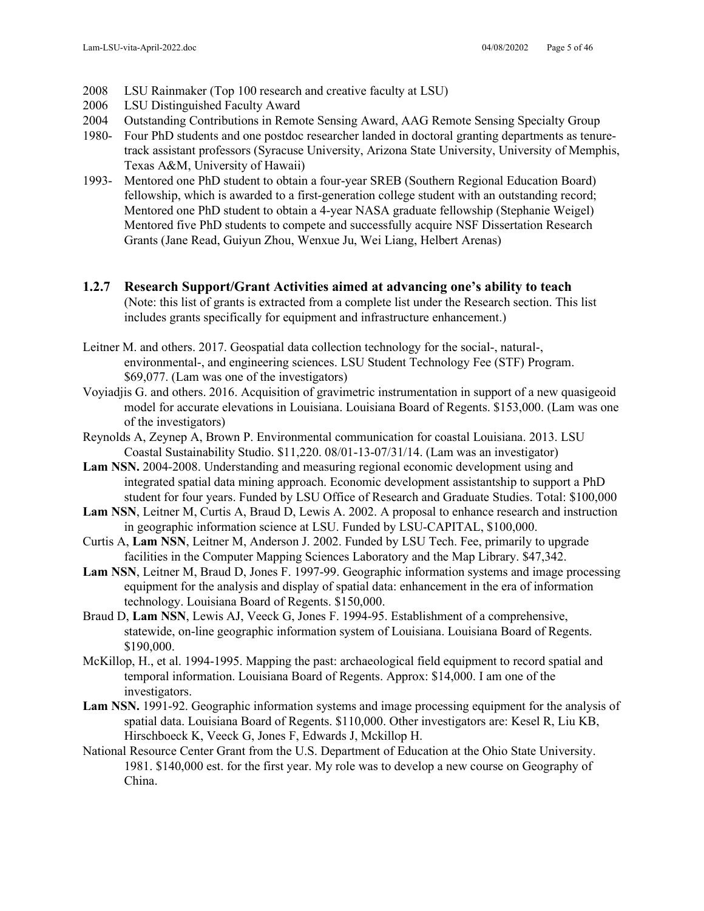2008 LSU Rainmaker (Top 100 research and creative faculty at LSU)
2006 LSU Distinguished Faculty Award
2004 Outstanding Contributions in Remote Sensing Award, AAG Remote Sensing Specialty Group
1980- Four PhD students and one postdoc researcher landed in doctoral granting departments as tenure-track assistant professors (Syracuse University, Arizona State University, University of Memphis, Texas A&M, University of Hawaii)
1993- Mentored one PhD student to obtain a four-year SREB (Southern Regional Education Board) fellowship, which is awarded to a first-generation college student with an outstanding record; Mentored one PhD student to obtain a 4-year NASA graduate fellowship (Stephanie Weigel) Mentored five PhD students to compete and successfully acquire NSF Dissertation Research Grants (Jane Read, Guiyun Zhou, Wenxue Ju, Wei Liang, Helbert Arenas)

### 1.2.7 Research Support/Grant Activities aimed at advancing one's ability to teach

(Note: this list of grants is extracted from a complete list under the Research section. This list includes grants specifically for equipment and infrastructure enhancement.)

Leitner M. and others. 2017. Geospatial data collection technology for the social-, natural-, environmental-, and engineering sciences. LSU Student Technology Fee (STF) Program. $69,077. (Lam was one of the investigators)

Voyiadjis G. and others. 2016. Acquisition of gravimetric instrumentation in support of a new quasigeoid model for accurate elevations in Louisiana. Louisiana Board of Regents. $153,000. (Lam was one of the investigators)

Reynolds A, Zeynep A, Brown P. Environmental communication for coastal Louisiana. 2013. LSU Coastal Sustainability Studio. $11,220. 08/01-13-07/31/14. (Lam was an investigator)

**Lam NSN.** 2004-2008. Understanding and measuring regional economic development using and integrated spatial data mining approach. Economic development assistantship to support a PhD student for four years. Funded by LSU Office of Research and Graduate Studies. Total: $100,000

**Lam NSN**, Leitner M, Curtis A, Braud D, Lewis A. 2002. A proposal to enhance research and instruction in geographic information science at LSU. Funded by LSU-CAPITAL, $100,000.

Curtis A, **Lam NSN**, Leitner M, Anderson J. 2002. Funded by LSU Tech. Fee, primarily to upgrade facilities in the Computer Mapping Sciences Laboratory and the Map Library. $47,342.

**Lam NSN**, Leitner M, Braud D, Jones F. 1997-99. Geographic information systems and image processing equipment for the analysis and display of spatial data: enhancement in the era of information technology. Louisiana Board of Regents. $150,000.

Braud D, **Lam NSN**, Lewis AJ, Veeck G, Jones F. 1994-95. Establishment of a comprehensive, statewide, on-line geographic information system of Louisiana. Louisiana Board of Regents. $190,000.

McKillop, H., et al. 1994-1995. Mapping the past: archaeological field equipment to record spatial and temporal information. Louisiana Board of Regents. Approx: $14,000. I am one of the investigators.

**Lam NSN.** 1991-92. Geographic information systems and image processing equipment for the analysis of spatial data. Louisiana Board of Regents. $110,000. Other investigators are: Kesel R, Liu KB, Hirschboeck K, Veeck G, Jones F, Edwards J, Mckillop H.

National Resource Center Grant from the U.S. Department of Education at the Ohio State University. 1981. $140,000 est. for the first year. My role was to develop a new course on Geography of China.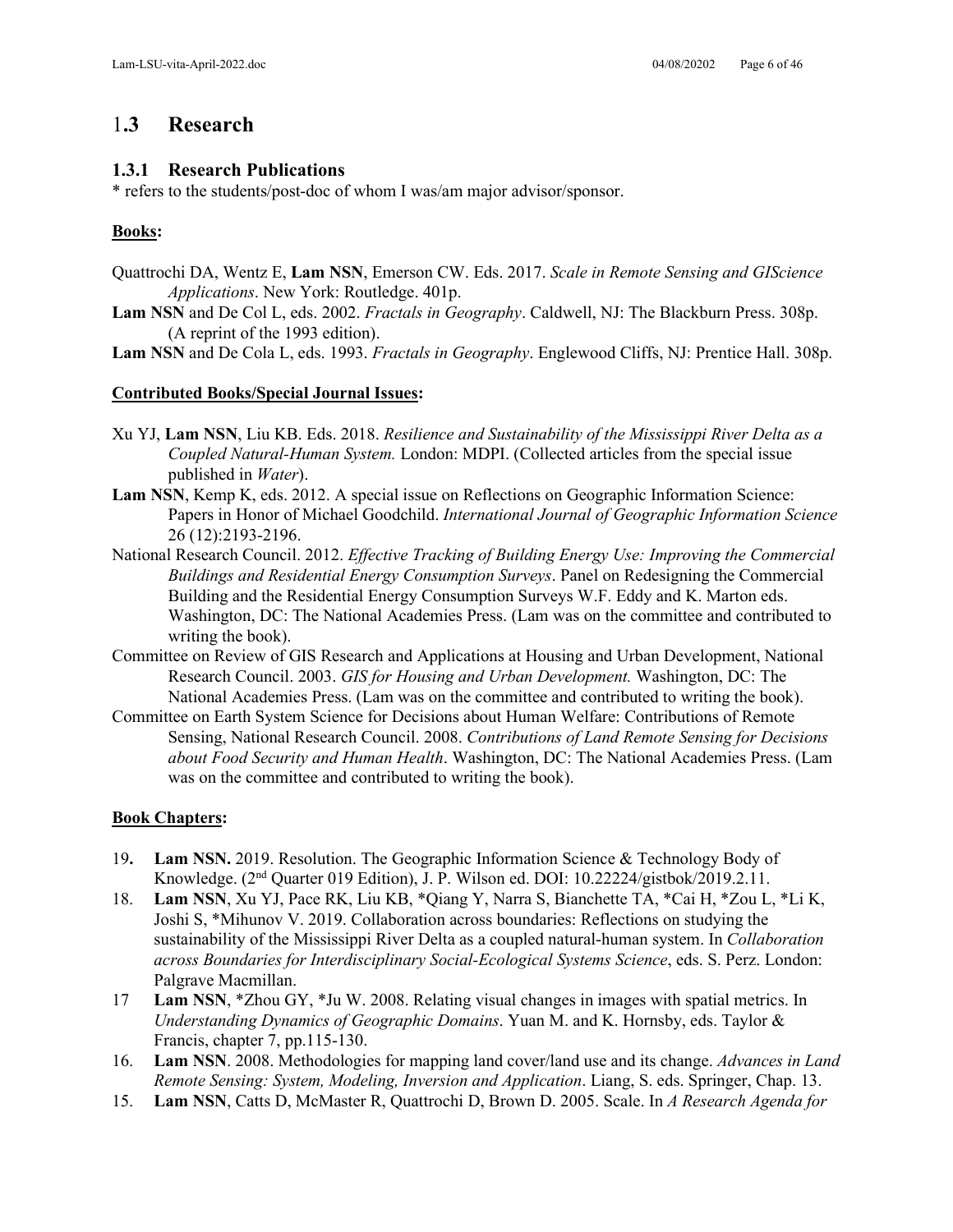# 1.3 Research

## 1.3.1 Research Publications

* refers to the students/post-doc of whom I was/am major advisor/sponsor.

**Books:**

Quattrochi DA, Wentz E, **Lam NSN**, Emerson CW. Eds. 2017. *Scale in Remote Sensing and GIScience Applications*. New York: Routledge. 401p.

**Lam NSN** and De Col L, eds. 2002. *Fractals in Geography*. Caldwell, NJ: The Blackburn Press. 308p. (A reprint of the 1993 edition).

**Lam NSN** and De Cola L, eds. 1993. *Fractals in Geography*. Englewood Cliffs, NJ: Prentice Hall. 308p.

**Contributed Books/Special Journal Issues:**

Xu YJ, **Lam NSN**, Liu KB. Eds. 2018. *Resilience and Sustainability of the Mississippi River Delta as a Coupled Natural-Human System.* London: MDPI. (Collected articles from the special issue published in *Water*).

**Lam NSN**, Kemp K, eds. 2012. A special issue on Reflections on Geographic Information Science: Papers in Honor of Michael Goodchild. *International Journal of Geographic Information Science* 26 (12):2193-2196.

National Research Council. 2012. *Effective Tracking of Building Energy Use: Improving the Commercial Buildings and Residential Energy Consumption Surveys*. Panel on Redesigning the Commercial Building and the Residential Energy Consumption Surveys W.F. Eddy and K. Marton eds. Washington, DC: The National Academies Press. (Lam was on the committee and contributed to writing the book).

Committee on Review of GIS Research and Applications at Housing and Urban Development, National Research Council. 2003. *GIS for Housing and Urban Development.* Washington, DC: The National Academies Press. (Lam was on the committee and contributed to writing the book).

Committee on Earth System Science for Decisions about Human Welfare: Contributions of Remote Sensing, National Research Council. 2008. *Contributions of Land Remote Sensing for Decisions about Food Security and Human Health*. Washington, DC: The National Academies Press. (Lam was on the committee and contributed to writing the book).

**Book Chapters:**

19. **Lam NSN.** 2019. Resolution. The Geographic Information Science & Technology Body of Knowledge. (2nd Quarter 019 Edition), J. P. Wilson ed. DOI: 10.22224/gistbok/2019.2.11.
18. **Lam NSN**, Xu YJ, Pace RK, Liu KB, *Qiang Y, Narra S, Bianchette TA, *Cai H, *Zou L, *Li K, Joshi S, *Mihunov V. 2019. Collaboration across boundaries: Reflections on studying the sustainability of the Mississippi River Delta as a coupled natural-human system. In *Collaboration across Boundaries for Interdisciplinary Social-Ecological Systems Science*, eds. S. Perz. London: Palgrave Macmillan.
17. **Lam NSN**, *Zhou GY, *Ju W. 2008. Relating visual changes in images with spatial metrics. In *Understanding Dynamics of Geographic Domains*. Yuan M. and K. Hornsby, eds. Taylor & Francis, chapter 7, pp.115-130.
16. **Lam NSN**. 2008. Methodologies for mapping land cover/land use and its change. *Advances in Land Remote Sensing: System, Modeling, Inversion and Application*. Liang, S. eds. Springer, Chap. 13.
15. **Lam NSN**, Catts D, McMaster R, Quattrochi D, Brown D. 2005. Scale. In *A Research Agenda for*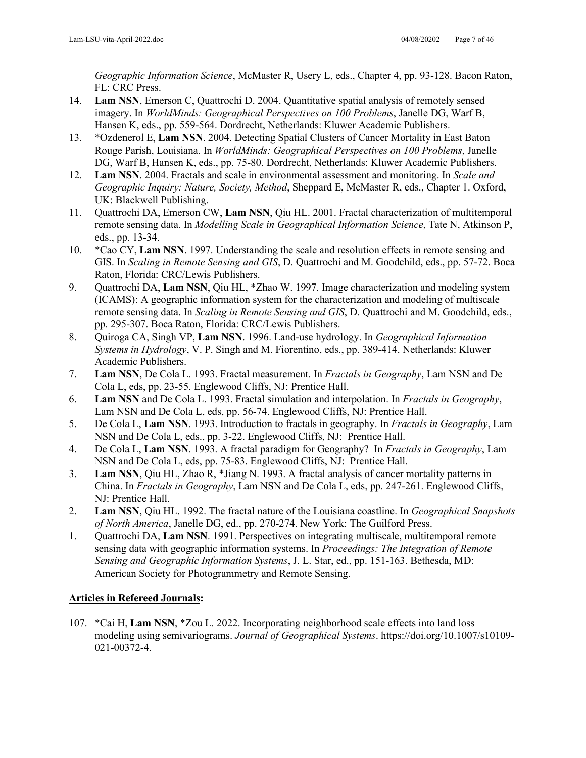*Geographic Information Science*, McMaster R, Usery L, eds., Chapter 4, pp. 93-128. Bacon Raton, FL: CRC Press.

14. **Lam NSN**, Emerson C, Quattrochi D. 2004. Quantitative spatial analysis of remotely sensed imagery. In *WorldMinds: Geographical Perspectives on 100 Problems*, Janelle DG, Warf B, Hansen K, eds., pp. 559-564. Dordrecht, Netherlands: Kluwer Academic Publishers.
13. *Ozdenerol E, **Lam NSN**. 2004. Detecting Spatial Clusters of Cancer Mortality in East Baton Rouge Parish, Louisiana. In *WorldMinds: Geographical Perspectives on 100 Problems*, Janelle DG, Warf B, Hansen K, eds., pp. 75-80. Dordrecht, Netherlands: Kluwer Academic Publishers.
12. **Lam NSN**. 2004. Fractals and scale in environmental assessment and monitoring. In *Scale and Geographic Inquiry: Nature, Society, Method*, Sheppard E, McMaster R, eds., Chapter 1. Oxford, UK: Blackwell Publishing.
11. Quattrochi DA, Emerson CW, **Lam NSN**, Qiu HL. 2001. Fractal characterization of multitemporal remote sensing data. In *Modelling Scale in Geographical Information Science*, Tate N, Atkinson P, eds., pp. 13-34.
10. *Cao CY, **Lam NSN**. 1997. Understanding the scale and resolution effects in remote sensing and GIS. In *Scaling in Remote Sensing and GIS*, D. Quattrochi and M. Goodchild, eds., pp. 57-72. Boca Raton, Florida: CRC/Lewis Publishers.
9. Quattrochi DA, **Lam NSN**, Qiu HL, *Zhao W. 1997. Image characterization and modeling system (ICAMS): A geographic information system for the characterization and modeling of multiscale remote sensing data. In *Scaling in Remote Sensing and GIS*, D. Quattrochi and M. Goodchild, eds., pp. 295-307. Boca Raton, Florida: CRC/Lewis Publishers.
8. Quiroga CA, Singh VP, **Lam NSN**. 1996. Land-use hydrology. In *Geographical Information Systems in Hydrology*, V. P. Singh and M. Fiorentino, eds., pp. 389-414. Netherlands: Kluwer Academic Publishers.
7. **Lam NSN**, De Cola L. 1993. Fractal measurement. In *Fractals in Geography*, Lam NSN and De Cola L, eds, pp. 23-55. Englewood Cliffs, NJ: Prentice Hall.
6. **Lam NSN** and De Cola L. 1993. Fractal simulation and interpolation. In *Fractals in Geography*, Lam NSN and De Cola L, eds, pp. 56-74. Englewood Cliffs, NJ: Prentice Hall.
5. De Cola L, **Lam NSN**. 1993. Introduction to fractals in geography. In *Fractals in Geography*, Lam NSN and De Cola L, eds., pp. 3-22. Englewood Cliffs, NJ: Prentice Hall.
4. De Cola L, **Lam NSN**. 1993. A fractal paradigm for Geography? In *Fractals in Geography*, Lam NSN and De Cola L, eds, pp. 75-83. Englewood Cliffs, NJ: Prentice Hall.
3. **Lam NSN**, Qiu HL, Zhao R, *Jiang N. 1993. A fractal analysis of cancer mortality patterns in China. In *Fractals in Geography*, Lam NSN and De Cola L, eds, pp. 247-261. Englewood Cliffs, NJ: Prentice Hall.
2. **Lam NSN**, Qiu HL. 1992. The fractal nature of the Louisiana coastline. In *Geographical Snapshots of North America*, Janelle DG, ed., pp. 270-274. New York: The Guilford Press.
1. Quattrochi DA, **Lam NSN**. 1991. Perspectives on integrating multiscale, multitemporal remote sensing data with geographic information systems. In *Proceedings: The Integration of Remote Sensing and Geographic Information Systems*, J. L. Star, ed., pp. 151-163. Bethesda, MD: American Society for Photogrammetry and Remote Sensing.

**Articles in Refereed Journals:**

107. *Cai H, **Lam NSN**, *Zou L. 2022. Incorporating neighborhood scale effects into land loss modeling using semivariograms. *Journal of Geographical Systems*. https://doi.org/10.1007/s10109-021-00372-4.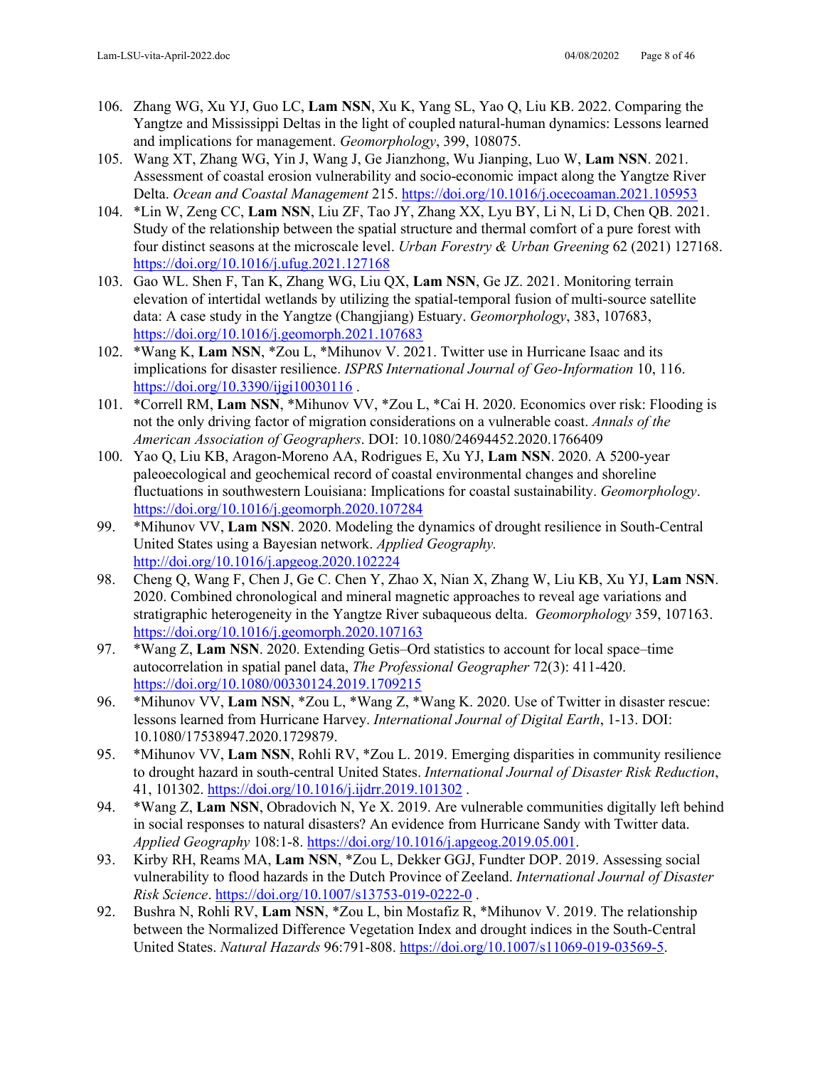106. Zhang WG, Xu YJ, Guo LC, **Lam NSN**, Xu K, Yang SL, Yao Q, Liu KB. 2022. Comparing the Yangtze and Mississippi Deltas in the light of coupled natural-human dynamics: Lessons learned and implications for management. *Geomorphology*, 399, 108075.
105. Wang XT, Zhang WG, Yin J, Wang J, Ge Jianzhong, Wu Jianping, Luo W, **Lam NSN**. 2021. Assessment of coastal erosion vulnerability and socio-economic impact along the Yangtze River Delta. *Ocean and Coastal Management* 215. https://doi.org/10.1016/j.ocecoaman.2021.105953
104. *Lin W, Zeng CC, **Lam NSN**, Liu ZF, Tao JY, Zhang XX, Lyu BY, Li N, Li D, Chen QB. 2021. Study of the relationship between the spatial structure and thermal comfort of a pure forest with four distinct seasons at the microscale level. *Urban Forestry & Urban Greening* 62 (2021) 127168. https://doi.org/10.1016/j.ufug.2021.127168
103. Gao WL. Shen F, Tan K, Zhang WG, Liu QX, **Lam NSN**, Ge JZ. 2021. Monitoring terrain elevation of intertidal wetlands by utilizing the spatial-temporal fusion of multi-source satellite data: A case study in the Yangtze (Changjiang) Estuary. *Geomorphology*, 383, 107683, https://doi.org/10.1016/j.geomorph.2021.107683
102. *Wang K, **Lam NSN**, *Zou L, *Mihunov V. 2021. Twitter use in Hurricane Isaac and its implications for disaster resilience. *ISPRS International Journal of Geo-Information* 10, 116. https://doi.org/10.3390/ijgi10030116 .
101. *Correll RM, **Lam NSN**, *Mihunov VV, *Zou L, *Cai H. 2020. Economics over risk: Flooding is not the only driving factor of migration considerations on a vulnerable coast. *Annals of the American Association of Geographers*. DOI: 10.1080/24694452.2020.1766409
100. Yao Q, Liu KB, Aragon-Moreno AA, Rodrigues E, Xu YJ, **Lam NSN**. 2020. A 5200-year paleoecological and geochemical record of coastal environmental changes and shoreline fluctuations in southwestern Louisiana: Implications for coastal sustainability. *Geomorphology*. https://doi.org/10.1016/j.geomorph.2020.107284
99. *Mihunov VV, **Lam NSN**. 2020. Modeling the dynamics of drought resilience in South-Central United States using a Bayesian network. *Applied Geography.* http://doi.org/10.1016/j.apgeog.2020.102224
98. Cheng Q, Wang F, Chen J, Ge C. Chen Y, Zhao X, Nian X, Zhang W, Liu KB, Xu YJ, **Lam NSN**. 2020. Combined chronological and mineral magnetic approaches to reveal age variations and stratigraphic heterogeneity in the Yangtze River subaqueous delta. *Geomorphology* 359, 107163. https://doi.org/10.1016/j.geomorph.2020.107163
97. *Wang Z, **Lam NSN**. 2020. Extending Getis–Ord statistics to account for local space–time autocorrelation in spatial panel data, *The Professional Geographer* 72(3): 411-420. https://doi.org/10.1080/00330124.2019.1709215
96. *Mihunov VV, **Lam NSN**, *Zou L, *Wang Z, *Wang K. 2020. Use of Twitter in disaster rescue: lessons learned from Hurricane Harvey. *International Journal of Digital Earth*, 1-13. DOI: 10.1080/17538947.2020.1729879.
95. *Mihunov VV, **Lam NSN**, Rohli RV, *Zou L. 2019. Emerging disparities in community resilience to drought hazard in south-central United States. *International Journal of Disaster Risk Reduction*, 41, 101302. https://doi.org/10.1016/j.ijdrr.2019.101302 .
94. *Wang Z, **Lam NSN**, Obradovich N, Ye X. 2019. Are vulnerable communities digitally left behind in social responses to natural disasters? An evidence from Hurricane Sandy with Twitter data. *Applied Geography* 108:1-8. https://doi.org/10.1016/j.apgeog.2019.05.001.
93. Kirby RH, Reams MA, **Lam NSN**, *Zou L, Dekker GGJ, Fundter DOP. 2019. Assessing social vulnerability to flood hazards in the Dutch Province of Zeeland. *International Journal of Disaster Risk Science*. https://doi.org/10.1007/s13753-019-0222-0 .
92. Bushra N, Rohli RV, **Lam NSN**, *Zou L, bin Mostafiz R, *Mihunov V. 2019. The relationship between the Normalized Difference Vegetation Index and drought indices in the South-Central United States. *Natural Hazards* 96:791-808. https://doi.org/10.1007/s11069-019-03569-5.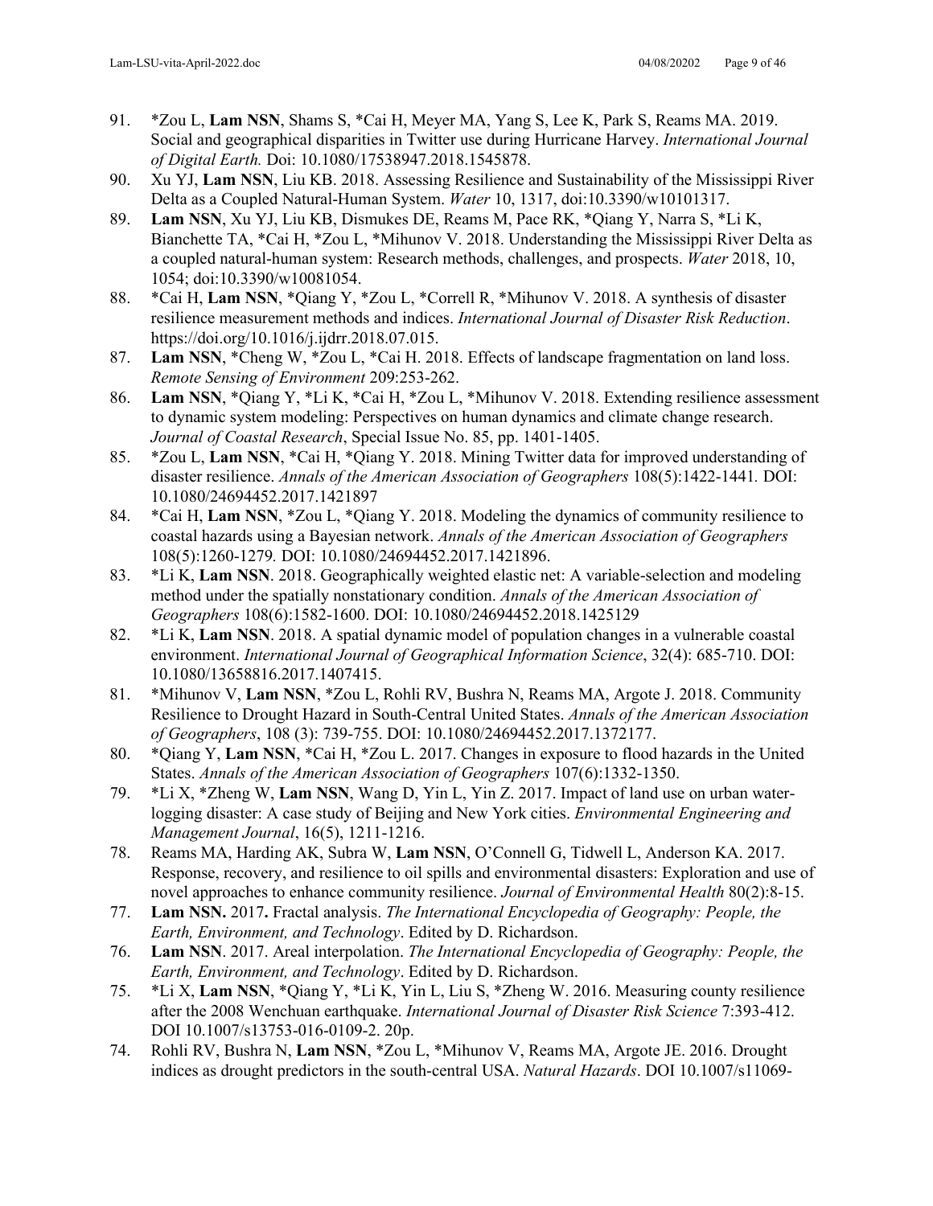91. *Zou L, **Lam NSN**, Shams S, *Cai H, Meyer MA, Yang S, Lee K, Park S, Reams MA. 2019. Social and geographical disparities in Twitter use during Hurricane Harvey. *International Journal of Digital Earth.* Doi: 10.1080/17538947.2018.1545878.
90. Xu YJ, **Lam NSN**, Liu KB. 2018. Assessing Resilience and Sustainability of the Mississippi River Delta as a Coupled Natural-Human System. *Water* 10, 1317, doi:10.3390/w10101317.
89. **Lam NSN**, Xu YJ, Liu KB, Dismukes DE, Reams M, Pace RK, *Qiang Y, Narra S, *Li K, Bianchette TA, *Cai H, *Zou L, *Mihunov V. 2018. Understanding the Mississippi River Delta as a coupled natural-human system: Research methods, challenges, and prospects. *Water* 2018, 10, 1054; doi:10.3390/w10081054.
88. *Cai H, **Lam NSN**, *Qiang Y, *Zou L, *Correll R, *Mihunov V. 2018. A synthesis of disaster resilience measurement methods and indices. *International Journal of Disaster Risk Reduction*. https://doi.org/10.1016/j.ijdrr.2018.07.015.
87. **Lam NSN**, *Cheng W, *Zou L, *Cai H. 2018. Effects of landscape fragmentation on land loss. *Remote Sensing of Environment* 209:253-262.
86. **Lam NSN**, *Qiang Y, *Li K, *Cai H, *Zou L, *Mihunov V. 2018. Extending resilience assessment to dynamic system modeling: Perspectives on human dynamics and climate change research. *Journal of Coastal Research*, Special Issue No. 85, pp. 1401-1405.
85. *Zou L, **Lam NSN**, *Cai H, *Qiang Y. 2018. Mining Twitter data for improved understanding of disaster resilience. *Annals of the American Association of Geographers* 108(5):1422-1441. DOI: 10.1080/24694452.2017.1421897
84. *Cai H, **Lam NSN**, *Zou L, *Qiang Y. 2018. Modeling the dynamics of community resilience to coastal hazards using a Bayesian network. *Annals of the American Association of Geographers* 108(5):1260-1279. DOI: 10.1080/24694452.2017.1421896.
83. *Li K, **Lam NSN**. 2018. Geographically weighted elastic net: A variable-selection and modeling method under the spatially nonstationary condition. *Annals of the American Association of Geographers* 108(6):1582-1600. DOI: 10.1080/24694452.2018.1425129
82. *Li K, **Lam NSN**. 2018. A spatial dynamic model of population changes in a vulnerable coastal environment. *International Journal of Geographical Information Science*, 32(4): 685-710. DOI: 10.1080/13658816.2017.1407415.
81. *Mihunov V, **Lam NSN**, *Zou L, Rohli RV, Bushra N, Reams MA, Argote J. 2018. Community Resilience to Drought Hazard in South-Central United States. *Annals of the American Association of Geographers*, 108 (3): 739-755. DOI: 10.1080/24694452.2017.1372177.
80. *Qiang Y, **Lam NSN**, *Cai H, *Zou L. 2017. Changes in exposure to flood hazards in the United States. *Annals of the American Association of Geographers* 107(6):1332-1350.
79. *Li X, *Zheng W, **Lam NSN**, Wang D, Yin L, Yin Z. 2017. Impact of land use on urban water-logging disaster: A case study of Beijing and New York cities. *Environmental Engineering and Management Journal*, 16(5), 1211-1216.
78. Reams MA, Harding AK, Subra W, **Lam NSN**, O'Connell G, Tidwell L, Anderson KA. 2017. Response, recovery, and resilience to oil spills and environmental disasters: Exploration and use of novel approaches to enhance community resilience. *Journal of Environmental Health* 80(2):8-15.
77. **Lam NSN.** 2017**.** Fractal analysis. *The International Encyclopedia of Geography: People, the Earth, Environment, and Technology*. Edited by D. Richardson.
76. **Lam NSN**. 2017. Areal interpolation. *The International Encyclopedia of Geography: People, the Earth, Environment, and Technology*. Edited by D. Richardson.
75. *Li X, **Lam NSN**, *Qiang Y, *Li K, Yin L, Liu S, *Zheng W. 2016. Measuring county resilience after the 2008 Wenchuan earthquake. *International Journal of Disaster Risk Science* 7:393-412. DOI 10.1007/s13753-016-0109-2. 20p.
74. Rohli RV, Bushra N, **Lam NSN**, *Zou L, *Mihunov V, Reams MA, Argote JE. 2016. Drought indices as drought predictors in the south-central USA. *Natural Hazards*. DOI 10.1007/s11069-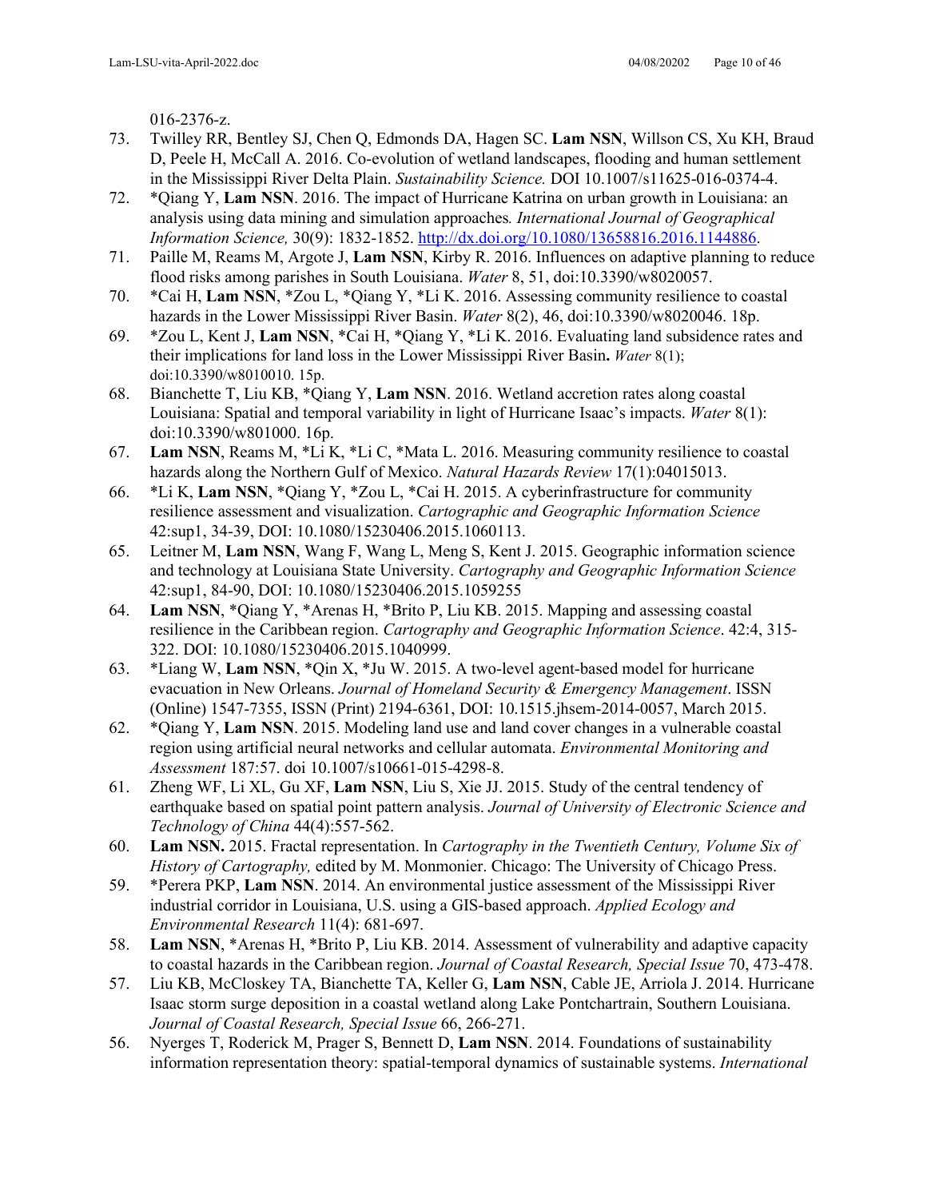016-2376-z.

73. Twilley RR, Bentley SJ, Chen Q, Edmonds DA, Hagen SC. **Lam NSN**, Willson CS, Xu KH, Braud D, Peele H, McCall A. 2016. Co-evolution of wetland landscapes, flooding and human settlement in the Mississippi River Delta Plain. *Sustainability Science.* DOI 10.1007/s11625-016-0374-4.
72. *Qiang Y, **Lam NSN**. 2016. The impact of Hurricane Katrina on urban growth in Louisiana: an analysis using data mining and simulation approaches*. International Journal of Geographical Information Science,* 30(9): 1832-1852. http://dx.doi.org/10.1080/13658816.2016.1144886.
71. Paille M, Reams M, Argote J, **Lam NSN**, Kirby R. 2016. Influences on adaptive planning to reduce flood risks among parishes in South Louisiana. *Water* 8, 51, doi:10.3390/w8020057.
70. *Cai H, **Lam NSN**, *Zou L, *Qiang Y, *Li K. 2016. Assessing community resilience to coastal hazards in the Lower Mississippi River Basin. *Water* 8(2), 46, doi:10.3390/w8020046. 18p.
69. *Zou L, Kent J, **Lam NSN**, *Cai H, *Qiang Y, *Li K. 2016. Evaluating land subsidence rates and their implications for land loss in the Lower Mississippi River Basin**.** *Water* 8(1); doi:10.3390/w8010010. 15p.
68. Bianchette T, Liu KB, *Qiang Y, **Lam NSN**. 2016. Wetland accretion rates along coastal Louisiana: Spatial and temporal variability in light of Hurricane Isaac's impacts. *Water* 8(1): doi:10.3390/w801000. 16p.
67. **Lam NSN**, Reams M, *Li K, *Li C, *Mata L. 2016. Measuring community resilience to coastal hazards along the Northern Gulf of Mexico. *Natural Hazards Review* 17(1):04015013.
66. *Li K, **Lam NSN**, *Qiang Y, *Zou L, *Cai H. 2015. A cyberinfrastructure for community resilience assessment and visualization. *Cartographic and Geographic Information Science* 42:sup1, 34-39, DOI: 10.1080/15230406.2015.1060113.
65. Leitner M, **Lam NSN**, Wang F, Wang L, Meng S, Kent J. 2015. Geographic information science and technology at Louisiana State University. *Cartography and Geographic Information Science* 42:sup1, 84-90, DOI: 10.1080/15230406.2015.1059255
64. **Lam NSN**, *Qiang Y, *Arenas H, *Brito P, Liu KB. 2015. Mapping and assessing coastal resilience in the Caribbean region. *Cartography and Geographic Information Science*. 42:4, 315-322. DOI: 10.1080/15230406.2015.1040999.
63. *Liang W, **Lam NSN**, *Qin X, *Ju W. 2015. A two-level agent-based model for hurricane evacuation in New Orleans. *Journal of Homeland Security & Emergency Management*. ISSN (Online) 1547-7355, ISSN (Print) 2194-6361, DOI: 10.1515.jhsem-2014-0057, March 2015.
62. *Qiang Y, **Lam NSN**. 2015. Modeling land use and land cover changes in a vulnerable coastal region using artificial neural networks and cellular automata. *Environmental Monitoring and Assessment* 187:57. doi 10.1007/s10661-015-4298-8.
61. Zheng WF, Li XL, Gu XF, **Lam NSN**, Liu S, Xie JJ. 2015. Study of the central tendency of earthquake based on spatial point pattern analysis. *Journal of University of Electronic Science and Technology of China* 44(4):557-562.
60. **Lam NSN.** 2015. Fractal representation. In *Cartography in the Twentieth Century, Volume Six of History of Cartography,* edited by M. Monmonier. Chicago: The University of Chicago Press.
59. *Perera PKP, **Lam NSN**. 2014. An environmental justice assessment of the Mississippi River industrial corridor in Louisiana, U.S. using a GIS-based approach. *Applied Ecology and Environmental Research* 11(4): 681-697.
58. **Lam NSN**, *Arenas H, *Brito P, Liu KB. 2014. Assessment of vulnerability and adaptive capacity to coastal hazards in the Caribbean region. *Journal of Coastal Research, Special Issue* 70, 473-478.
57. Liu KB, McCloskey TA, Bianchette TA, Keller G, **Lam NSN**, Cable JE, Arriola J. 2014. Hurricane Isaac storm surge deposition in a coastal wetland along Lake Pontchartrain, Southern Louisiana. *Journal of Coastal Research, Special Issue* 66, 266-271.
56. Nyerges T, Roderick M, Prager S, Bennett D, **Lam NSN**. 2014. Foundations of sustainability information representation theory: spatial-temporal dynamics of sustainable systems. *International*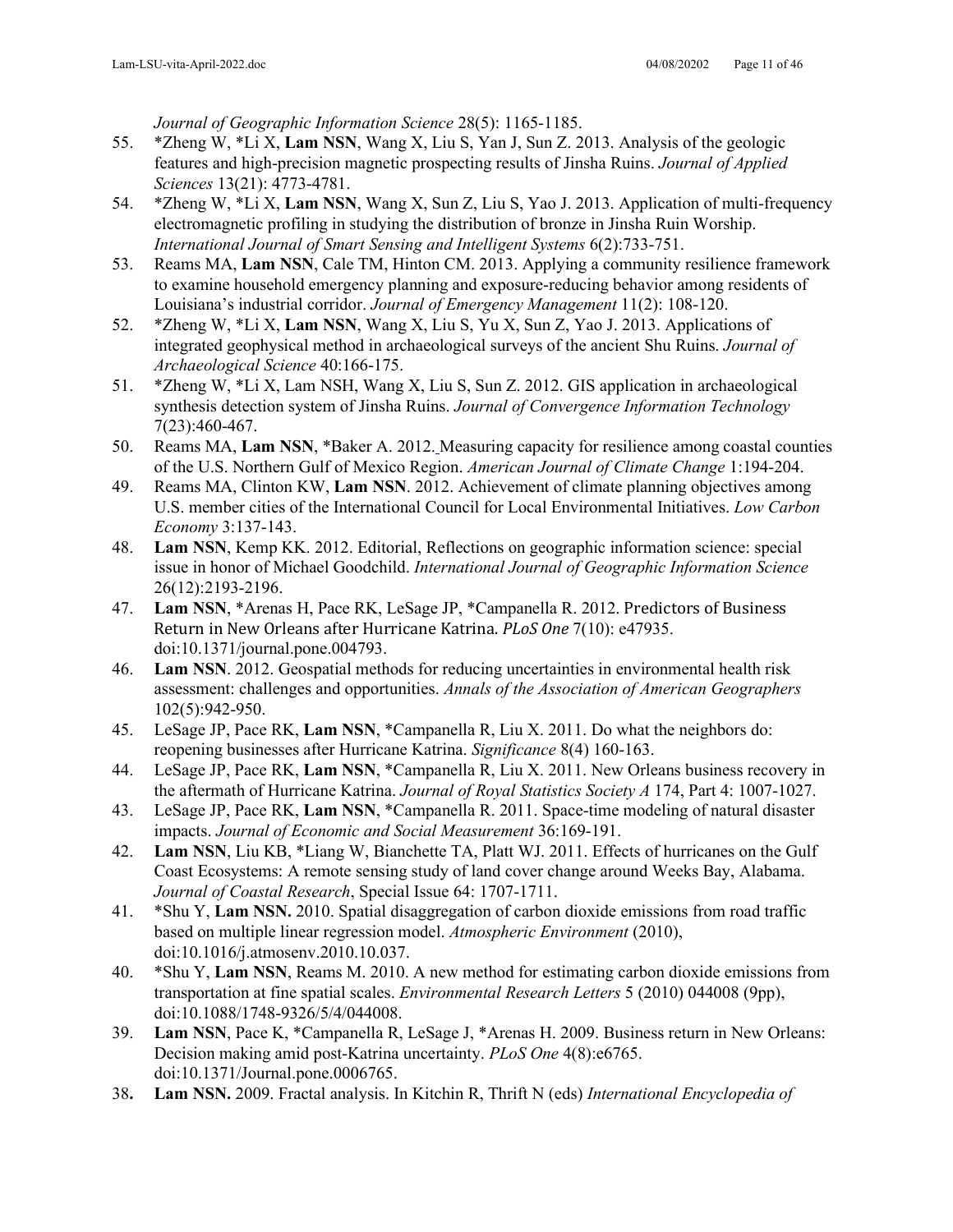*Journal of Geographic Information Science* 28(5): 1165-1185.

55. *Zheng W, *Li X, **Lam NSN**, Wang X, Liu S, Yan J, Sun Z. 2013. Analysis of the geologic features and high-precision magnetic prospecting results of Jinsha Ruins. *Journal of Applied Sciences* 13(21): 4773-4781.
54. *Zheng W, *Li X, **Lam NSN**, Wang X, Sun Z, Liu S, Yao J. 2013. Application of multi-frequency electromagnetic profiling in studying the distribution of bronze in Jinsha Ruin Worship. *International Journal of Smart Sensing and Intelligent Systems* 6(2):733-751.
53. Reams MA, **Lam NSN**, Cale TM, Hinton CM. 2013. Applying a community resilience framework to examine household emergency planning and exposure-reducing behavior among residents of Louisiana's industrial corridor. *Journal of Emergency Management* 11(2): 108-120.
52. *Zheng W, *Li X, **Lam NSN**, Wang X, Liu S, Yu X, Sun Z, Yao J. 2013. Applications of integrated geophysical method in archaeological surveys of the ancient Shu Ruins. *Journal of Archaeological Science* 40:166-175.
51. *Zheng W, *Li X, Lam NSH, Wang X, Liu S, Sun Z. 2012. GIS application in archaeological synthesis detection system of Jinsha Ruins. *Journal of Convergence Information Technology* 7(23):460-467.
50. Reams MA, **Lam NSN**, *Baker A. 2012. Measuring capacity for resilience among coastal counties of the U.S. Northern Gulf of Mexico Region. *American Journal of Climate Change* 1:194-204.
49. Reams MA, Clinton KW, **Lam NSN**. 2012. Achievement of climate planning objectives among U.S. member cities of the International Council for Local Environmental Initiatives. *Low Carbon Economy* 3:137-143.
48. **Lam NSN**, Kemp KK. 2012. Editorial, Reflections on geographic information science: special issue in honor of Michael Goodchild. *International Journal of Geographic Information Science* 26(12):2193-2196.
47. **Lam NSN**, *Arenas H, Pace RK, LeSage JP, *Campanella R. 2012. Predictors of Business Return in New Orleans after Hurricane Katrina. *PLoS One* 7(10): e47935. doi:10.1371/journal.pone.004793.
46. **Lam NSN**. 2012. Geospatial methods for reducing uncertainties in environmental health risk assessment: challenges and opportunities. *Annals of the Association of American Geographers* 102(5):942-950.
45. LeSage JP, Pace RK, **Lam NSN**, *Campanella R, Liu X. 2011. Do what the neighbors do: reopening businesses after Hurricane Katrina. *Significance* 8(4) 160-163.
44. LeSage JP, Pace RK, **Lam NSN**, *Campanella R, Liu X. 2011. New Orleans business recovery in the aftermath of Hurricane Katrina. *Journal of Royal Statistics Society A* 174, Part 4: 1007-1027.
43. LeSage JP, Pace RK, **Lam NSN**, *Campanella R. 2011. Space-time modeling of natural disaster impacts. *Journal of Economic and Social Measurement* 36:169-191.
42. **Lam NSN**, Liu KB, *Liang W, Bianchette TA, Platt WJ. 2011. Effects of hurricanes on the Gulf Coast Ecosystems: A remote sensing study of land cover change around Weeks Bay, Alabama. *Journal of Coastal Research*, Special Issue 64: 1707-1711.
41. *Shu Y, **Lam NSN.** 2010. Spatial disaggregation of carbon dioxide emissions from road traffic based on multiple linear regression model. *Atmospheric Environment* (2010), doi:10.1016/j.atmosenv.2010.10.037.
40. *Shu Y, **Lam NSN**, Reams M. 2010. A new method for estimating carbon dioxide emissions from transportation at fine spatial scales. *Environmental Research Letters* 5 (2010) 044008 (9pp), doi:10.1088/1748-9326/5/4/044008.
39. **Lam NSN**, Pace K, *Campanella R, LeSage J, *Arenas H. 2009. Business return in New Orleans: Decision making amid post-Katrina uncertainty. *PLoS One* 4(8):e6765. doi:10.1371/Journal.pone.0006765.
38. **Lam NSN.** 2009. Fractal analysis. In Kitchin R, Thrift N (eds) *International Encyclopedia of*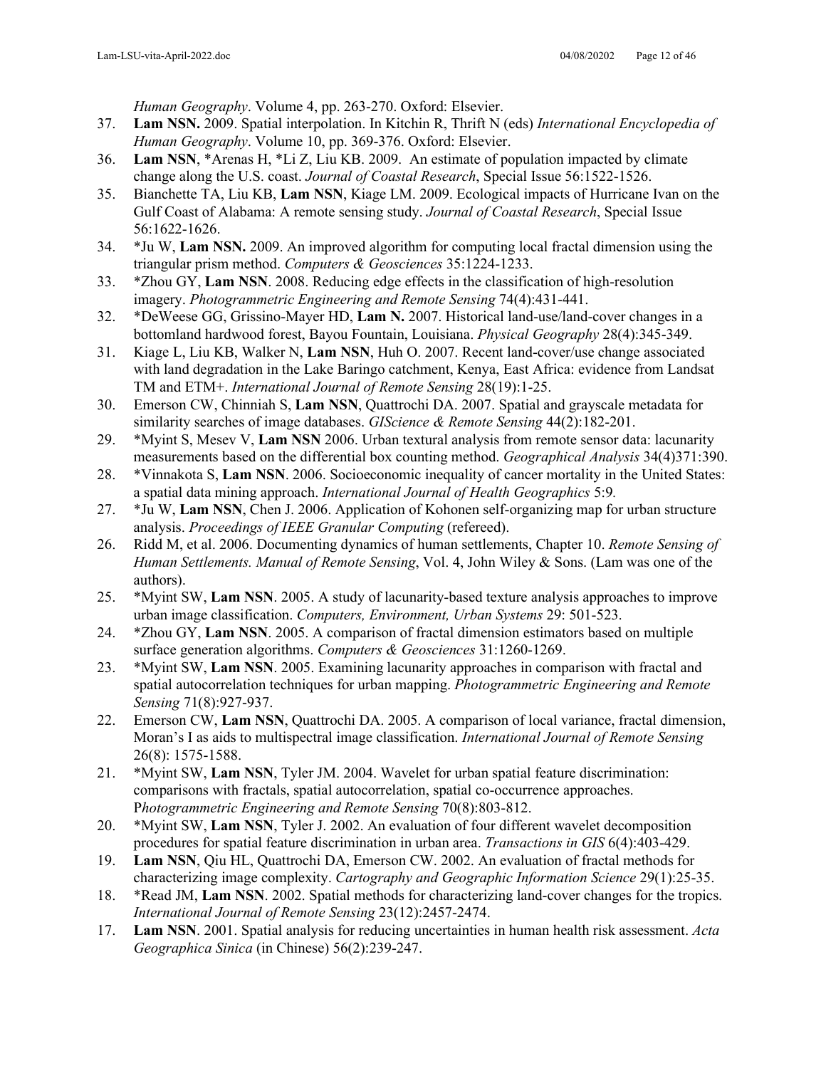*Human Geography*. Volume 4, pp. 263-270. Oxford: Elsevier.

37. **Lam NSN.** 2009. Spatial interpolation. In Kitchin R, Thrift N (eds) *International Encyclopedia of Human Geography*. Volume 10, pp. 369-376. Oxford: Elsevier.
36. **Lam NSN**, *Arenas H, *Li Z, Liu KB. 2009. An estimate of population impacted by climate change along the U.S. coast. *Journal of Coastal Research*, Special Issue 56:1522-1526.
35. Bianchette TA, Liu KB, **Lam NSN**, Kiage LM. 2009. Ecological impacts of Hurricane Ivan on the Gulf Coast of Alabama: A remote sensing study. *Journal of Coastal Research*, Special Issue 56:1622-1626.
34. *Ju W, **Lam NSN.** 2009. An improved algorithm for computing local fractal dimension using the triangular prism method. *Computers & Geosciences* 35:1224-1233.
33. *Zhou GY, **Lam NSN**. 2008. Reducing edge effects in the classification of high-resolution imagery. *Photogrammetric Engineering and Remote Sensing* 74(4):431-441.
32. *DeWeese GG, Grissino-Mayer HD, **Lam N.** 2007. Historical land-use/land-cover changes in a bottomland hardwood forest, Bayou Fountain, Louisiana. *Physical Geography* 28(4):345-349.
31. Kiage L, Liu KB, Walker N, **Lam NSN**, Huh O. 2007. Recent land-cover/use change associated with land degradation in the Lake Baringo catchment, Kenya, East Africa: evidence from Landsat TM and ETM+. *International Journal of Remote Sensing* 28(19):1-25.
30. Emerson CW, Chinniah S, **Lam NSN**, Quattrochi DA. 2007. Spatial and grayscale metadata for similarity searches of image databases. *GIScience & Remote Sensing* 44(2):182-201.
29. *Myint S, Mesev V, **Lam NSN** 2006. Urban textural analysis from remote sensor data: lacunarity measurements based on the differential box counting method. *Geographical Analysis* 34(4)371:390.
28. *Vinnakota S, **Lam NSN**. 2006. Socioeconomic inequality of cancer mortality in the United States: a spatial data mining approach. *International Journal of Health Geographics* 5:9*.*
27. *Ju W, **Lam NSN**, Chen J. 2006. Application of Kohonen self-organizing map for urban structure analysis. *Proceedings of IEEE Granular Computing* (refereed).
26. Ridd M, et al. 2006. Documenting dynamics of human settlements, Chapter 10. *Remote Sensing of Human Settlements. Manual of Remote Sensing*, Vol. 4, John Wiley & Sons. (Lam was one of the authors).
25. *Myint SW, **Lam NSN**. 2005. A study of lacunarity-based texture analysis approaches to improve urban image classification. *Computers, Environment, Urban Systems* 29: 501-523.
24. *Zhou GY, **Lam NSN**. 2005. A comparison of fractal dimension estimators based on multiple surface generation algorithms. *Computers & Geosciences* 31:1260-1269.
23. *Myint SW, **Lam NSN**. 2005. Examining lacunarity approaches in comparison with fractal and spatial autocorrelation techniques for urban mapping. *Photogrammetric Engineering and Remote Sensing* 71(8):927-937.
22. Emerson CW, **Lam NSN**, Quattrochi DA. 2005. A comparison of local variance, fractal dimension, Moran's I as aids to multispectral image classification. *International Journal of Remote Sensing* 26(8): 1575-1588.
21. *Myint SW, **Lam NSN**, Tyler JM. 2004. Wavelet for urban spatial feature discrimination: comparisons with fractals, spatial autocorrelation, spatial co-occurrence approaches. P*hotogrammetric Engineering and Remote Sensing* 70(8):803-812.
20. *Myint SW, **Lam NSN**, Tyler J. 2002. An evaluation of four different wavelet decomposition procedures for spatial feature discrimination in urban area. *Transactions in GIS* 6(4):403-429.
19. **Lam NSN**, Qiu HL, Quattrochi DA, Emerson CW. 2002. An evaluation of fractal methods for characterizing image complexity. *Cartography and Geographic Information Science* 29(1):25-35.
18. *Read JM, **Lam NSN**. 2002. Spatial methods for characterizing land-cover changes for the tropics. *International Journal of Remote Sensing* 23(12):2457-2474.
17. **Lam NSN**. 2001. Spatial analysis for reducing uncertainties in human health risk assessment. *Acta Geographica Sinica* (in Chinese) 56(2):239-247.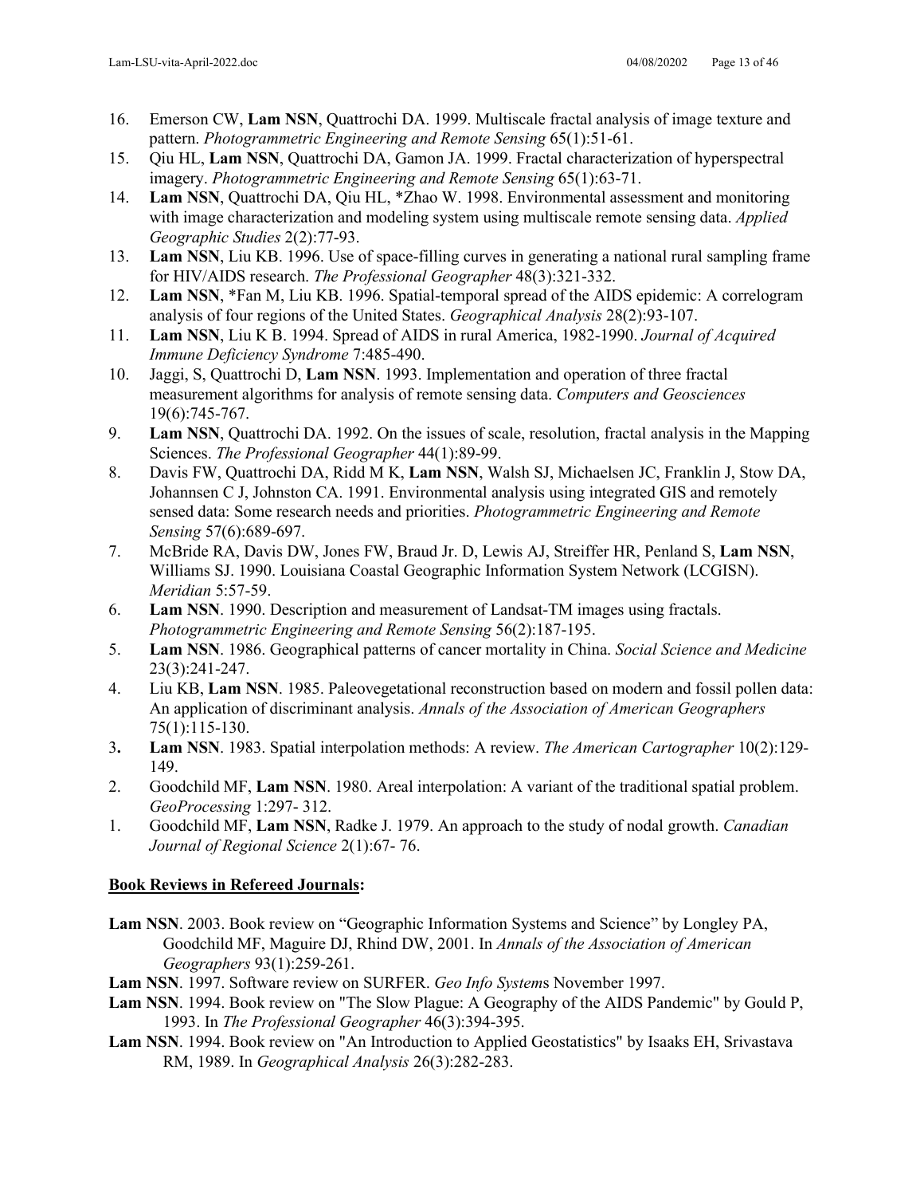16. Emerson CW, **Lam NSN**, Quattrochi DA. 1999. Multiscale fractal analysis of image texture and pattern. *Photogrammetric Engineering and Remote Sensing* 65(1):51-61.
15. Qiu HL, **Lam NSN**, Quattrochi DA, Gamon JA. 1999. Fractal characterization of hyperspectral imagery. *Photogrammetric Engineering and Remote Sensing* 65(1):63-71.
14. **Lam NSN**, Quattrochi DA, Qiu HL, *Zhao W. 1998. Environmental assessment and monitoring with image characterization and modeling system using multiscale remote sensing data. *Applied Geographic Studies* 2(2):77-93.
13. **Lam NSN**, Liu KB. 1996. Use of space-filling curves in generating a national rural sampling frame for HIV/AIDS research. *The Professional Geographer* 48(3):321-332.
12. **Lam NSN**, *Fan M, Liu KB. 1996. Spatial-temporal spread of the AIDS epidemic: A correlogram analysis of four regions of the United States. *Geographical Analysis* 28(2):93-107.
11. **Lam NSN**, Liu K B. 1994. Spread of AIDS in rural America, 1982-1990. *Journal of Acquired Immune Deficiency Syndrome* 7:485-490.
10. Jaggi, S, Quattrochi D, **Lam NSN**. 1993. Implementation and operation of three fractal measurement algorithms for analysis of remote sensing data. *Computers and Geosciences* 19(6):745-767.
9. **Lam NSN**, Quattrochi DA. 1992. On the issues of scale, resolution, fractal analysis in the Mapping Sciences. *The Professional Geographer* 44(1):89-99.
8. Davis FW, Quattrochi DA, Ridd M K, **Lam NSN**, Walsh SJ, Michaelsen JC, Franklin J, Stow DA, Johannsen C J, Johnston CA. 1991. Environmental analysis using integrated GIS and remotely sensed data: Some research needs and priorities. *Photogrammetric Engineering and Remote Sensing* 57(6):689-697.
7. McBride RA, Davis DW, Jones FW, Braud Jr. D, Lewis AJ, Streiffer HR, Penland S, **Lam NSN**, Williams SJ. 1990. Louisiana Coastal Geographic Information System Network (LCGISN). *Meridian* 5:57-59.
6. **Lam NSN**. 1990. Description and measurement of Landsat-TM images using fractals. *Photogrammetric Engineering and Remote Sensing* 56(2):187-195.
5. **Lam NSN**. 1986. Geographical patterns of cancer mortality in China. *Social Science and Medicine* 23(3):241-247.
4. Liu KB, **Lam NSN**. 1985. Paleovegetational reconstruction based on modern and fossil pollen data: An application of discriminant analysis. *Annals of the Association of American Geographers* 75(1):115-130.
3. **Lam NSN**. 1983. Spatial interpolation methods: A review. *The American Cartographer* 10(2):129-149.
2. Goodchild MF, **Lam NSN**. 1980. Areal interpolation: A variant of the traditional spatial problem. *GeoProcessing* 1:297- 312.
1. Goodchild MF, **Lam NSN**, Radke J. 1979. An approach to the study of nodal growth. *Canadian Journal of Regional Science* 2(1):67- 76.

**Book Reviews in Refereed Journals:**

**Lam NSN**. 2003. Book review on "Geographic Information Systems and Science" by Longley PA, Goodchild MF, Maguire DJ, Rhind DW, 2001. In *Annals of the Association of American Geographers* 93(1):259-261.

**Lam NSN**. 1997. Software review on SURFER. *Geo Info Systems* November 1997.

**Lam NSN**. 1994. Book review on "The Slow Plague: A Geography of the AIDS Pandemic" by Gould P, 1993. In *The Professional Geographer* 46(3):394-395.

**Lam NSN**. 1994. Book review on "An Introduction to Applied Geostatistics" by Isaaks EH, Srivastava RM, 1989. In *Geographical Analysis* 26(3):282-283.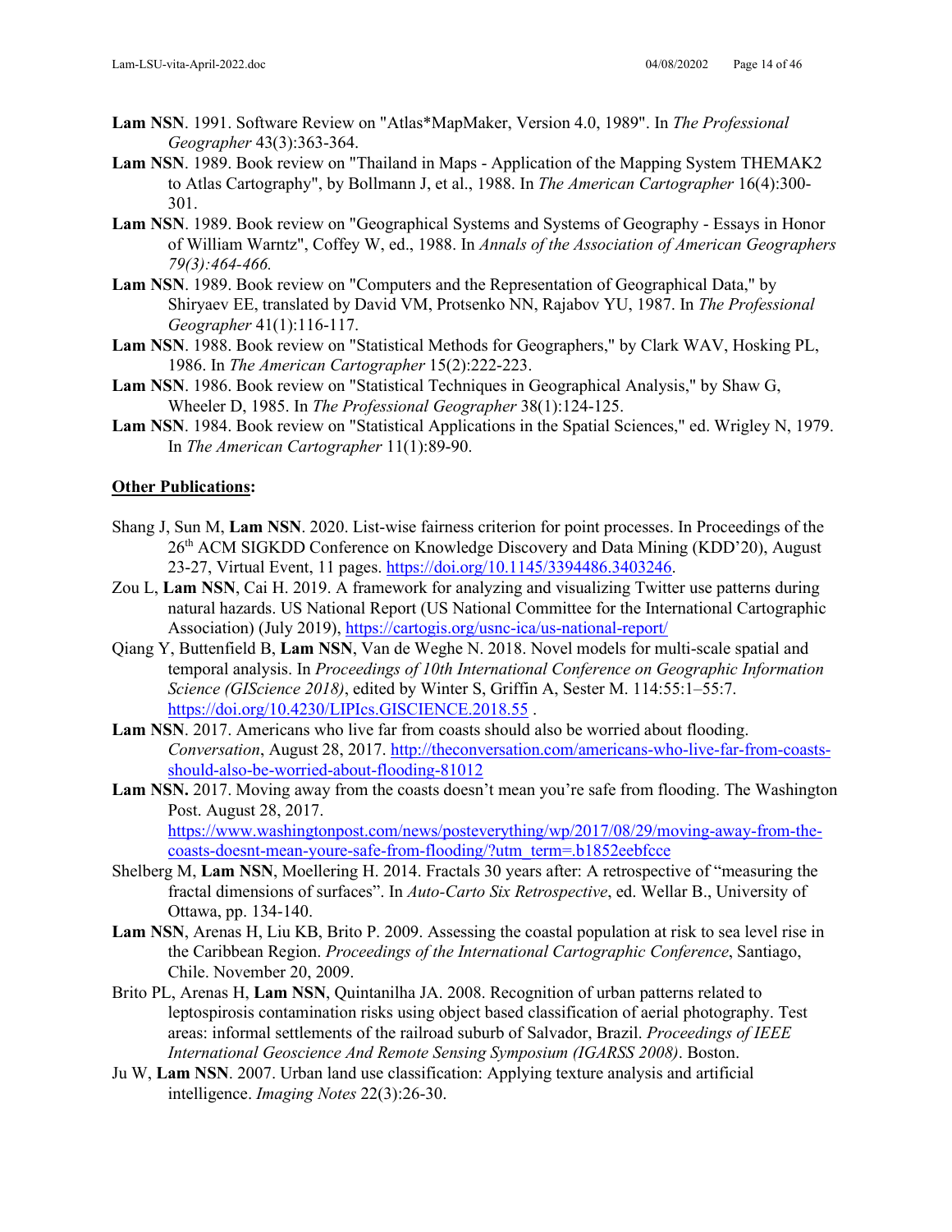**Lam NSN**. 1991. Software Review on "Atlas*MapMaker, Version 4.0, 1989". In *The Professional Geographer* 43(3):363-364.

**Lam NSN**. 1989. Book review on "Thailand in Maps - Application of the Mapping System THEMAK2 to Atlas Cartography", by Bollmann J, et al., 1988. In *The American Cartographer* 16(4):300-301.

**Lam NSN**. 1989. Book review on "Geographical Systems and Systems of Geography - Essays in Honor of William Warntz", Coffey W, ed., 1988. In *Annals of the Association of American Geographers 79(3):464-466.*

**Lam NSN**. 1989. Book review on "Computers and the Representation of Geographical Data," by Shiryaev EE, translated by David VM, Protsenko NN, Rajabov YU, 1987. In *The Professional Geographer* 41(1):116-117.

**Lam NSN**. 1988. Book review on "Statistical Methods for Geographers," by Clark WAV, Hosking PL, 1986. In *The American Cartographer* 15(2):222-223.

**Lam NSN**. 1986. Book review on "Statistical Techniques in Geographical Analysis," by Shaw G, Wheeler D, 1985. In *The Professional Geographer* 38(1):124-125.

**Lam NSN**. 1984. Book review on "Statistical Applications in the Spatial Sciences," ed. Wrigley N, 1979. In *The American Cartographer* 11(1):89-90.

**Other Publications:**

Shang J, Sun M, **Lam NSN**. 2020. List-wise fairness criterion for point processes. In Proceedings of the 26th ACM SIGKDD Conference on Knowledge Discovery and Data Mining (KDD'20), August 23-27, Virtual Event, 11 pages. https://doi.org/10.1145/3394486.3403246.

Zou L, **Lam NSN**, Cai H. 2019. A framework for analyzing and visualizing Twitter use patterns during natural hazards. US National Report (US National Committee for the International Cartographic Association) (July 2019), https://cartogis.org/usnc-ica/us-national-report/

Qiang Y, Buttenfield B, **Lam NSN**, Van de Weghe N. 2018. Novel models for multi-scale spatial and temporal analysis. In *Proceedings of 10th International Conference on Geographic Information Science (GIScience 2018)*, edited by Winter S, Griffin A, Sester M. 114:55:1–55:7. https://doi.org/10.4230/LIPIcs.GISCIENCE.2018.55 .

**Lam NSN**. 2017. Americans who live far from coasts should also be worried about flooding. *Conversation*, August 28, 2017. http://theconversation.com/americans-who-live-far-from-coasts-should-also-be-worried-about-flooding-81012

**Lam NSN.** 2017. Moving away from the coasts doesn't mean you're safe from flooding. The Washington Post. August 28, 2017. https://www.washingtonpost.com/news/posteverything/wp/2017/08/29/moving-away-from-the-coasts-doesnt-mean-youre-safe-from-flooding/?utm_term=.b1852eebfcce

Shelberg M, **Lam NSN**, Moellering H. 2014. Fractals 30 years after: A retrospective of "measuring the fractal dimensions of surfaces". In *Auto-Carto Six Retrospective*, ed. Wellar B., University of Ottawa, pp. 134-140.

**Lam NSN**, Arenas H, Liu KB, Brito P. 2009. Assessing the coastal population at risk to sea level rise in the Caribbean Region. *Proceedings of the International Cartographic Conference*, Santiago, Chile. November 20, 2009.

Brito PL, Arenas H, **Lam NSN**, Quintanilha JA. 2008. Recognition of urban patterns related to leptospirosis contamination risks using object based classification of aerial photography. Test areas: informal settlements of the railroad suburb of Salvador, Brazil. *Proceedings of IEEE International Geoscience And Remote Sensing Symposium (IGARSS 2008)*. Boston.

Ju W, **Lam NSN**. 2007. Urban land use classification: Applying texture analysis and artificial intelligence. *Imaging Notes* 22(3):26-30.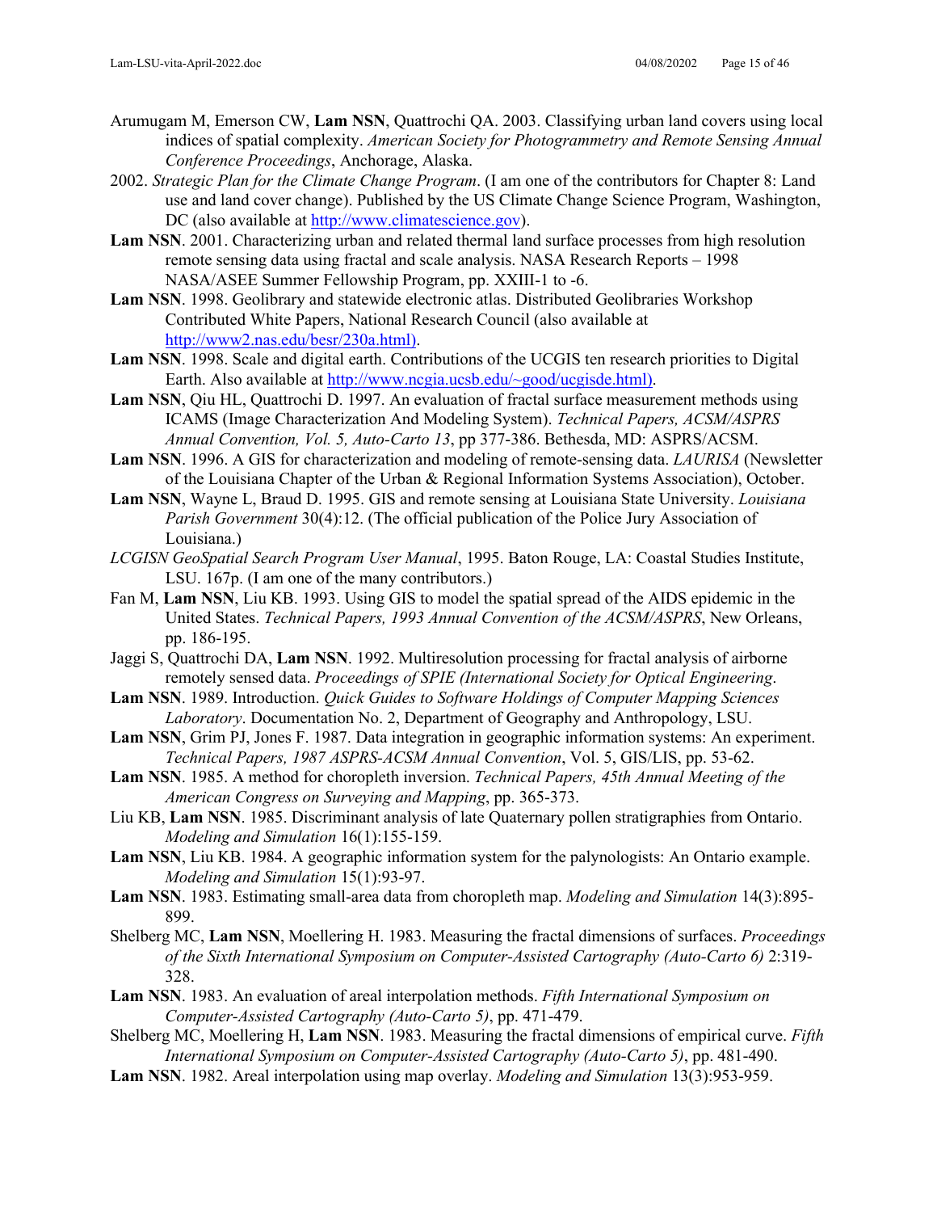Arumugam M, Emerson CW, **Lam NSN**, Quattrochi QA. 2003. Classifying urban land covers using local indices of spatial complexity. *American Society for Photogrammetry and Remote Sensing Annual Conference Proceedings*, Anchorage, Alaska.

2002. *Strategic Plan for the Climate Change Program*. (I am one of the contributors for Chapter 8: Land use and land cover change). Published by the US Climate Change Science Program, Washington, DC (also available at http://www.climatescience.gov).

**Lam NSN**. 2001. Characterizing urban and related thermal land surface processes from high resolution remote sensing data using fractal and scale analysis. NASA Research Reports – 1998 NASA/ASEE Summer Fellowship Program, pp. XXIII-1 to -6.

**Lam NSN**. 1998. Geolibrary and statewide electronic atlas. Distributed Geolibraries Workshop Contributed White Papers, National Research Council (also available at http://www2.nas.edu/besr/230a.html).

**Lam NSN**. 1998. Scale and digital earth. Contributions of the UCGIS ten research priorities to Digital Earth. Also available at http://www.ncgia.ucsb.edu/~good/ucgisde.html).

**Lam NSN**, Qiu HL, Quattrochi D. 1997. An evaluation of fractal surface measurement methods using ICAMS (Image Characterization And Modeling System). *Technical Papers, ACSM/ASPRS Annual Convention, Vol. 5, Auto-Carto 13*, pp 377-386. Bethesda, MD: ASPRS/ACSM.

**Lam NSN**. 1996. A GIS for characterization and modeling of remote-sensing data. *LAURISA* (Newsletter of the Louisiana Chapter of the Urban & Regional Information Systems Association), October.

**Lam NSN**, Wayne L, Braud D. 1995. GIS and remote sensing at Louisiana State University. *Louisiana Parish Government* 30(4):12. (The official publication of the Police Jury Association of Louisiana.)

*LCGISN GeoSpatial Search Program User Manual*, 1995. Baton Rouge, LA: Coastal Studies Institute, LSU. 167p. (I am one of the many contributors.)

Fan M, **Lam NSN**, Liu KB. 1993. Using GIS to model the spatial spread of the AIDS epidemic in the United States. *Technical Papers, 1993 Annual Convention of the ACSM/ASPRS*, New Orleans, pp. 186-195.

Jaggi S, Quattrochi DA, **Lam NSN**. 1992. Multiresolution processing for fractal analysis of airborne remotely sensed data. *Proceedings of SPIE (International Society for Optical Engineering*.

**Lam NSN**. 1989. Introduction. *Quick Guides to Software Holdings of Computer Mapping Sciences Laboratory*. Documentation No. 2, Department of Geography and Anthropology, LSU.

**Lam NSN**, Grim PJ, Jones F. 1987. Data integration in geographic information systems: An experiment. *Technical Papers, 1987 ASPRS-ACSM Annual Convention*, Vol. 5, GIS/LIS, pp. 53-62.

**Lam NSN**. 1985. A method for choropleth inversion. *Technical Papers, 45th Annual Meeting of the American Congress on Surveying and Mapping*, pp. 365-373.

Liu KB, **Lam NSN**. 1985. Discriminant analysis of late Quaternary pollen stratigraphies from Ontario. *Modeling and Simulation* 16(1):155-159.

**Lam NSN**, Liu KB. 1984. A geographic information system for the palynologists: An Ontario example. *Modeling and Simulation* 15(1):93-97.

**Lam NSN**. 1983. Estimating small-area data from choropleth map. *Modeling and Simulation* 14(3):895-899.

Shelberg MC, **Lam NSN**, Moellering H. 1983. Measuring the fractal dimensions of surfaces. *Proceedings of the Sixth International Symposium on Computer-Assisted Cartography (Auto-Carto 6)* 2:319-328.

**Lam NSN**. 1983. An evaluation of areal interpolation methods. *Fifth International Symposium on Computer-Assisted Cartography (Auto-Carto 5)*, pp. 471-479.

Shelberg MC, Moellering H, **Lam NSN**. 1983. Measuring the fractal dimensions of empirical curve. *Fifth International Symposium on Computer-Assisted Cartography (Auto-Carto 5)*, pp. 481-490.

**Lam NSN**. 1982. Areal interpolation using map overlay. *Modeling and Simulation* 13(3):953-959.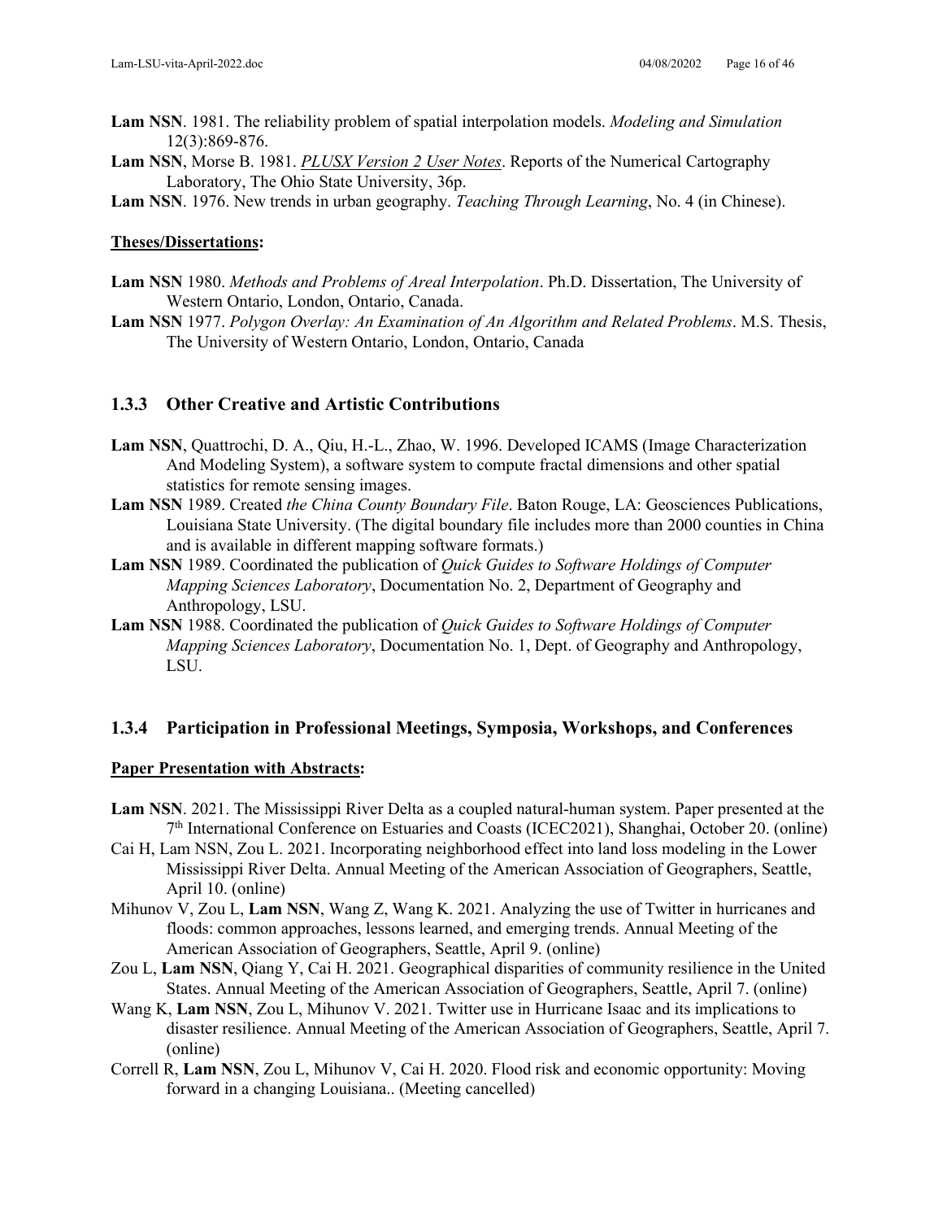**Lam NSN**. 1981. The reliability problem of spatial interpolation models. *Modeling and Simulation* 12(3):869-876.

**Lam NSN**, Morse B. 1981. *PLUSX Version 2 User Notes*. Reports of the Numerical Cartography Laboratory, The Ohio State University, 36p.

**Lam NSN**. 1976. New trends in urban geography. *Teaching Through Learning*, No. 4 (in Chinese).

**Theses/Dissertations:**

**Lam NSN** 1980. *Methods and Problems of Areal Interpolation*. Ph.D. Dissertation, The University of Western Ontario, London, Ontario, Canada.

**Lam NSN** 1977. *Polygon Overlay: An Examination of An Algorithm and Related Problems*. M.S. Thesis, The University of Western Ontario, London, Ontario, Canada

### 1.3.3 Other Creative and Artistic Contributions

**Lam NSN**, Quattrochi, D. A., Qiu, H.-L., Zhao, W. 1996. Developed ICAMS (Image Characterization And Modeling System), a software system to compute fractal dimensions and other spatial statistics for remote sensing images.

**Lam NSN** 1989. Created *the China County Boundary File*. Baton Rouge, LA: Geosciences Publications, Louisiana State University. (The digital boundary file includes more than 2000 counties in China and is available in different mapping software formats.)

**Lam NSN** 1989. Coordinated the publication of *Quick Guides to Software Holdings of Computer Mapping Sciences Laboratory*, Documentation No. 2, Department of Geography and Anthropology, LSU.

**Lam NSN** 1988. Coordinated the publication of *Quick Guides to Software Holdings of Computer Mapping Sciences Laboratory*, Documentation No. 1, Dept. of Geography and Anthropology, LSU.

### 1.3.4 Participation in Professional Meetings, Symposia, Workshops, and Conferences

**Paper Presentation with Abstracts:**

**Lam NSN**. 2021. The Mississippi River Delta as a coupled natural-human system. Paper presented at the 7th International Conference on Estuaries and Coasts (ICEC2021), Shanghai, October 20. (online)

Cai H, Lam NSN, Zou L. 2021. Incorporating neighborhood effect into land loss modeling in the Lower Mississippi River Delta. Annual Meeting of the American Association of Geographers, Seattle, April 10. (online)

Mihunov V, Zou L, **Lam NSN**, Wang Z, Wang K. 2021. Analyzing the use of Twitter in hurricanes and floods: common approaches, lessons learned, and emerging trends. Annual Meeting of the American Association of Geographers, Seattle, April 9. (online)

Zou L, **Lam NSN**, Qiang Y, Cai H. 2021. Geographical disparities of community resilience in the United States. Annual Meeting of the American Association of Geographers, Seattle, April 7. (online)

Wang K, **Lam NSN**, Zou L, Mihunov V. 2021. Twitter use in Hurricane Isaac and its implications to disaster resilience. Annual Meeting of the American Association of Geographers, Seattle, April 7. (online)

Correll R, **Lam NSN**, Zou L, Mihunov V, Cai H. 2020. Flood risk and economic opportunity: Moving forward in a changing Louisiana.. (Meeting cancelled)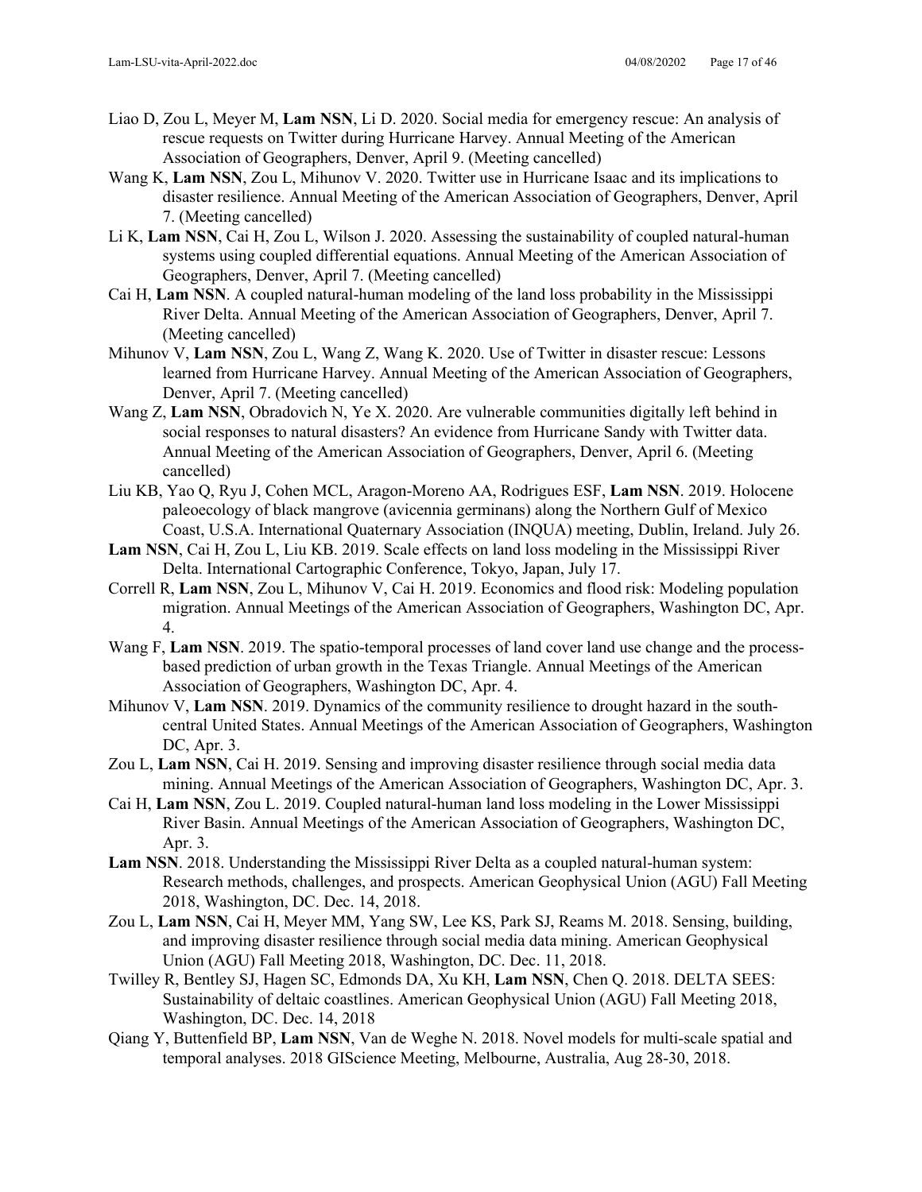Liao D, Zou L, Meyer M, **Lam NSN**, Li D. 2020. Social media for emergency rescue: An analysis of rescue requests on Twitter during Hurricane Harvey. Annual Meeting of the American Association of Geographers, Denver, April 9. (Meeting cancelled)

Wang K, **Lam NSN**, Zou L, Mihunov V. 2020. Twitter use in Hurricane Isaac and its implications to disaster resilience. Annual Meeting of the American Association of Geographers, Denver, April 7. (Meeting cancelled)

Li K, **Lam NSN**, Cai H, Zou L, Wilson J. 2020. Assessing the sustainability of coupled natural-human systems using coupled differential equations. Annual Meeting of the American Association of Geographers, Denver, April 7. (Meeting cancelled)

Cai H, **Lam NSN**. A coupled natural-human modeling of the land loss probability in the Mississippi River Delta. Annual Meeting of the American Association of Geographers, Denver, April 7. (Meeting cancelled)

Mihunov V, **Lam NSN**, Zou L, Wang Z, Wang K. 2020. Use of Twitter in disaster rescue: Lessons learned from Hurricane Harvey. Annual Meeting of the American Association of Geographers, Denver, April 7. (Meeting cancelled)

Wang Z, **Lam NSN**, Obradovich N, Ye X. 2020. Are vulnerable communities digitally left behind in social responses to natural disasters? An evidence from Hurricane Sandy with Twitter data. Annual Meeting of the American Association of Geographers, Denver, April 6. (Meeting cancelled)

Liu KB, Yao Q, Ryu J, Cohen MCL, Aragon-Moreno AA, Rodrigues ESF, **Lam NSN**. 2019. Holocene paleoecology of black mangrove (avicennia germinans) along the Northern Gulf of Mexico Coast, U.S.A. International Quaternary Association (INQUA) meeting, Dublin, Ireland. July 26.

**Lam NSN**, Cai H, Zou L, Liu KB. 2019. Scale effects on land loss modeling in the Mississippi River Delta. International Cartographic Conference, Tokyo, Japan, July 17.

Correll R, **Lam NSN**, Zou L, Mihunov V, Cai H. 2019. Economics and flood risk: Modeling population migration. Annual Meetings of the American Association of Geographers, Washington DC, Apr. 4.

Wang F, **Lam NSN**. 2019. The spatio-temporal processes of land cover land use change and the process-based prediction of urban growth in the Texas Triangle. Annual Meetings of the American Association of Geographers, Washington DC, Apr. 4.

Mihunov V, **Lam NSN**. 2019. Dynamics of the community resilience to drought hazard in the south-central United States. Annual Meetings of the American Association of Geographers, Washington DC, Apr. 3.

Zou L, **Lam NSN**, Cai H. 2019. Sensing and improving disaster resilience through social media data mining. Annual Meetings of the American Association of Geographers, Washington DC, Apr. 3.

Cai H, **Lam NSN**, Zou L. 2019. Coupled natural-human land loss modeling in the Lower Mississippi River Basin. Annual Meetings of the American Association of Geographers, Washington DC, Apr. 3.

**Lam NSN**. 2018. Understanding the Mississippi River Delta as a coupled natural-human system: Research methods, challenges, and prospects. American Geophysical Union (AGU) Fall Meeting 2018, Washington, DC. Dec. 14, 2018.

Zou L, **Lam NSN**, Cai H, Meyer MM, Yang SW, Lee KS, Park SJ, Reams M. 2018. Sensing, building, and improving disaster resilience through social media data mining. American Geophysical Union (AGU) Fall Meeting 2018, Washington, DC. Dec. 11, 2018.

Twilley R, Bentley SJ, Hagen SC, Edmonds DA, Xu KH, **Lam NSN**, Chen Q. 2018. DELTA SEES: Sustainability of deltaic coastlines. American Geophysical Union (AGU) Fall Meeting 2018, Washington, DC. Dec. 14, 2018

Qiang Y, Buttenfield BP, **Lam NSN**, Van de Weghe N. 2018. Novel models for multi-scale spatial and temporal analyses. 2018 GIScience Meeting, Melbourne, Australia, Aug 28-30, 2018.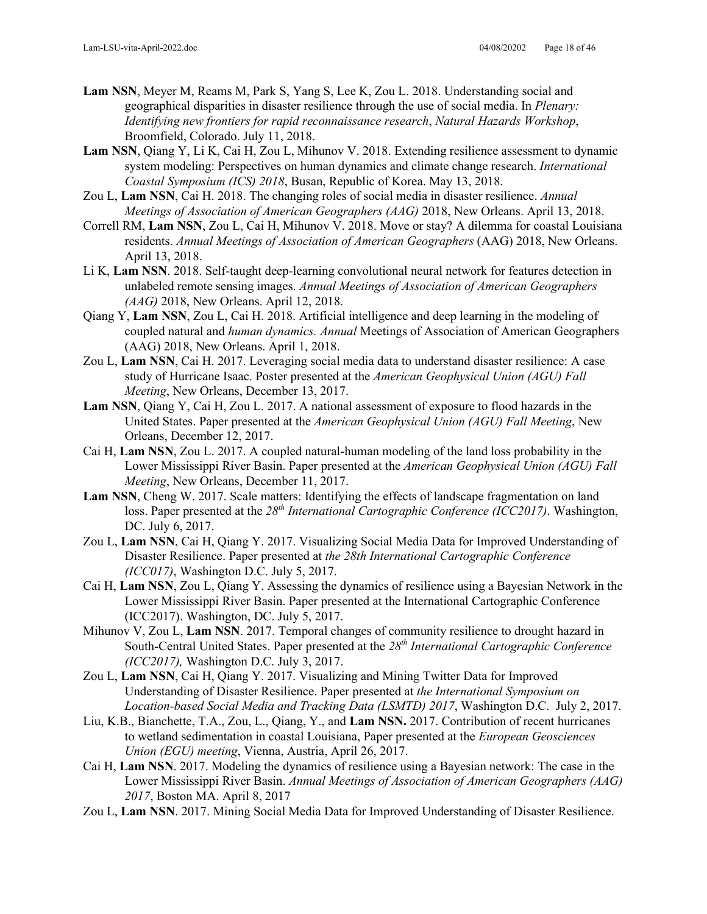**Lam NSN**, Meyer M, Reams M, Park S, Yang S, Lee K, Zou L. 2018. Understanding social and geographical disparities in disaster resilience through the use of social media. In *Plenary: Identifying new frontiers for rapid reconnaissance research*, *Natural Hazards Workshop*, Broomfield, Colorado. July 11, 2018.

**Lam NSN**, Qiang Y, Li K, Cai H, Zou L, Mihunov V. 2018. Extending resilience assessment to dynamic system modeling: Perspectives on human dynamics and climate change research. *International Coastal Symposium (ICS) 2018*, Busan, Republic of Korea. May 13, 2018.

Zou L, **Lam NSN**, Cai H. 2018. The changing roles of social media in disaster resilience. *Annual Meetings of Association of American Geographers (AAG)* 2018, New Orleans. April 13, 2018.

Correll RM, **Lam NSN**, Zou L, Cai H, Mihunov V. 2018. Move or stay? A dilemma for coastal Louisiana residents. *Annual Meetings of Association of American Geographers* (AAG) 2018, New Orleans. April 13, 2018.

Li K, **Lam NSN**. 2018. Self-taught deep-learning convolutional neural network for features detection in unlabeled remote sensing images. *Annual Meetings of Association of American Geographers (AAG)* 2018, New Orleans. April 12, 2018.

Qiang Y, **Lam NSN**, Zou L, Cai H. 2018. Artificial intelligence and deep learning in the modeling of coupled natural and *human dynamics. Annual* Meetings of Association of American Geographers (AAG) 2018, New Orleans. April 1, 2018.

Zou L, **Lam NSN**, Cai H. 2017. Leveraging social media data to understand disaster resilience: A case study of Hurricane Isaac. Poster presented at the *American Geophysical Union (AGU) Fall Meeting*, New Orleans, December 13, 2017.

**Lam NSN**, Qiang Y, Cai H, Zou L. 2017. A national assessment of exposure to flood hazards in the United States. Paper presented at the *American Geophysical Union (AGU) Fall Meeting*, New Orleans, December 12, 2017.

Cai H, **Lam NSN**, Zou L. 2017. A coupled natural-human modeling of the land loss probability in the Lower Mississippi River Basin. Paper presented at the *American Geophysical Union (AGU) Fall Meeting*, New Orleans, December 11, 2017.

**Lam NSN**, Cheng W. 2017. Scale matters: Identifying the effects of landscape fragmentation on land loss. Paper presented at the *28th International Cartographic Conference (ICC2017)*. Washington, DC. July 6, 2017.

Zou L, **Lam NSN**, Cai H, Qiang Y. 2017. Visualizing Social Media Data for Improved Understanding of Disaster Resilience. Paper presented at *the 28th International Cartographic Conference (ICC017)*, Washington D.C. July 5, 2017.

Cai H, **Lam NSN**, Zou L, Qiang Y. Assessing the dynamics of resilience using a Bayesian Network in the Lower Mississippi River Basin. Paper presented at the International Cartographic Conference (ICC2017). Washington, DC. July 5, 2017.

Mihunov V, Zou L, **Lam NSN**. 2017. Temporal changes of community resilience to drought hazard in South-Central United States. Paper presented at the *28th International Cartographic Conference (ICC2017),* Washington D.C. July 3, 2017.

Zou L, **Lam NSN**, Cai H, Qiang Y. 2017. Visualizing and Mining Twitter Data for Improved Understanding of Disaster Resilience. Paper presented at *the International Symposium on Location-based Social Media and Tracking Data (LSMTD) 2017*, Washington D.C. July 2, 2017.

Liu, K.B., Bianchette, T.A., Zou, L., Qiang, Y., and **Lam NSN.** 2017. Contribution of recent hurricanes to wetland sedimentation in coastal Louisiana, Paper presented at the *European Geosciences Union (EGU) meeting*, Vienna, Austria, April 26, 2017.

Cai H, **Lam NSN**. 2017. Modeling the dynamics of resilience using a Bayesian network: The case in the Lower Mississippi River Basin. *Annual Meetings of Association of American Geographers (AAG) 2017*, Boston MA. April 8, 2017

Zou L, **Lam NSN**. 2017. Mining Social Media Data for Improved Understanding of Disaster Resilience.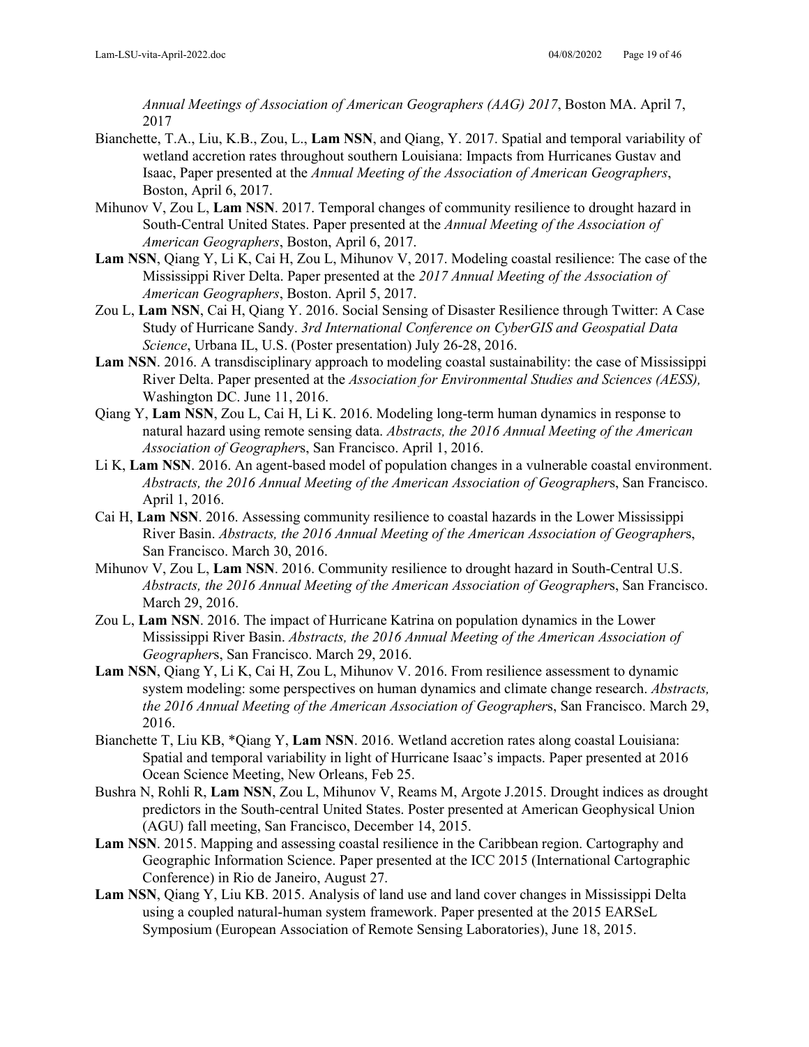*Annual Meetings of Association of American Geographers (AAG) 2017*, Boston MA. April 7, 2017

Bianchette, T.A., Liu, K.B., Zou, L., **Lam NSN**, and Qiang, Y. 2017. Spatial and temporal variability of wetland accretion rates throughout southern Louisiana: Impacts from Hurricanes Gustav and Isaac, Paper presented at the *Annual Meeting of the Association of American Geographers*, Boston, April 6, 2017.

Mihunov V, Zou L, **Lam NSN**. 2017. Temporal changes of community resilience to drought hazard in South-Central United States. Paper presented at the *Annual Meeting of the Association of American Geographers*, Boston, April 6, 2017.

**Lam NSN**, Qiang Y, Li K, Cai H, Zou L, Mihunov V, 2017. Modeling coastal resilience: The case of the Mississippi River Delta. Paper presented at the *2017 Annual Meeting of the Association of American Geographers*, Boston. April 5, 2017.

Zou L, **Lam NSN**, Cai H, Qiang Y. 2016. Social Sensing of Disaster Resilience through Twitter: A Case Study of Hurricane Sandy. *3rd International Conference on CyberGIS and Geospatial Data Science*, Urbana IL, U.S. (Poster presentation) July 26-28, 2016.

**Lam NSN**. 2016. A transdisciplinary approach to modeling coastal sustainability: the case of Mississippi River Delta. Paper presented at the *Association for Environmental Studies and Sciences (AESS),* Washington DC. June 11, 2016.

Qiang Y, **Lam NSN**, Zou L, Cai H, Li K. 2016. Modeling long-term human dynamics in response to natural hazard using remote sensing data. *Abstracts, the 2016 Annual Meeting of the American Association of Geographer*s, San Francisco. April 1, 2016.

Li K, **Lam NSN**. 2016. An agent-based model of population changes in a vulnerable coastal environment. *Abstracts, the 2016 Annual Meeting of the American Association of Geographer*s, San Francisco. April 1, 2016.

Cai H, **Lam NSN**. 2016. Assessing community resilience to coastal hazards in the Lower Mississippi River Basin. *Abstracts, the 2016 Annual Meeting of the American Association of Geographer*s, San Francisco. March 30, 2016.

Mihunov V, Zou L, **Lam NSN**. 2016. Community resilience to drought hazard in South-Central U.S. *Abstracts, the 2016 Annual Meeting of the American Association of Geographer*s, San Francisco. March 29, 2016.

Zou L, **Lam NSN**. 2016. The impact of Hurricane Katrina on population dynamics in the Lower Mississippi River Basin. *Abstracts, the 2016 Annual Meeting of the American Association of Geographer*s, San Francisco. March 29, 2016.

**Lam NSN**, Qiang Y, Li K, Cai H, Zou L, Mihunov V. 2016. From resilience assessment to dynamic system modeling: some perspectives on human dynamics and climate change research. *Abstracts, the 2016 Annual Meeting of the American Association of Geographer*s, San Francisco. March 29, 2016.

Bianchette T, Liu KB, *Qiang Y, **Lam NSN**. 2016. Wetland accretion rates along coastal Louisiana: Spatial and temporal variability in light of Hurricane Isaac's impacts. Paper presented at 2016 Ocean Science Meeting, New Orleans, Feb 25.

Bushra N, Rohli R, **Lam NSN**, Zou L, Mihunov V, Reams M, Argote J.2015. Drought indices as drought predictors in the South-central United States. Poster presented at American Geophysical Union (AGU) fall meeting, San Francisco, December 14, 2015.

**Lam NSN**. 2015. Mapping and assessing coastal resilience in the Caribbean region. Cartography and Geographic Information Science. Paper presented at the ICC 2015 (International Cartographic Conference) in Rio de Janeiro, August 27.

**Lam NSN**, Qiang Y, Liu KB. 2015. Analysis of land use and land cover changes in Mississippi Delta using a coupled natural-human system framework. Paper presented at the 2015 EARSeL Symposium (European Association of Remote Sensing Laboratories), June 18, 2015.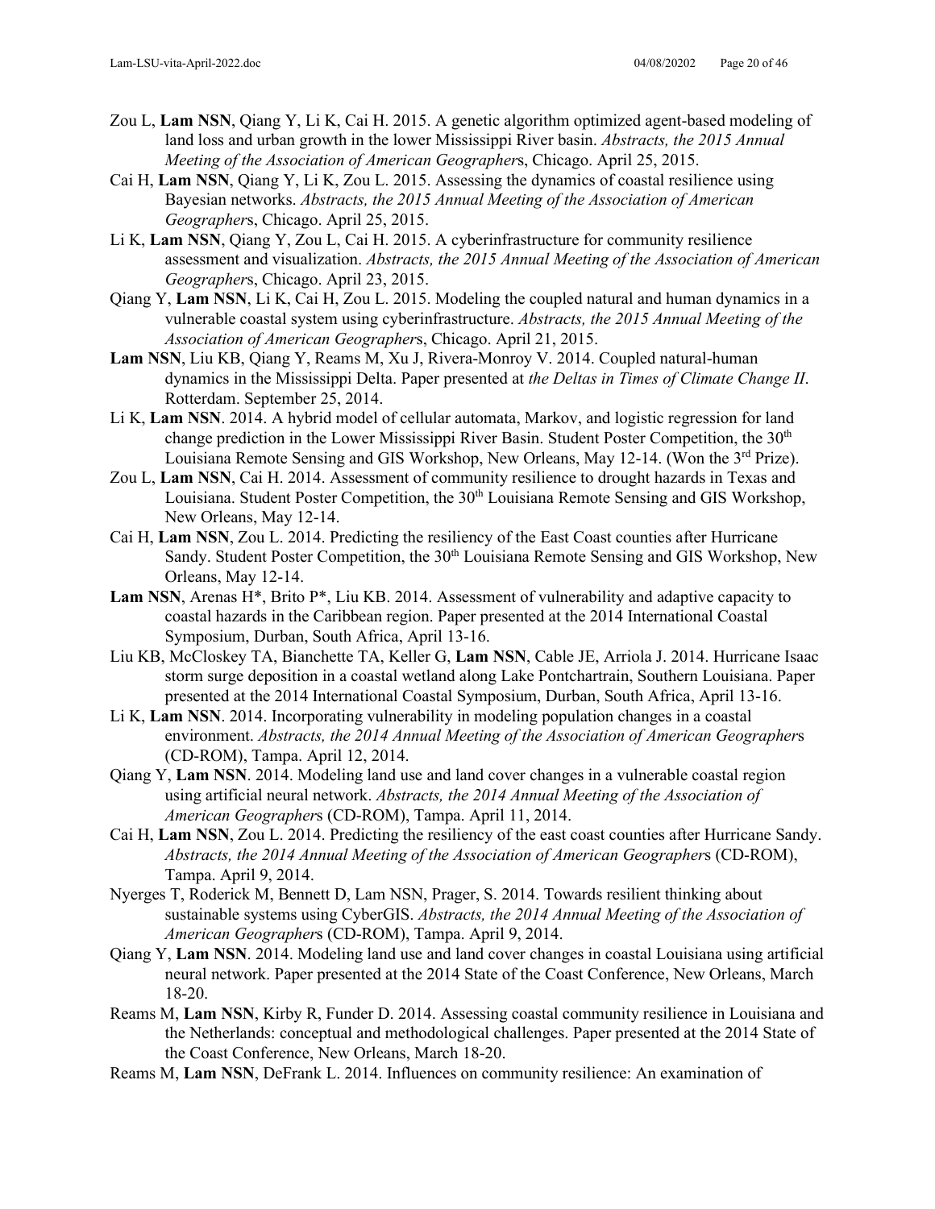Zou L, **Lam NSN**, Qiang Y, Li K, Cai H. 2015. A genetic algorithm optimized agent-based modeling of land loss and urban growth in the lower Mississippi River basin. *Abstracts, the 2015 Annual Meeting of the Association of American Geographer*s, Chicago. April 25, 2015.

Cai H, **Lam NSN**, Qiang Y, Li K, Zou L. 2015. Assessing the dynamics of coastal resilience using Bayesian networks. *Abstracts, the 2015 Annual Meeting of the Association of American Geographer*s, Chicago. April 25, 2015.

Li K, **Lam NSN**, Qiang Y, Zou L, Cai H. 2015. A cyberinfrastructure for community resilience assessment and visualization. *Abstracts, the 2015 Annual Meeting of the Association of American Geographer*s, Chicago. April 23, 2015.

Qiang Y, **Lam NSN**, Li K, Cai H, Zou L. 2015. Modeling the coupled natural and human dynamics in a vulnerable coastal system using cyberinfrastructure. *Abstracts, the 2015 Annual Meeting of the Association of American Geographer*s, Chicago. April 21, 2015.

**Lam NSN**, Liu KB, Qiang Y, Reams M, Xu J, Rivera-Monroy V. 2014. Coupled natural-human dynamics in the Mississippi Delta. Paper presented at *the Deltas in Times of Climate Change II*. Rotterdam. September 25, 2014.

Li K, **Lam NSN**. 2014. A hybrid model of cellular automata, Markov, and logistic regression for land change prediction in the Lower Mississippi River Basin. Student Poster Competition, the 30th Louisiana Remote Sensing and GIS Workshop, New Orleans, May 12-14. (Won the 3rd Prize).

Zou L, **Lam NSN**, Cai H. 2014. Assessment of community resilience to drought hazards in Texas and Louisiana. Student Poster Competition, the 30th Louisiana Remote Sensing and GIS Workshop, New Orleans, May 12-14.

Cai H, **Lam NSN**, Zou L. 2014. Predicting the resiliency of the East Coast counties after Hurricane Sandy. Student Poster Competition, the 30th Louisiana Remote Sensing and GIS Workshop, New Orleans, May 12-14.

**Lam NSN**, Arenas H*, Brito P*, Liu KB. 2014. Assessment of vulnerability and adaptive capacity to coastal hazards in the Caribbean region. Paper presented at the 2014 International Coastal Symposium, Durban, South Africa, April 13-16.

Liu KB, McCloskey TA, Bianchette TA, Keller G, **Lam NSN**, Cable JE, Arriola J. 2014. Hurricane Isaac storm surge deposition in a coastal wetland along Lake Pontchartrain, Southern Louisiana. Paper presented at the 2014 International Coastal Symposium, Durban, South Africa, April 13-16.

Li K, **Lam NSN**. 2014. Incorporating vulnerability in modeling population changes in a coastal environment. *Abstracts, the 2014 Annual Meeting of the Association of American Geographer*s (CD-ROM), Tampa. April 12, 2014.

Qiang Y, **Lam NSN**. 2014. Modeling land use and land cover changes in a vulnerable coastal region using artificial neural network. *Abstracts, the 2014 Annual Meeting of the Association of American Geographer*s (CD-ROM), Tampa. April 11, 2014.

Cai H, **Lam NSN**, Zou L. 2014. Predicting the resiliency of the east coast counties after Hurricane Sandy. *Abstracts, the 2014 Annual Meeting of the Association of American Geographer*s (CD-ROM), Tampa. April 9, 2014.

Nyerges T, Roderick M, Bennett D, Lam NSN, Prager, S. 2014. Towards resilient thinking about sustainable systems using CyberGIS. *Abstracts, the 2014 Annual Meeting of the Association of American Geographer*s (CD-ROM), Tampa. April 9, 2014.

Qiang Y, **Lam NSN**. 2014. Modeling land use and land cover changes in coastal Louisiana using artificial neural network. Paper presented at the 2014 State of the Coast Conference, New Orleans, March 18-20.

Reams M, **Lam NSN**, Kirby R, Funder D. 2014. Assessing coastal community resilience in Louisiana and the Netherlands: conceptual and methodological challenges. Paper presented at the 2014 State of the Coast Conference, New Orleans, March 18-20.

Reams M, **Lam NSN**, DeFrank L. 2014. Influences on community resilience: An examination of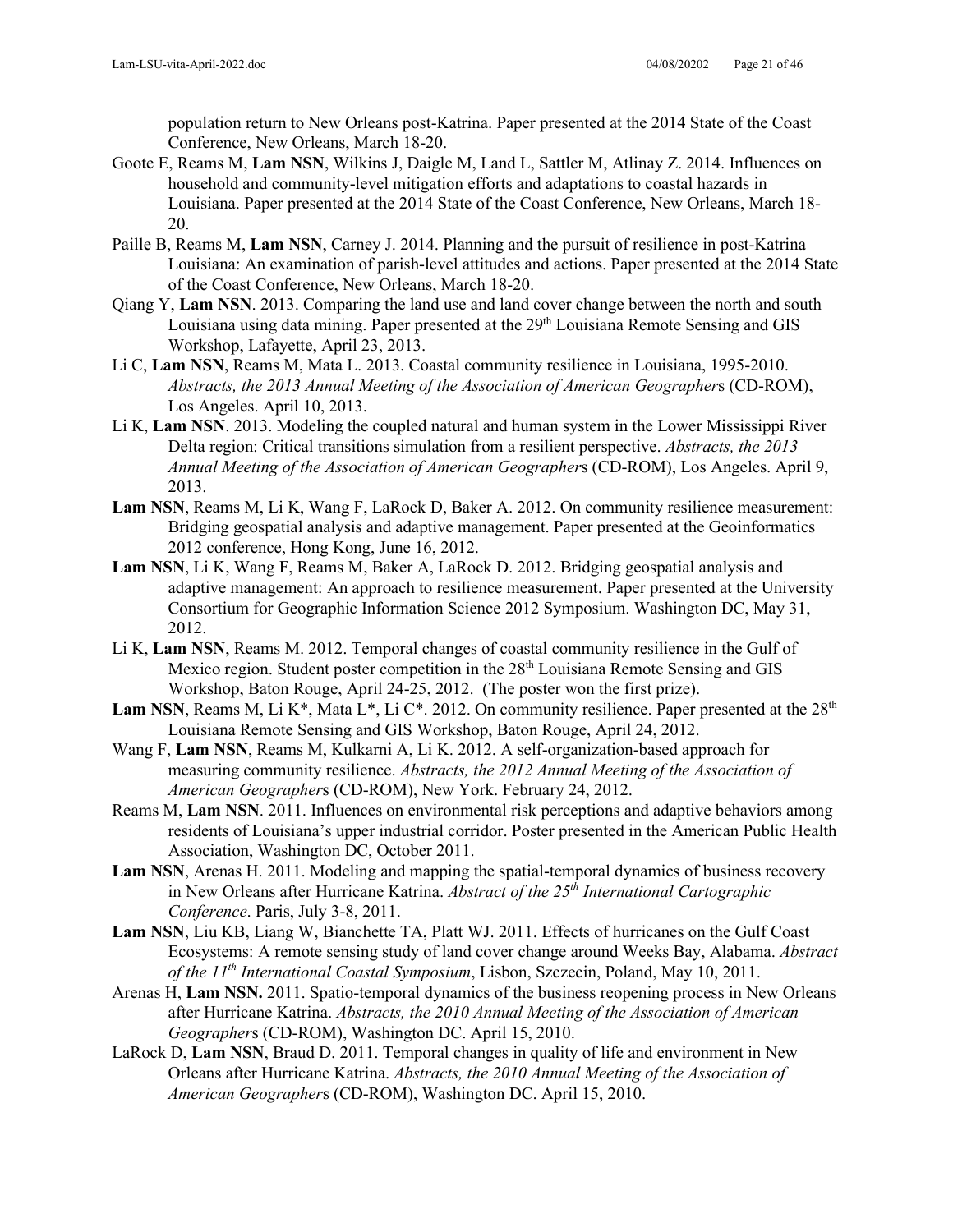population return to New Orleans post-Katrina. Paper presented at the 2014 State of the Coast Conference, New Orleans, March 18-20.

Goote E, Reams M, **Lam NSN**, Wilkins J, Daigle M, Land L, Sattler M, Atlinay Z. 2014. Influences on household and community-level mitigation efforts and adaptations to coastal hazards in Louisiana. Paper presented at the 2014 State of the Coast Conference, New Orleans, March 18-20.

Paille B, Reams M, **Lam NSN**, Carney J. 2014. Planning and the pursuit of resilience in post-Katrina Louisiana: An examination of parish-level attitudes and actions. Paper presented at the 2014 State of the Coast Conference, New Orleans, March 18-20.

Qiang Y, **Lam NSN**. 2013. Comparing the land use and land cover change between the north and south Louisiana using data mining. Paper presented at the 29th Louisiana Remote Sensing and GIS Workshop, Lafayette, April 23, 2013.

Li C, **Lam NSN**, Reams M, Mata L. 2013. Coastal community resilience in Louisiana, 1995-2010. *Abstracts, the 2013 Annual Meeting of the Association of American Geographer*s (CD-ROM), Los Angeles. April 10, 2013.

Li K, **Lam NSN**. 2013. Modeling the coupled natural and human system in the Lower Mississippi River Delta region: Critical transitions simulation from a resilient perspective. *Abstracts, the 2013 Annual Meeting of the Association of American Geographer*s (CD-ROM), Los Angeles. April 9, 2013.

**Lam NSN**, Reams M, Li K, Wang F, LaRock D, Baker A. 2012. On community resilience measurement: Bridging geospatial analysis and adaptive management. Paper presented at the Geoinformatics 2012 conference, Hong Kong, June 16, 2012.

**Lam NSN**, Li K, Wang F, Reams M, Baker A, LaRock D. 2012. Bridging geospatial analysis and adaptive management: An approach to resilience measurement. Paper presented at the University Consortium for Geographic Information Science 2012 Symposium. Washington DC, May 31, 2012.

Li K, **Lam NSN**, Reams M. 2012. Temporal changes of coastal community resilience in the Gulf of Mexico region. Student poster competition in the 28th Louisiana Remote Sensing and GIS Workshop, Baton Rouge, April 24-25, 2012. (The poster won the first prize).

**Lam NSN**, Reams M, Li K*, Mata L*, Li C*. 2012. On community resilience. Paper presented at the 28th Louisiana Remote Sensing and GIS Workshop, Baton Rouge, April 24, 2012.

Wang F, **Lam NSN**, Reams M, Kulkarni A, Li K. 2012. A self-organization-based approach for measuring community resilience. *Abstracts, the 2012 Annual Meeting of the Association of American Geographer*s (CD-ROM), New York. February 24, 2012.

Reams M, **Lam NSN**. 2011. Influences on environmental risk perceptions and adaptive behaviors among residents of Louisiana's upper industrial corridor. Poster presented in the American Public Health Association, Washington DC, October 2011.

**Lam NSN**, Arenas H. 2011. Modeling and mapping the spatial-temporal dynamics of business recovery in New Orleans after Hurricane Katrina. *Abstract of the 25th International Cartographic Conference*. Paris, July 3-8, 2011.

**Lam NSN**, Liu KB, Liang W, Bianchette TA, Platt WJ. 2011. Effects of hurricanes on the Gulf Coast Ecosystems: A remote sensing study of land cover change around Weeks Bay, Alabama. *Abstract of the 11th International Coastal Symposium*, Lisbon, Szczecin, Poland, May 10, 2011.

Arenas H, **Lam NSN.** 2011. Spatio-temporal dynamics of the business reopening process in New Orleans after Hurricane Katrina. *Abstracts, the 2010 Annual Meeting of the Association of American Geographer*s (CD-ROM), Washington DC. April 15, 2010.

LaRock D, **Lam NSN**, Braud D. 2011. Temporal changes in quality of life and environment in New Orleans after Hurricane Katrina. *Abstracts, the 2010 Annual Meeting of the Association of American Geographer*s (CD-ROM), Washington DC. April 15, 2010.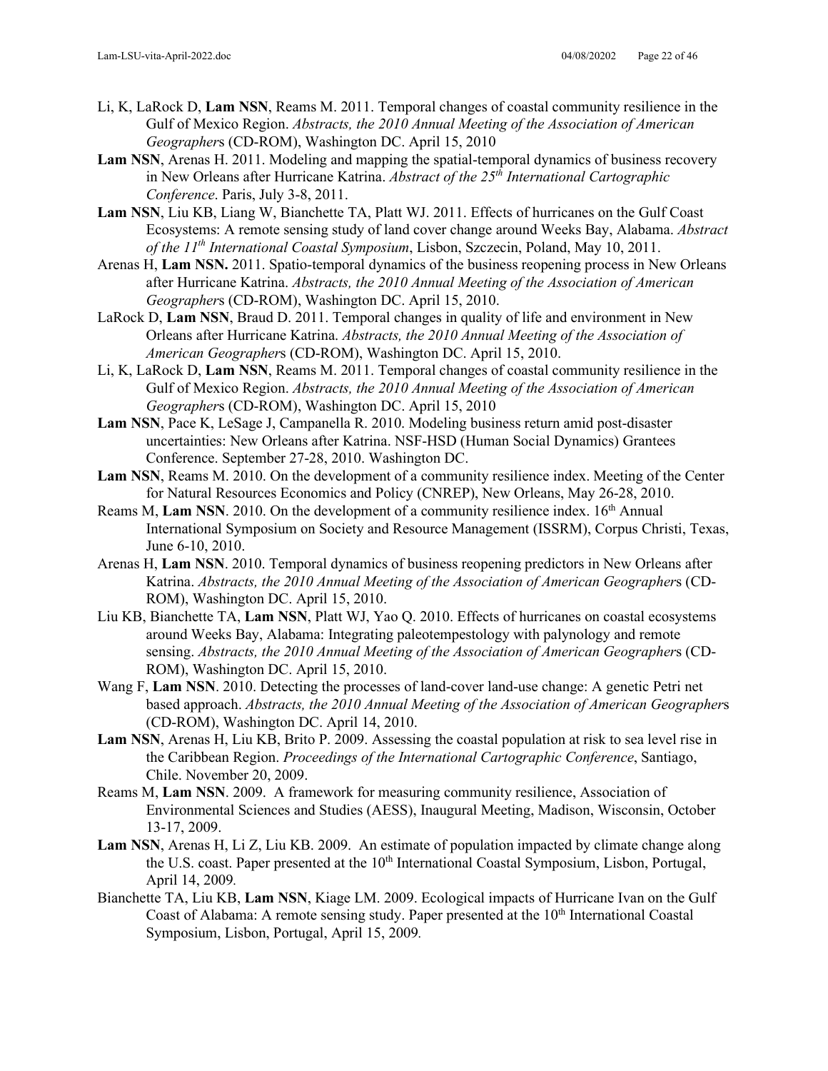Li, K, LaRock D, **Lam NSN**, Reams M. 2011. Temporal changes of coastal community resilience in the Gulf of Mexico Region. *Abstracts, the 2010 Annual Meeting of the Association of American Geographer*s (CD-ROM), Washington DC. April 15, 2010

**Lam NSN**, Arenas H. 2011. Modeling and mapping the spatial-temporal dynamics of business recovery in New Orleans after Hurricane Katrina. *Abstract of the 25th International Cartographic Conference*. Paris, July 3-8, 2011.

**Lam NSN**, Liu KB, Liang W, Bianchette TA, Platt WJ. 2011. Effects of hurricanes on the Gulf Coast Ecosystems: A remote sensing study of land cover change around Weeks Bay, Alabama. *Abstract of the 11th International Coastal Symposium*, Lisbon, Szczecin, Poland, May 10, 2011.

Arenas H, **Lam NSN.** 2011. Spatio-temporal dynamics of the business reopening process in New Orleans after Hurricane Katrina. *Abstracts, the 2010 Annual Meeting of the Association of American Geographer*s (CD-ROM), Washington DC. April 15, 2010.

LaRock D, **Lam NSN**, Braud D. 2011. Temporal changes in quality of life and environment in New Orleans after Hurricane Katrina. *Abstracts, the 2010 Annual Meeting of the Association of American Geographer*s (CD-ROM), Washington DC. April 15, 2010.

Li, K, LaRock D, **Lam NSN**, Reams M. 2011. Temporal changes of coastal community resilience in the Gulf of Mexico Region. *Abstracts, the 2010 Annual Meeting of the Association of American Geographer*s (CD-ROM), Washington DC. April 15, 2010

**Lam NSN**, Pace K, LeSage J, Campanella R. 2010. Modeling business return amid post-disaster uncertainties: New Orleans after Katrina. NSF-HSD (Human Social Dynamics) Grantees Conference. September 27-28, 2010. Washington DC.

**Lam NSN**, Reams M. 2010. On the development of a community resilience index. Meeting of the Center for Natural Resources Economics and Policy (CNREP), New Orleans, May 26-28, 2010.

Reams M, **Lam NSN**. 2010. On the development of a community resilience index. 16th Annual International Symposium on Society and Resource Management (ISSRM), Corpus Christi, Texas, June 6-10, 2010.

Arenas H, **Lam NSN**. 2010. Temporal dynamics of business reopening predictors in New Orleans after Katrina. *Abstracts, the 2010 Annual Meeting of the Association of American Geographer*s (CD-ROM), Washington DC. April 15, 2010.

Liu KB, Bianchette TA, **Lam NSN**, Platt WJ, Yao Q. 2010. Effects of hurricanes on coastal ecosystems around Weeks Bay, Alabama: Integrating paleotempestology with palynology and remote sensing. *Abstracts, the 2010 Annual Meeting of the Association of American Geographer*s (CD-ROM), Washington DC. April 15, 2010.

Wang F, **Lam NSN**. 2010. Detecting the processes of land-cover land-use change: A genetic Petri net based approach. *Abstracts, the 2010 Annual Meeting of the Association of American Geographer*s (CD-ROM), Washington DC. April 14, 2010.

**Lam NSN**, Arenas H, Liu KB, Brito P. 2009. Assessing the coastal population at risk to sea level rise in the Caribbean Region. *Proceedings of the International Cartographic Conference*, Santiago, Chile. November 20, 2009.

Reams M, **Lam NSN**. 2009. A framework for measuring community resilience, Association of Environmental Sciences and Studies (AESS), Inaugural Meeting, Madison, Wisconsin, October 13-17, 2009.

**Lam NSN**, Arenas H, Li Z, Liu KB. 2009. An estimate of population impacted by climate change along the U.S. coast. Paper presented at the 10th International Coastal Symposium, Lisbon, Portugal, April 14, 2009.

Bianchette TA, Liu KB, **Lam NSN**, Kiage LM. 2009. Ecological impacts of Hurricane Ivan on the Gulf Coast of Alabama: A remote sensing study. Paper presented at the 10th International Coastal Symposium, Lisbon, Portugal, April 15, 2009.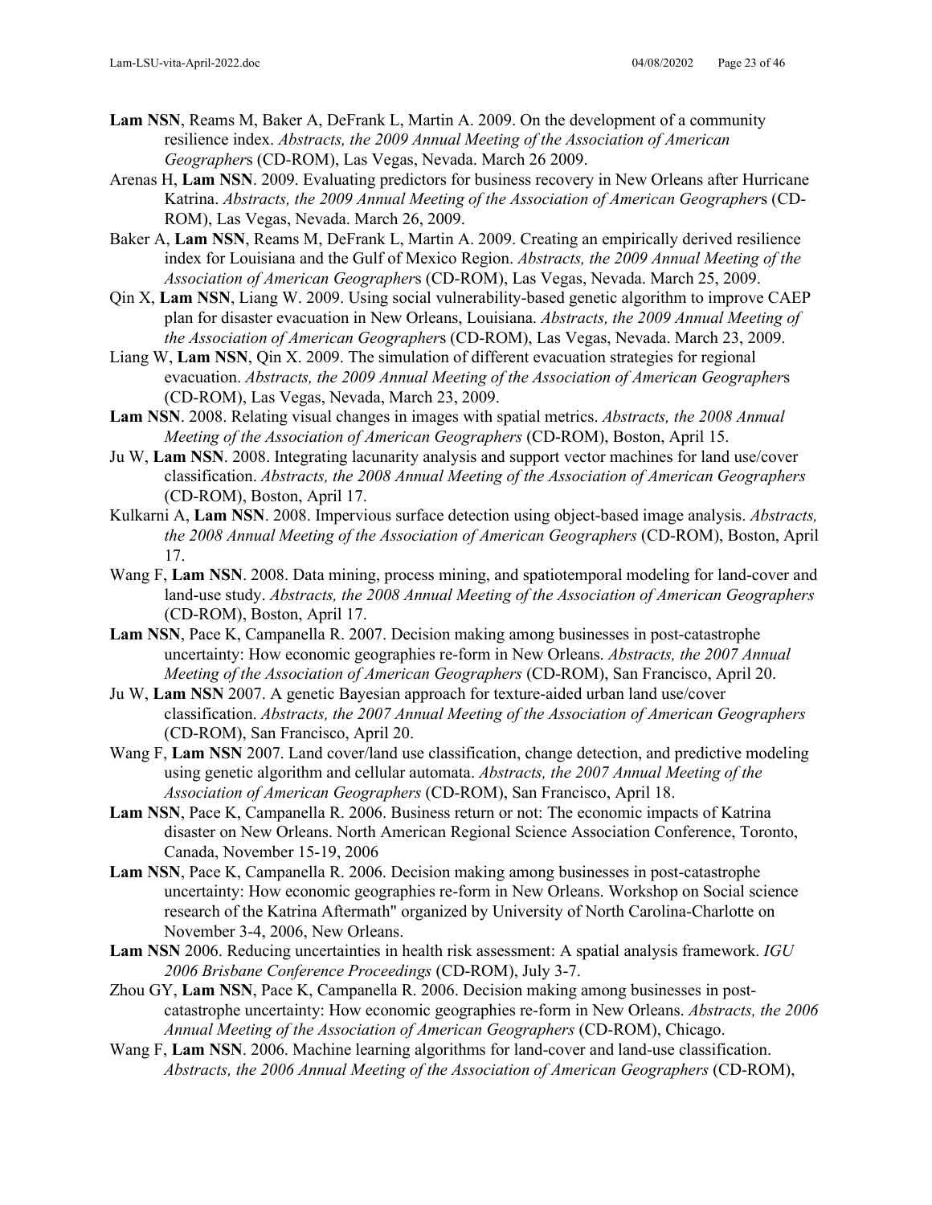**Lam NSN**, Reams M, Baker A, DeFrank L, Martin A. 2009. On the development of a community resilience index. *Abstracts, the 2009 Annual Meeting of the Association of American Geographer*s (CD-ROM), Las Vegas, Nevada. March 26 2009.

Arenas H, **Lam NSN**. 2009. Evaluating predictors for business recovery in New Orleans after Hurricane Katrina. *Abstracts, the 2009 Annual Meeting of the Association of American Geographer*s (CD-ROM), Las Vegas, Nevada. March 26, 2009.

Baker A, **Lam NSN**, Reams M, DeFrank L, Martin A. 2009. Creating an empirically derived resilience index for Louisiana and the Gulf of Mexico Region. *Abstracts, the 2009 Annual Meeting of the Association of American Geographer*s (CD-ROM), Las Vegas, Nevada. March 25, 2009.

Qin X, **Lam NSN**, Liang W. 2009. Using social vulnerability-based genetic algorithm to improve CAEP plan for disaster evacuation in New Orleans, Louisiana. *Abstracts, the 2009 Annual Meeting of the Association of American Geographer*s (CD-ROM), Las Vegas, Nevada. March 23, 2009.

Liang W, **Lam NSN**, Qin X. 2009. The simulation of different evacuation strategies for regional evacuation. *Abstracts, the 2009 Annual Meeting of the Association of American Geographer*s (CD-ROM), Las Vegas, Nevada, March 23, 2009.

**Lam NSN**. 2008. Relating visual changes in images with spatial metrics. *Abstracts, the 2008 Annual Meeting of the Association of American Geographers* (CD-ROM), Boston, April 15.

Ju W, **Lam NSN**. 2008. Integrating lacunarity analysis and support vector machines for land use/cover classification. *Abstracts, the 2008 Annual Meeting of the Association of American Geographers* (CD-ROM), Boston, April 17.

Kulkarni A, **Lam NSN**. 2008. Impervious surface detection using object-based image analysis. *Abstracts, the 2008 Annual Meeting of the Association of American Geographers* (CD-ROM), Boston, April 17.

Wang F, **Lam NSN**. 2008. Data mining, process mining, and spatiotemporal modeling for land-cover and land-use study. *Abstracts, the 2008 Annual Meeting of the Association of American Geographers* (CD-ROM), Boston, April 17.

**Lam NSN**, Pace K, Campanella R. 2007. Decision making among businesses in post-catastrophe uncertainty: How economic geographies re-form in New Orleans. *Abstracts, the 2007 Annual Meeting of the Association of American Geographers* (CD-ROM), San Francisco, April 20.

Ju W, **Lam NSN** 2007. A genetic Bayesian approach for texture-aided urban land use/cover classification. *Abstracts, the 2007 Annual Meeting of the Association of American Geographers* (CD-ROM), San Francisco, April 20.

Wang F, **Lam NSN** 2007. Land cover/land use classification, change detection, and predictive modeling using genetic algorithm and cellular automata. *Abstracts, the 2007 Annual Meeting of the Association of American Geographers* (CD-ROM), San Francisco, April 18.

**Lam NSN**, Pace K, Campanella R. 2006. Business return or not: The economic impacts of Katrina disaster on New Orleans. North American Regional Science Association Conference, Toronto, Canada, November 15-19, 2006

**Lam NSN**, Pace K, Campanella R. 2006. Decision making among businesses in post-catastrophe uncertainty: How economic geographies re-form in New Orleans. Workshop on Social science research of the Katrina Aftermath" organized by University of North Carolina-Charlotte on November 3-4, 2006, New Orleans.

**Lam NSN** 2006. Reducing uncertainties in health risk assessment: A spatial analysis framework. *IGU 2006 Brisbane Conference Proceedings* (CD-ROM), July 3-7.

Zhou GY, **Lam NSN**, Pace K, Campanella R. 2006. Decision making among businesses in post-catastrophe uncertainty: How economic geographies re-form in New Orleans. *Abstracts, the 2006 Annual Meeting of the Association of American Geographers* (CD-ROM), Chicago.

Wang F, **Lam NSN**. 2006. Machine learning algorithms for land-cover and land-use classification. *Abstracts, the 2006 Annual Meeting of the Association of American Geographers* (CD-ROM),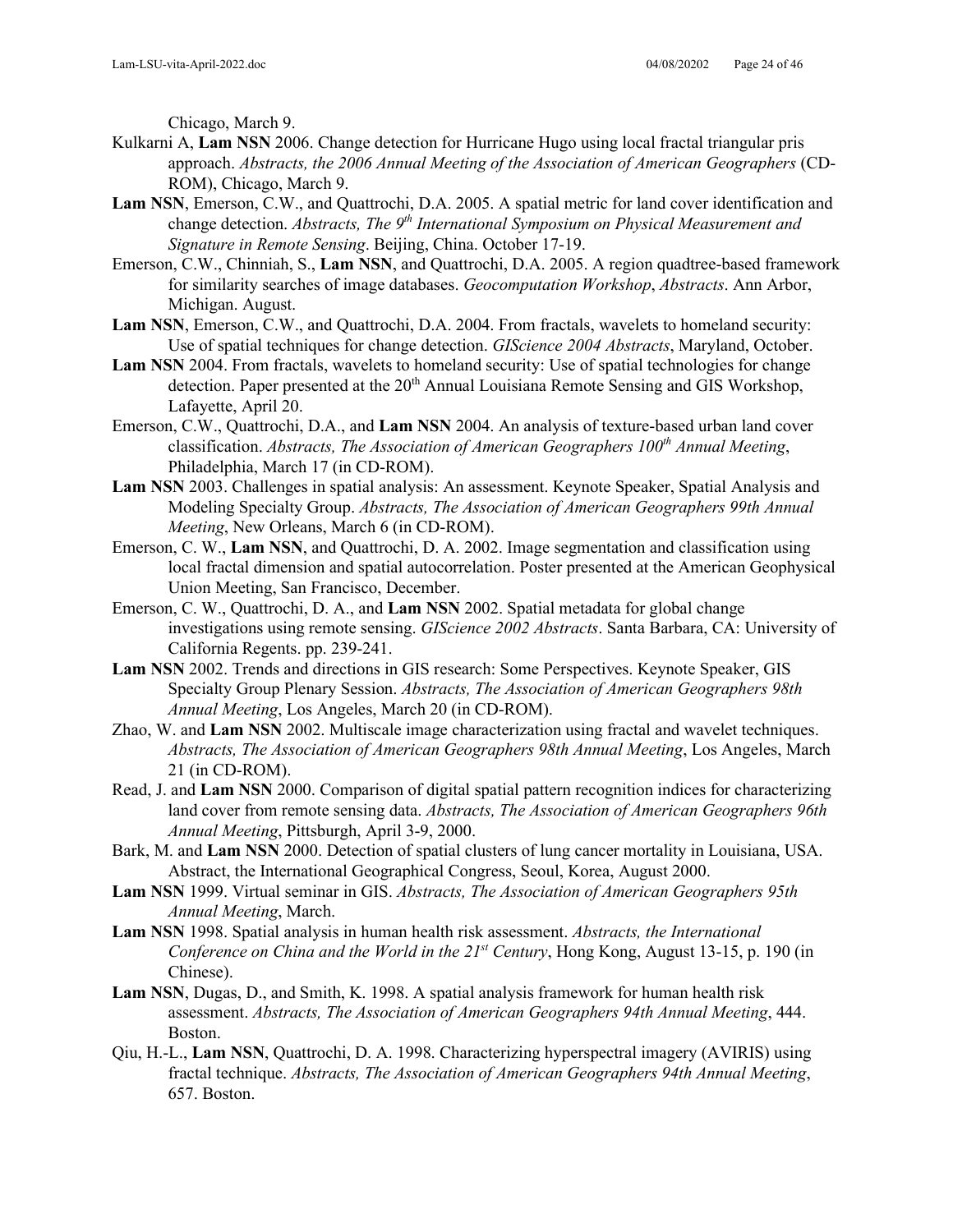Chicago, March 9.

Kulkarni A, **Lam NSN** 2006. Change detection for Hurricane Hugo using local fractal triangular pris approach. *Abstracts, the 2006 Annual Meeting of the Association of American Geographers* (CD-ROM), Chicago, March 9.

**Lam NSN**, Emerson, C.W., and Quattrochi, D.A. 2005. A spatial metric for land cover identification and change detection. *Abstracts, The 9th International Symposium on Physical Measurement and Signature in Remote Sensing*. Beijing, China. October 17-19.

Emerson, C.W., Chinniah, S., **Lam NSN**, and Quattrochi, D.A. 2005. A region quadtree-based framework for similarity searches of image databases. *Geocomputation Workshop*, *Abstracts*. Ann Arbor, Michigan. August.

**Lam NSN**, Emerson, C.W., and Quattrochi, D.A. 2004. From fractals, wavelets to homeland security: Use of spatial techniques for change detection. *GIScience 2004 Abstracts*, Maryland, October.

**Lam NSN** 2004. From fractals, wavelets to homeland security: Use of spatial technologies for change detection. Paper presented at the 20th Annual Louisiana Remote Sensing and GIS Workshop, Lafayette, April 20.

Emerson, C.W., Quattrochi, D.A., and **Lam NSN** 2004. An analysis of texture-based urban land cover classification. *Abstracts, The Association of American Geographers 100th Annual Meeting*, Philadelphia, March 17 (in CD-ROM).

**Lam NSN** 2003. Challenges in spatial analysis: An assessment. Keynote Speaker, Spatial Analysis and Modeling Specialty Group. *Abstracts, The Association of American Geographers 99th Annual Meeting*, New Orleans, March 6 (in CD-ROM).

Emerson, C. W., **Lam NSN**, and Quattrochi, D. A. 2002. Image segmentation and classification using local fractal dimension and spatial autocorrelation. Poster presented at the American Geophysical Union Meeting, San Francisco, December.

Emerson, C. W., Quattrochi, D. A., and **Lam NSN** 2002. Spatial metadata for global change investigations using remote sensing. *GIScience 2002 Abstracts*. Santa Barbara, CA: University of California Regents. pp. 239-241.

**Lam NSN** 2002. Trends and directions in GIS research: Some Perspectives. Keynote Speaker, GIS Specialty Group Plenary Session. *Abstracts, The Association of American Geographers 98th Annual Meeting*, Los Angeles, March 20 (in CD-ROM).

Zhao, W. and **Lam NSN** 2002. Multiscale image characterization using fractal and wavelet techniques. *Abstracts, The Association of American Geographers 98th Annual Meeting*, Los Angeles, March 21 (in CD-ROM).

Read, J. and **Lam NSN** 2000. Comparison of digital spatial pattern recognition indices for characterizing land cover from remote sensing data. *Abstracts, The Association of American Geographers 96th Annual Meeting*, Pittsburgh, April 3-9, 2000.

Bark, M. and **Lam NSN** 2000. Detection of spatial clusters of lung cancer mortality in Louisiana, USA. Abstract, the International Geographical Congress, Seoul, Korea, August 2000.

**Lam NSN** 1999. Virtual seminar in GIS. *Abstracts, The Association of American Geographers 95th Annual Meeting*, March.

**Lam NSN** 1998. Spatial analysis in human health risk assessment. *Abstracts, the International Conference on China and the World in the 21st Century*, Hong Kong, August 13-15, p. 190 (in Chinese).

**Lam NSN**, Dugas, D., and Smith, K. 1998. A spatial analysis framework for human health risk assessment. *Abstracts, The Association of American Geographers 94th Annual Meeting*, 444. Boston.

Qiu, H.-L., **Lam NSN**, Quattrochi, D. A. 1998. Characterizing hyperspectral imagery (AVIRIS) using fractal technique. *Abstracts, The Association of American Geographers 94th Annual Meeting*, 657. Boston.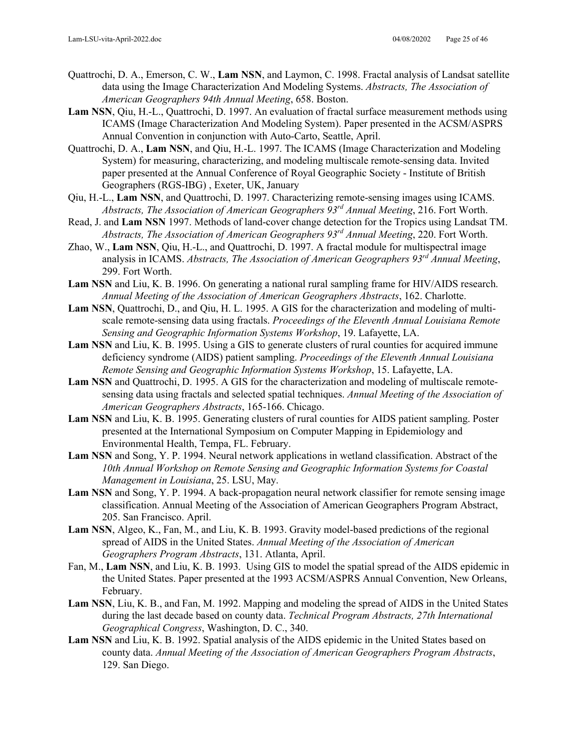Quattrochi, D. A., Emerson, C. W., **Lam NSN**, and Laymon, C. 1998. Fractal analysis of Landsat satellite data using the Image Characterization And Modeling Systems. *Abstracts, The Association of American Geographers 94th Annual Meeting*, 658. Boston.

**Lam NSN**, Qiu, H.-L., Quattrochi, D. 1997. An evaluation of fractal surface measurement methods using ICAMS (Image Characterization And Modeling System). Paper presented in the ACSM/ASPRS Annual Convention in conjunction with Auto-Carto, Seattle, April.

Quattrochi, D. A., **Lam NSN**, and Qiu, H.-L. 1997. The ICAMS (Image Characterization and Modeling System) for measuring, characterizing, and modeling multiscale remote-sensing data. Invited paper presented at the Annual Conference of Royal Geographic Society - Institute of British Geographers (RGS-IBG) , Exeter, UK, January

Qiu, H.-L., **Lam NSN**, and Quattrochi, D. 1997. Characterizing remote-sensing images using ICAMS. *Abstracts, The Association of American Geographers 93rd Annual Meeting*, 216. Fort Worth.

Read, J. and **Lam NSN** 1997. Methods of land-cover change detection for the Tropics using Landsat TM. *Abstracts, The Association of American Geographers 93rd Annual Meeting*, 220. Fort Worth.

Zhao, W., **Lam NSN**, Qiu, H.-L., and Quattrochi, D. 1997. A fractal module for multispectral image analysis in ICAMS. *Abstracts, The Association of American Geographers 93rd Annual Meeting*, 299. Fort Worth.

**Lam NSN** and Liu, K. B. 1996. On generating a national rural sampling frame for HIV/AIDS research. *Annual Meeting of the Association of American Geographers Abstracts*, 162. Charlotte.

**Lam NSN**, Quattrochi, D., and Qiu, H. L. 1995. A GIS for the characterization and modeling of multi-scale remote-sensing data using fractals. *Proceedings of the Eleventh Annual Louisiana Remote Sensing and Geographic Information Systems Workshop*, 19. Lafayette, LA.

**Lam NSN** and Liu, K. B. 1995. Using a GIS to generate clusters of rural counties for acquired immune deficiency syndrome (AIDS) patient sampling. *Proceedings of the Eleventh Annual Louisiana Remote Sensing and Geographic Information Systems Workshop*, 15. Lafayette, LA.

**Lam NSN** and Quattrochi, D. 1995. A GIS for the characterization and modeling of multiscale remote-sensing data using fractals and selected spatial techniques. *Annual Meeting of the Association of American Geographers Abstracts*, 165-166. Chicago.

**Lam NSN** and Liu, K. B. 1995. Generating clusters of rural counties for AIDS patient sampling. Poster presented at the International Symposium on Computer Mapping in Epidemiology and Environmental Health, Tempa, FL. February.

**Lam NSN** and Song, Y. P. 1994. Neural network applications in wetland classification. Abstract of the *10th Annual Workshop on Remote Sensing and Geographic Information Systems for Coastal Management in Louisiana*, 25. LSU, May.

**Lam NSN** and Song, Y. P. 1994. A back-propagation neural network classifier for remote sensing image classification. Annual Meeting of the Association of American Geographers Program Abstract, 205. San Francisco. April.

**Lam NSN**, Algeo, K., Fan, M., and Liu, K. B. 1993. Gravity model-based predictions of the regional spread of AIDS in the United States. *Annual Meeting of the Association of American Geographers Program Abstracts*, 131. Atlanta, April.

Fan, M., **Lam NSN**, and Liu, K. B. 1993. Using GIS to model the spatial spread of the AIDS epidemic in the United States. Paper presented at the 1993 ACSM/ASPRS Annual Convention, New Orleans, February.

**Lam NSN**, Liu, K. B., and Fan, M. 1992. Mapping and modeling the spread of AIDS in the United States during the last decade based on county data. *Technical Program Abstracts, 27th International Geographical Congress*, Washington, D. C., 340.

**Lam NSN** and Liu, K. B. 1992. Spatial analysis of the AIDS epidemic in the United States based on county data. *Annual Meeting of the Association of American Geographers Program Abstracts*, 129. San Diego.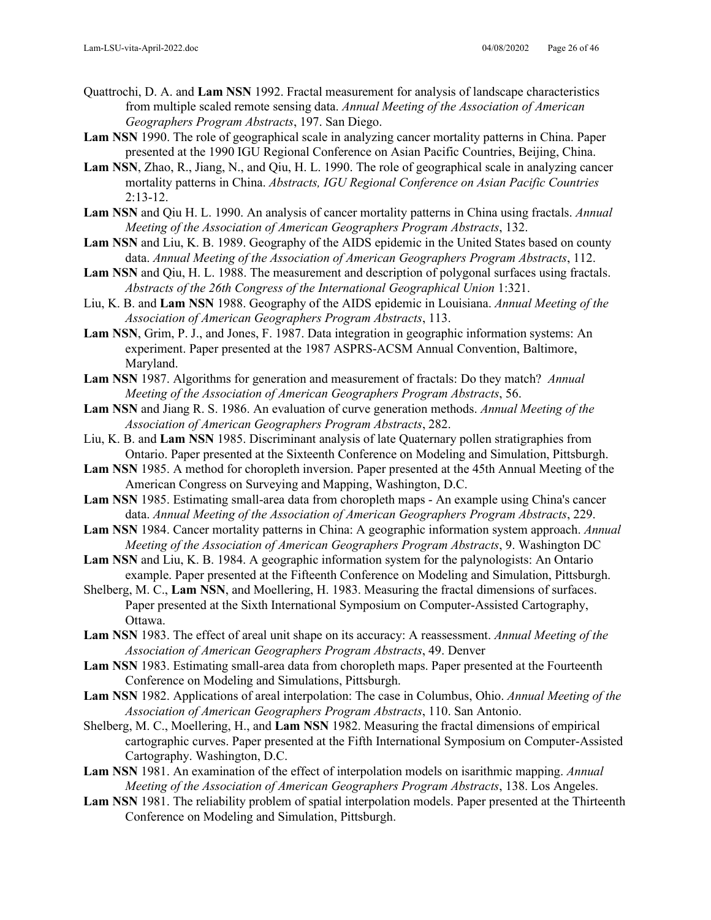Quattrochi, D. A. and **Lam NSN** 1992. Fractal measurement for analysis of landscape characteristics from multiple scaled remote sensing data. *Annual Meeting of the Association of American Geographers Program Abstracts*, 197. San Diego.

**Lam NSN** 1990. The role of geographical scale in analyzing cancer mortality patterns in China. Paper presented at the 1990 IGU Regional Conference on Asian Pacific Countries, Beijing, China.

**Lam NSN**, Zhao, R., Jiang, N., and Qiu, H. L. 1990. The role of geographical scale in analyzing cancer mortality patterns in China. *Abstracts, IGU Regional Conference on Asian Pacific Countries* 2:13-12.

**Lam NSN** and Qiu H. L. 1990. An analysis of cancer mortality patterns in China using fractals. *Annual Meeting of the Association of American Geographers Program Abstracts*, 132.

**Lam NSN** and Liu, K. B. 1989. Geography of the AIDS epidemic in the United States based on county data. *Annual Meeting of the Association of American Geographers Program Abstracts*, 112.

**Lam NSN** and Qiu, H. L. 1988. The measurement and description of polygonal surfaces using fractals. *Abstracts of the 26th Congress of the International Geographical Union* 1:321.

Liu, K. B. and **Lam NSN** 1988. Geography of the AIDS epidemic in Louisiana. *Annual Meeting of the Association of American Geographers Program Abstracts*, 113.

**Lam NSN**, Grim, P. J., and Jones, F. 1987. Data integration in geographic information systems: An experiment. Paper presented at the 1987 ASPRS-ACSM Annual Convention, Baltimore, Maryland.

**Lam NSN** 1987. Algorithms for generation and measurement of fractals: Do they match? *Annual Meeting of the Association of American Geographers Program Abstracts*, 56.

**Lam NSN** and Jiang R. S. 1986. An evaluation of curve generation methods. *Annual Meeting of the Association of American Geographers Program Abstracts*, 282.

Liu, K. B. and **Lam NSN** 1985. Discriminant analysis of late Quaternary pollen stratigraphies from Ontario. Paper presented at the Sixteenth Conference on Modeling and Simulation, Pittsburgh.

**Lam NSN** 1985. A method for choropleth inversion. Paper presented at the 45th Annual Meeting of the American Congress on Surveying and Mapping, Washington, D.C.

**Lam NSN** 1985. Estimating small-area data from choropleth maps - An example using China's cancer data. *Annual Meeting of the Association of American Geographers Program Abstracts*, 229.

**Lam NSN** 1984. Cancer mortality patterns in China: A geographic information system approach. *Annual Meeting of the Association of American Geographers Program Abstracts*, 9. Washington DC

**Lam NSN** and Liu, K. B. 1984. A geographic information system for the palynologists: An Ontario example. Paper presented at the Fifteenth Conference on Modeling and Simulation, Pittsburgh.

Shelberg, M. C., **Lam NSN**, and Moellering, H. 1983. Measuring the fractal dimensions of surfaces. Paper presented at the Sixth International Symposium on Computer-Assisted Cartography, Ottawa.

**Lam NSN** 1983. The effect of areal unit shape on its accuracy: A reassessment. *Annual Meeting of the Association of American Geographers Program Abstracts*, 49. Denver

**Lam NSN** 1983. Estimating small-area data from choropleth maps. Paper presented at the Fourteenth Conference on Modeling and Simulations, Pittsburgh.

**Lam NSN** 1982. Applications of areal interpolation: The case in Columbus, Ohio. *Annual Meeting of the Association of American Geographers Program Abstracts*, 110. San Antonio.

Shelberg, M. C., Moellering, H., and **Lam NSN** 1982. Measuring the fractal dimensions of empirical cartographic curves. Paper presented at the Fifth International Symposium on Computer-Assisted Cartography. Washington, D.C.

**Lam NSN** 1981. An examination of the effect of interpolation models on isarithmic mapping. *Annual Meeting of the Association of American Geographers Program Abstracts*, 138. Los Angeles.

**Lam NSN** 1981. The reliability problem of spatial interpolation models. Paper presented at the Thirteenth Conference on Modeling and Simulation, Pittsburgh.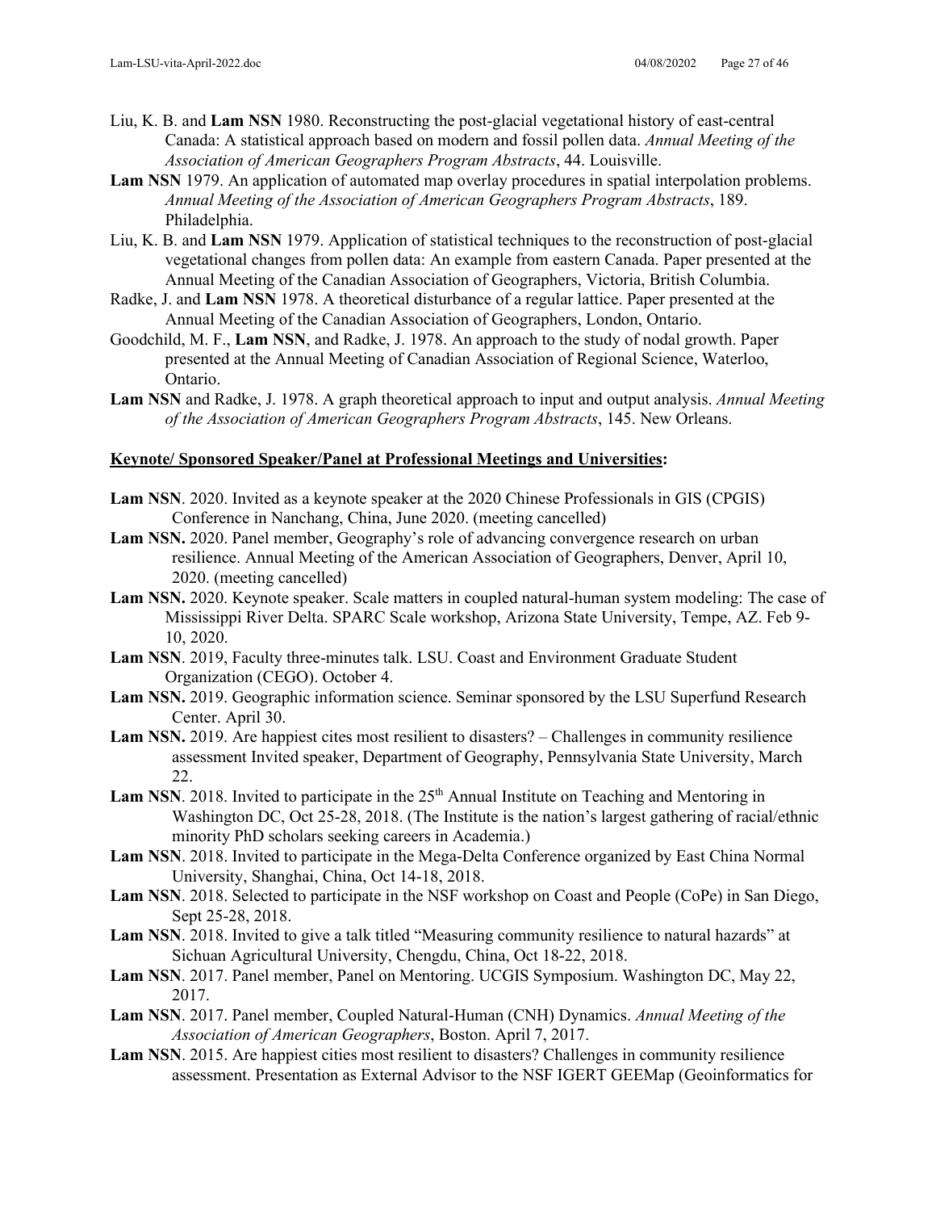Liu, K. B. and **Lam NSN** 1980. Reconstructing the post-glacial vegetational history of east-central Canada: A statistical approach based on modern and fossil pollen data. *Annual Meeting of the Association of American Geographers Program Abstracts*, 44. Louisville.

**Lam NSN** 1979. An application of automated map overlay procedures in spatial interpolation problems. *Annual Meeting of the Association of American Geographers Program Abstracts*, 189. Philadelphia.

Liu, K. B. and **Lam NSN** 1979. Application of statistical techniques to the reconstruction of post-glacial vegetational changes from pollen data: An example from eastern Canada. Paper presented at the Annual Meeting of the Canadian Association of Geographers, Victoria, British Columbia.

Radke, J. and **Lam NSN** 1978. A theoretical disturbance of a regular lattice. Paper presented at the Annual Meeting of the Canadian Association of Geographers, London, Ontario.

Goodchild, M. F., **Lam NSN**, and Radke, J. 1978. An approach to the study of nodal growth. Paper presented at the Annual Meeting of Canadian Association of Regional Science, Waterloo, Ontario.

**Lam NSN** and Radke, J. 1978. A graph theoretical approach to input and output analysis. *Annual Meeting of the Association of American Geographers Program Abstracts*, 145. New Orleans.

**Keynote/ Sponsored Speaker/Panel at Professional Meetings and Universities:**

**Lam NSN**. 2020. Invited as a keynote speaker at the 2020 Chinese Professionals in GIS (CPGIS) Conference in Nanchang, China, June 2020. (meeting cancelled)

**Lam NSN.** 2020. Panel member, Geography's role of advancing convergence research on urban resilience. Annual Meeting of the American Association of Geographers, Denver, April 10, 2020. (meeting cancelled)

**Lam NSN.** 2020. Keynote speaker. Scale matters in coupled natural-human system modeling: The case of Mississippi River Delta. SPARC Scale workshop, Arizona State University, Tempe, AZ. Feb 9-10, 2020.

**Lam NSN**. 2019, Faculty three-minutes talk. LSU. Coast and Environment Graduate Student Organization (CEGO). October 4.

**Lam NSN.** 2019. Geographic information science. Seminar sponsored by the LSU Superfund Research Center. April 30.

**Lam NSN.** 2019. Are happiest cites most resilient to disasters? – Challenges in community resilience assessment Invited speaker, Department of Geography, Pennsylvania State University, March 22.

**Lam NSN**. 2018. Invited to participate in the 25th Annual Institute on Teaching and Mentoring in Washington DC, Oct 25-28, 2018. (The Institute is the nation's largest gathering of racial/ethnic minority PhD scholars seeking careers in Academia.)

**Lam NSN**. 2018. Invited to participate in the Mega-Delta Conference organized by East China Normal University, Shanghai, China, Oct 14-18, 2018.

**Lam NSN**. 2018. Selected to participate in the NSF workshop on Coast and People (CoPe) in San Diego, Sept 25-28, 2018.

**Lam NSN**. 2018. Invited to give a talk titled "Measuring community resilience to natural hazards" at Sichuan Agricultural University, Chengdu, China, Oct 18-22, 2018.

**Lam NSN**. 2017. Panel member, Panel on Mentoring. UCGIS Symposium. Washington DC, May 22, 2017.

**Lam NSN**. 2017. Panel member, Coupled Natural-Human (CNH) Dynamics. *Annual Meeting of the Association of American Geographers*, Boston. April 7, 2017.

**Lam NSN**. 2015. Are happiest cities most resilient to disasters? Challenges in community resilience assessment. Presentation as External Advisor to the NSF IGERT GEEMap (Geoinformatics for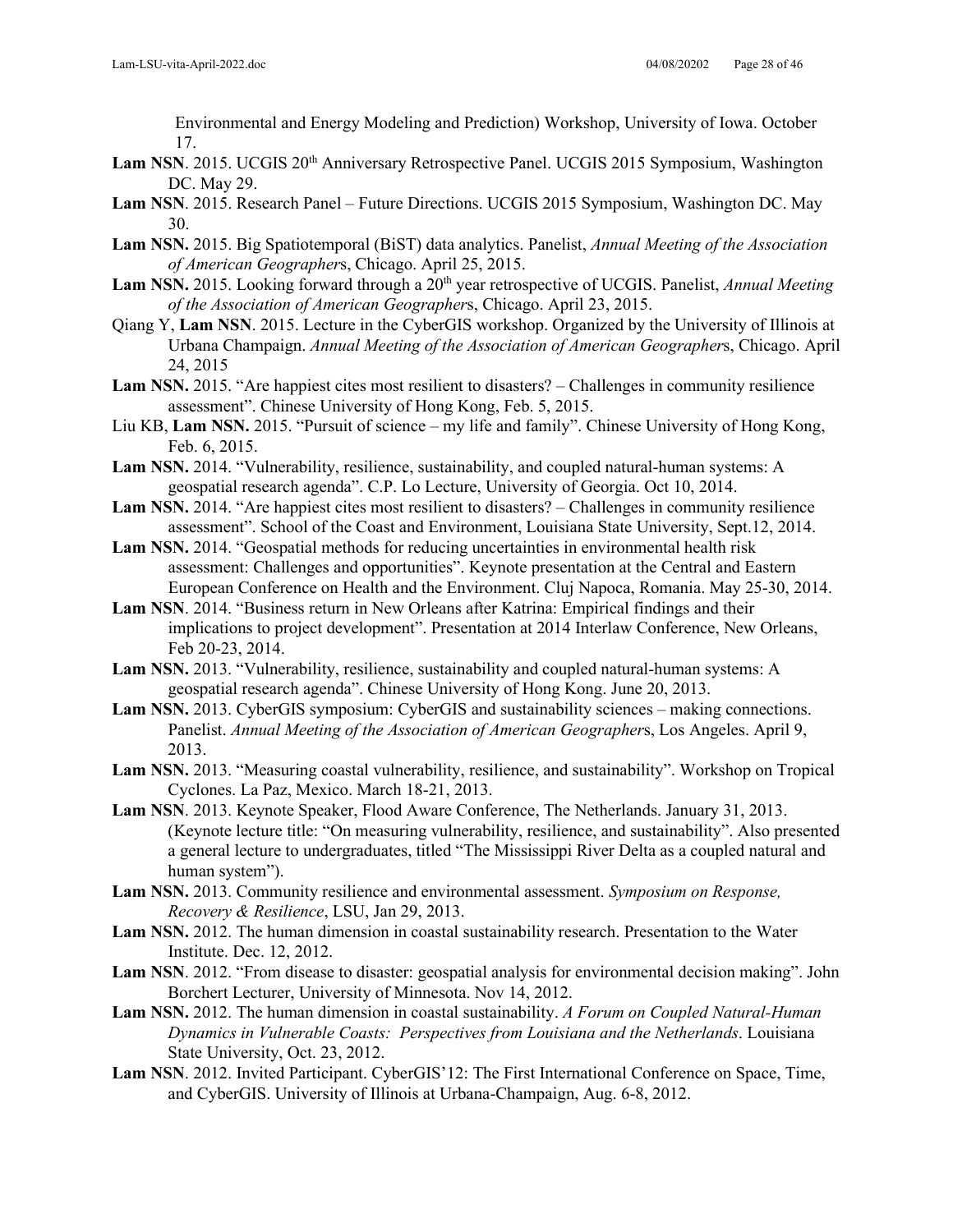Environmental and Energy Modeling and Prediction) Workshop, University of Iowa. October 17.

**Lam NSN**. 2015. UCGIS 20th Anniversary Retrospective Panel. UCGIS 2015 Symposium, Washington DC. May 29.

**Lam NSN**. 2015. Research Panel – Future Directions. UCGIS 2015 Symposium, Washington DC. May 30.

**Lam NSN.** 2015. Big Spatiotemporal (BiST) data analytics. Panelist, *Annual Meeting of the Association of American Geographer*s, Chicago. April 25, 2015.

**Lam NSN.** 2015. Looking forward through a 20th year retrospective of UCGIS. Panelist, *Annual Meeting of the Association of American Geographer*s, Chicago. April 23, 2015.

Qiang Y, **Lam NSN**. 2015. Lecture in the CyberGIS workshop. Organized by the University of Illinois at Urbana Champaign. *Annual Meeting of the Association of American Geographer*s, Chicago. April 24, 2015

**Lam NSN.** 2015. "Are happiest cites most resilient to disasters? – Challenges in community resilience assessment". Chinese University of Hong Kong, Feb. 5, 2015.

Liu KB, **Lam NSN.** 2015. "Pursuit of science – my life and family". Chinese University of Hong Kong, Feb. 6, 2015.

**Lam NSN.** 2014. "Vulnerability, resilience, sustainability, and coupled natural-human systems: A geospatial research agenda". C.P. Lo Lecture, University of Georgia. Oct 10, 2014.

**Lam NSN.** 2014. "Are happiest cites most resilient to disasters? – Challenges in community resilience assessment". School of the Coast and Environment, Louisiana State University, Sept.12, 2014.

**Lam NSN.** 2014. "Geospatial methods for reducing uncertainties in environmental health risk assessment: Challenges and opportunities". Keynote presentation at the Central and Eastern European Conference on Health and the Environment. Cluj Napoca, Romania. May 25-30, 2014.

**Lam NSN**. 2014. "Business return in New Orleans after Katrina: Empirical findings and their implications to project development". Presentation at 2014 Interlaw Conference, New Orleans, Feb 20-23, 2014.

**Lam NSN.** 2013. "Vulnerability, resilience, sustainability and coupled natural-human systems: A geospatial research agenda". Chinese University of Hong Kong. June 20, 2013.

**Lam NSN.** 2013. CyberGIS symposium: CyberGIS and sustainability sciences – making connections. Panelist. *Annual Meeting of the Association of American Geographer*s, Los Angeles. April 9, 2013.

**Lam NSN.** 2013. "Measuring coastal vulnerability, resilience, and sustainability". Workshop on Tropical Cyclones. La Paz, Mexico. March 18-21, 2013.

**Lam NSN**. 2013. Keynote Speaker, Flood Aware Conference, The Netherlands. January 31, 2013. (Keynote lecture title: "On measuring vulnerability, resilience, and sustainability". Also presented a general lecture to undergraduates, titled "The Mississippi River Delta as a coupled natural and human system").

**Lam NSN.** 2013. Community resilience and environmental assessment. *Symposium on Response, Recovery & Resilience*, LSU, Jan 29, 2013.

**Lam NSN.** 2012. The human dimension in coastal sustainability research. Presentation to the Water Institute. Dec. 12, 2012.

**Lam NSN**. 2012. "From disease to disaster: geospatial analysis for environmental decision making". John Borchert Lecturer, University of Minnesota. Nov 14, 2012.

**Lam NSN.** 2012. The human dimension in coastal sustainability. *A Forum on Coupled Natural-Human Dynamics in Vulnerable Coasts: Perspectives from Louisiana and the Netherlands*. Louisiana State University, Oct. 23, 2012.

**Lam NSN**. 2012. Invited Participant. CyberGIS'12: The First International Conference on Space, Time, and CyberGIS. University of Illinois at Urbana-Champaign, Aug. 6-8, 2012.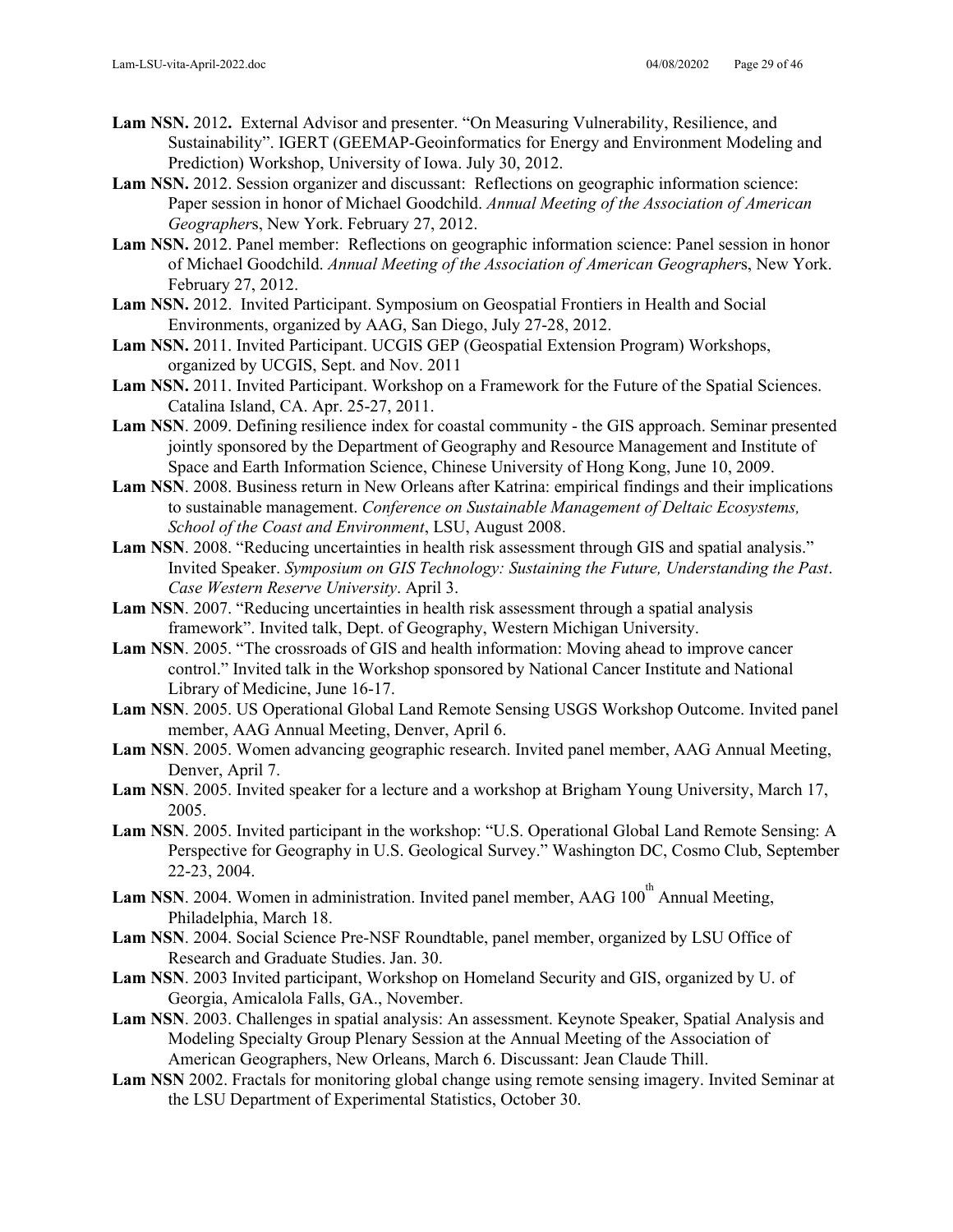**Lam NSN.** 2012**.** External Advisor and presenter. "On Measuring Vulnerability, Resilience, and Sustainability". IGERT (GEEMAP-Geoinformatics for Energy and Environment Modeling and Prediction) Workshop, University of Iowa. July 30, 2012.

**Lam NSN.** 2012. Session organizer and discussant: Reflections on geographic information science: Paper session in honor of Michael Goodchild. *Annual Meeting of the Association of American Geographer*s, New York. February 27, 2012.

**Lam NSN.** 2012. Panel member: Reflections on geographic information science: Panel session in honor of Michael Goodchild. *Annual Meeting of the Association of American Geographer*s, New York. February 27, 2012.

**Lam NSN.** 2012. Invited Participant. Symposium on Geospatial Frontiers in Health and Social Environments, organized by AAG, San Diego, July 27-28, 2012.

**Lam NSN.** 2011. Invited Participant. UCGIS GEP (Geospatial Extension Program) Workshops, organized by UCGIS, Sept. and Nov. 2011

**Lam NSN.** 2011. Invited Participant. Workshop on a Framework for the Future of the Spatial Sciences. Catalina Island, CA. Apr. 25-27, 2011.

**Lam NSN**. 2009. Defining resilience index for coastal community - the GIS approach. Seminar presented jointly sponsored by the Department of Geography and Resource Management and Institute of Space and Earth Information Science, Chinese University of Hong Kong, June 10, 2009.

**Lam NSN**. 2008. Business return in New Orleans after Katrina: empirical findings and their implications to sustainable management. *Conference on Sustainable Management of Deltaic Ecosystems, School of the Coast and Environment*, LSU, August 2008.

**Lam NSN**. 2008. "Reducing uncertainties in health risk assessment through GIS and spatial analysis." Invited Speaker. *Symposium on GIS Technology: Sustaining the Future, Understanding the Past*. *Case Western Reserve University*. April 3.

**Lam NSN**. 2007. "Reducing uncertainties in health risk assessment through a spatial analysis framework". Invited talk, Dept. of Geography, Western Michigan University.

**Lam NSN**. 2005. "The crossroads of GIS and health information: Moving ahead to improve cancer control." Invited talk in the Workshop sponsored by National Cancer Institute and National Library of Medicine, June 16-17.

**Lam NSN**. 2005. US Operational Global Land Remote Sensing USGS Workshop Outcome. Invited panel member, AAG Annual Meeting, Denver, April 6.

**Lam NSN**. 2005. Women advancing geographic research. Invited panel member, AAG Annual Meeting, Denver, April 7.

**Lam NSN**. 2005. Invited speaker for a lecture and a workshop at Brigham Young University, March 17, 2005.

**Lam NSN**. 2005. Invited participant in the workshop: "U.S. Operational Global Land Remote Sensing: A Perspective for Geography in U.S. Geological Survey." Washington DC, Cosmo Club, September 22-23, 2004.

**Lam NSN**. 2004. Women in administration. Invited panel member, AAG 100th Annual Meeting, Philadelphia, March 18.

**Lam NSN**. 2004. Social Science Pre-NSF Roundtable, panel member, organized by LSU Office of Research and Graduate Studies. Jan. 30.

**Lam NSN**. 2003 Invited participant, Workshop on Homeland Security and GIS, organized by U. of Georgia, Amicalola Falls, GA., November.

**Lam NSN**. 2003. Challenges in spatial analysis: An assessment. Keynote Speaker, Spatial Analysis and Modeling Specialty Group Plenary Session at the Annual Meeting of the Association of American Geographers, New Orleans, March 6. Discussant: Jean Claude Thill.

**Lam NSN** 2002. Fractals for monitoring global change using remote sensing imagery. Invited Seminar at the LSU Department of Experimental Statistics, October 30.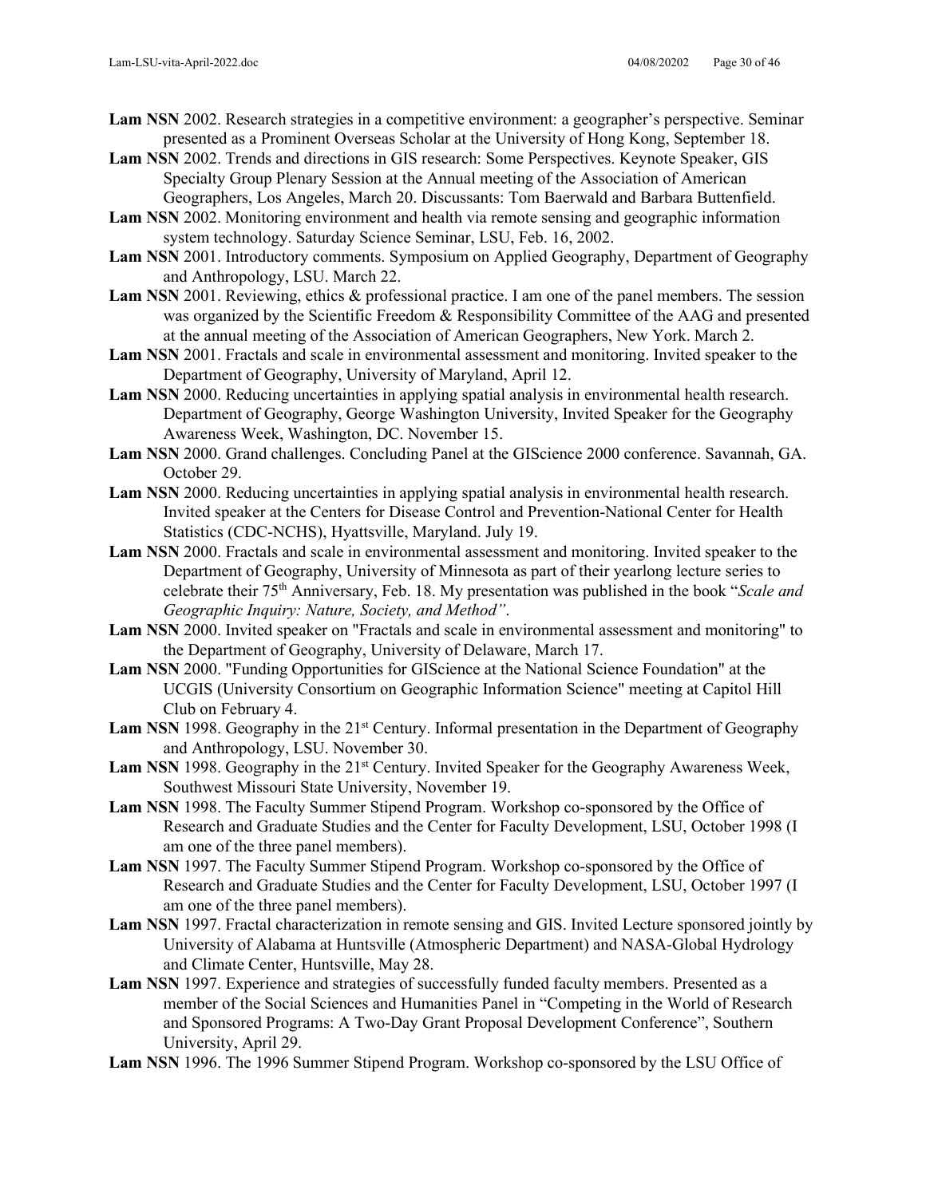**Lam NSN** 2002. Research strategies in a competitive environment: a geographer's perspective. Seminar presented as a Prominent Overseas Scholar at the University of Hong Kong, September 18.

**Lam NSN** 2002. Trends and directions in GIS research: Some Perspectives. Keynote Speaker, GIS Specialty Group Plenary Session at the Annual meeting of the Association of American Geographers, Los Angeles, March 20. Discussants: Tom Baerwald and Barbara Buttenfield.

**Lam NSN** 2002. Monitoring environment and health via remote sensing and geographic information system technology. Saturday Science Seminar, LSU, Feb. 16, 2002.

**Lam NSN** 2001. Introductory comments. Symposium on Applied Geography, Department of Geography and Anthropology, LSU. March 22.

**Lam NSN** 2001. Reviewing, ethics & professional practice. I am one of the panel members. The session was organized by the Scientific Freedom & Responsibility Committee of the AAG and presented at the annual meeting of the Association of American Geographers, New York. March 2.

**Lam NSN** 2001. Fractals and scale in environmental assessment and monitoring. Invited speaker to the Department of Geography, University of Maryland, April 12.

**Lam NSN** 2000. Reducing uncertainties in applying spatial analysis in environmental health research. Department of Geography, George Washington University, Invited Speaker for the Geography Awareness Week, Washington, DC. November 15.

**Lam NSN** 2000. Grand challenges. Concluding Panel at the GIScience 2000 conference. Savannah, GA. October 29.

**Lam NSN** 2000. Reducing uncertainties in applying spatial analysis in environmental health research. Invited speaker at the Centers for Disease Control and Prevention-National Center for Health Statistics (CDC-NCHS), Hyattsville, Maryland. July 19.

**Lam NSN** 2000. Fractals and scale in environmental assessment and monitoring. Invited speaker to the Department of Geography, University of Minnesota as part of their yearlong lecture series to celebrate their 75th Anniversary, Feb. 18. My presentation was published in the book "*Scale and Geographic Inquiry: Nature, Society, and Method"*.

**Lam NSN** 2000. Invited speaker on "Fractals and scale in environmental assessment and monitoring" to the Department of Geography, University of Delaware, March 17.

**Lam NSN** 2000. "Funding Opportunities for GIScience at the National Science Foundation" at the UCGIS (University Consortium on Geographic Information Science" meeting at Capitol Hill Club on February 4.

**Lam NSN** 1998. Geography in the 21st Century. Informal presentation in the Department of Geography and Anthropology, LSU. November 30.

**Lam NSN** 1998. Geography in the 21st Century. Invited Speaker for the Geography Awareness Week, Southwest Missouri State University, November 19.

**Lam NSN** 1998. The Faculty Summer Stipend Program. Workshop co-sponsored by the Office of Research and Graduate Studies and the Center for Faculty Development, LSU, October 1998 (I am one of the three panel members).

**Lam NSN** 1997. The Faculty Summer Stipend Program. Workshop co-sponsored by the Office of Research and Graduate Studies and the Center for Faculty Development, LSU, October 1997 (I am one of the three panel members).

**Lam NSN** 1997. Fractal characterization in remote sensing and GIS. Invited Lecture sponsored jointly by University of Alabama at Huntsville (Atmospheric Department) and NASA-Global Hydrology and Climate Center, Huntsville, May 28.

**Lam NSN** 1997. Experience and strategies of successfully funded faculty members. Presented as a member of the Social Sciences and Humanities Panel in "Competing in the World of Research and Sponsored Programs: A Two-Day Grant Proposal Development Conference", Southern University, April 29.

**Lam NSN** 1996. The 1996 Summer Stipend Program. Workshop co-sponsored by the LSU Office of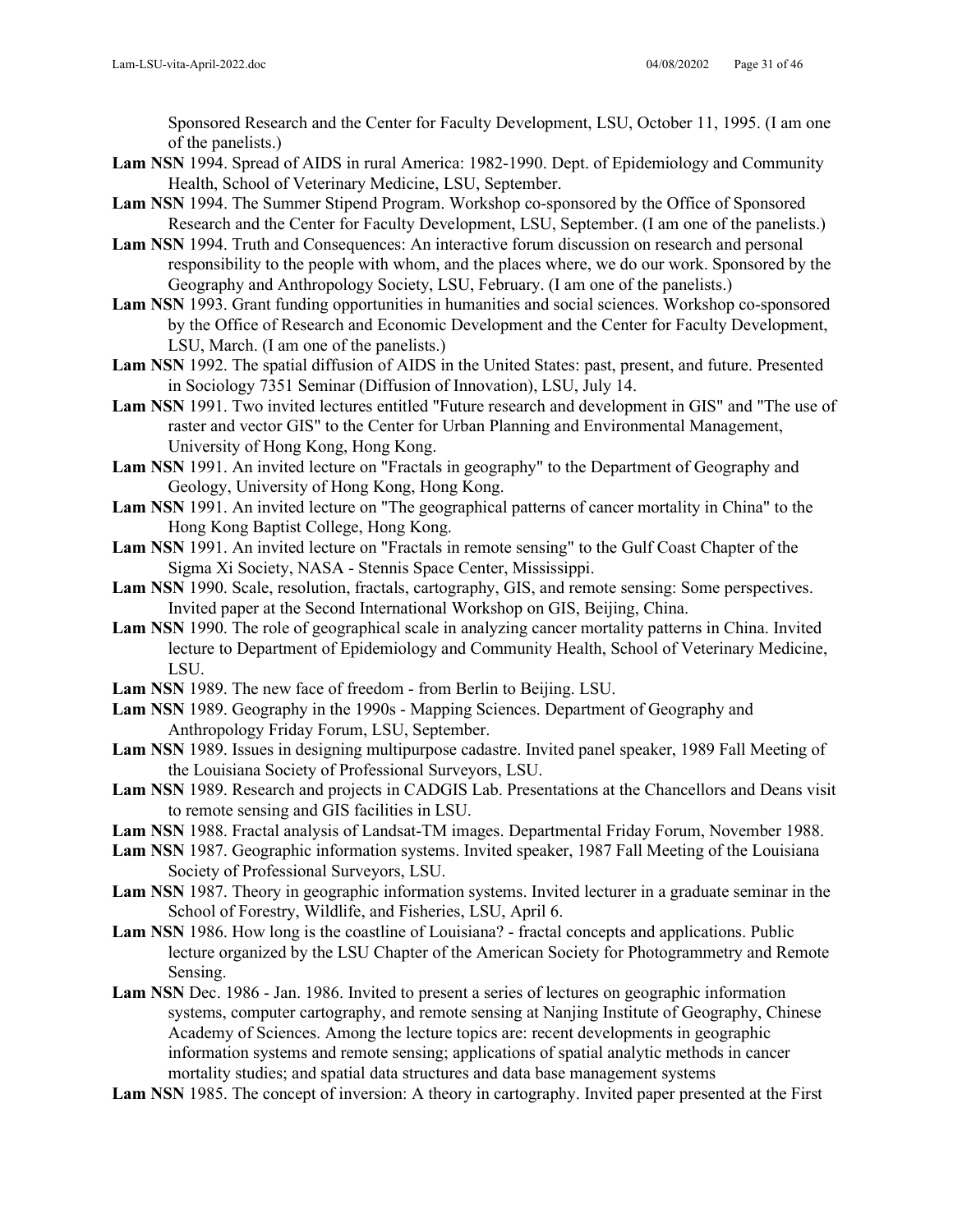Sponsored Research and the Center for Faculty Development, LSU, October 11, 1995. (I am one of the panelists.)

**Lam NSN** 1994. Spread of AIDS in rural America: 1982-1990. Dept. of Epidemiology and Community Health, School of Veterinary Medicine, LSU, September.

**Lam NSN** 1994. The Summer Stipend Program. Workshop co-sponsored by the Office of Sponsored Research and the Center for Faculty Development, LSU, September. (I am one of the panelists.)

**Lam NSN** 1994. Truth and Consequences: An interactive forum discussion on research and personal responsibility to the people with whom, and the places where, we do our work. Sponsored by the Geography and Anthropology Society, LSU, February. (I am one of the panelists.)

**Lam NSN** 1993. Grant funding opportunities in humanities and social sciences. Workshop co-sponsored by the Office of Research and Economic Development and the Center for Faculty Development, LSU, March. (I am one of the panelists.)

**Lam NSN** 1992. The spatial diffusion of AIDS in the United States: past, present, and future. Presented in Sociology 7351 Seminar (Diffusion of Innovation), LSU, July 14.

**Lam NSN** 1991. Two invited lectures entitled "Future research and development in GIS" and "The use of raster and vector GIS" to the Center for Urban Planning and Environmental Management, University of Hong Kong, Hong Kong.

**Lam NSN** 1991. An invited lecture on "Fractals in geography" to the Department of Geography and Geology, University of Hong Kong, Hong Kong.

**Lam NSN** 1991. An invited lecture on "The geographical patterns of cancer mortality in China" to the Hong Kong Baptist College, Hong Kong.

**Lam NSN** 1991. An invited lecture on "Fractals in remote sensing" to the Gulf Coast Chapter of the Sigma Xi Society, NASA - Stennis Space Center, Mississippi.

**Lam NSN** 1990. Scale, resolution, fractals, cartography, GIS, and remote sensing: Some perspectives. Invited paper at the Second International Workshop on GIS, Beijing, China.

**Lam NSN** 1990. The role of geographical scale in analyzing cancer mortality patterns in China. Invited lecture to Department of Epidemiology and Community Health, School of Veterinary Medicine, LSU.

**Lam NSN** 1989. The new face of freedom - from Berlin to Beijing. LSU.

**Lam NSN** 1989. Geography in the 1990s - Mapping Sciences. Department of Geography and Anthropology Friday Forum, LSU, September.

**Lam NSN** 1989. Issues in designing multipurpose cadastre. Invited panel speaker, 1989 Fall Meeting of the Louisiana Society of Professional Surveyors, LSU.

**Lam NSN** 1989. Research and projects in CADGIS Lab. Presentations at the Chancellors and Deans visit to remote sensing and GIS facilities in LSU.

**Lam NSN** 1988. Fractal analysis of Landsat-TM images. Departmental Friday Forum, November 1988.

**Lam NSN** 1987. Geographic information systems. Invited speaker, 1987 Fall Meeting of the Louisiana Society of Professional Surveyors, LSU.

**Lam NSN** 1987. Theory in geographic information systems. Invited lecturer in a graduate seminar in the School of Forestry, Wildlife, and Fisheries, LSU, April 6.

**Lam NSN** 1986. How long is the coastline of Louisiana? - fractal concepts and applications. Public lecture organized by the LSU Chapter of the American Society for Photogrammetry and Remote Sensing.

**Lam NSN** Dec. 1986 - Jan. 1986. Invited to present a series of lectures on geographic information systems, computer cartography, and remote sensing at Nanjing Institute of Geography, Chinese Academy of Sciences. Among the lecture topics are: recent developments in geographic information systems and remote sensing; applications of spatial analytic methods in cancer mortality studies; and spatial data structures and data base management systems

**Lam NSN** 1985. The concept of inversion: A theory in cartography. Invited paper presented at the First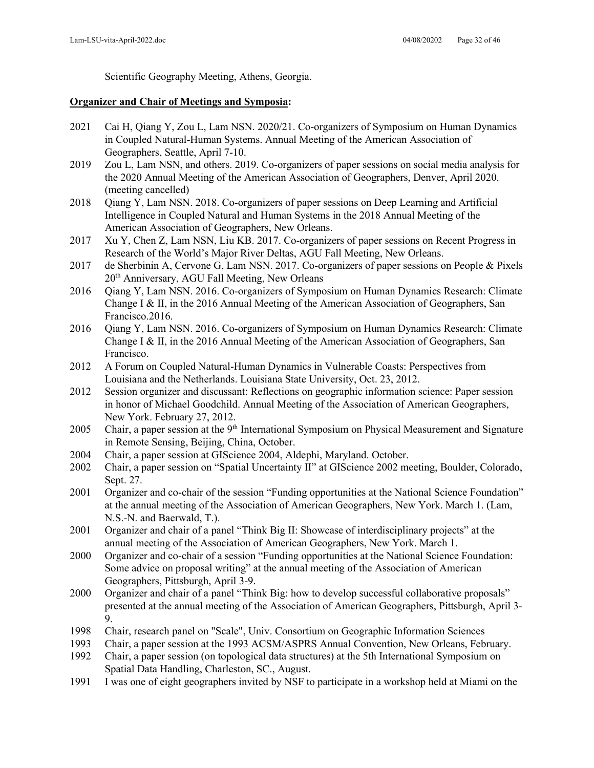Scientific Geography Meeting, Athens, Georgia.

**Organizer and Chair of Meetings and Symposia:**

2021 Cai H, Qiang Y, Zou L, Lam NSN. 2020/21. Co-organizers of Symposium on Human Dynamics in Coupled Natural-Human Systems. Annual Meeting of the American Association of Geographers, Seattle, April 7-10.

2019 Zou L, Lam NSN, and others. 2019. Co-organizers of paper sessions on social media analysis for the 2020 Annual Meeting of the American Association of Geographers, Denver, April 2020. (meeting cancelled)

2018 Qiang Y, Lam NSN. 2018. Co-organizers of paper sessions on Deep Learning and Artificial Intelligence in Coupled Natural and Human Systems in the 2018 Annual Meeting of the American Association of Geographers, New Orleans.

2017 Xu Y, Chen Z, Lam NSN, Liu KB. 2017. Co-organizers of paper sessions on Recent Progress in Research of the World's Major River Deltas, AGU Fall Meeting, New Orleans.

2017 de Sherbinin A, Cervone G, Lam NSN. 2017. Co-organizers of paper sessions on People & Pixels 20th Anniversary, AGU Fall Meeting, New Orleans

2016 Qiang Y, Lam NSN. 2016. Co-organizers of Symposium on Human Dynamics Research: Climate Change I & II, in the 2016 Annual Meeting of the American Association of Geographers, San Francisco.2016.

2016 Qiang Y, Lam NSN. 2016. Co-organizers of Symposium on Human Dynamics Research: Climate Change I & II, in the 2016 Annual Meeting of the American Association of Geographers, San Francisco.

2012 A Forum on Coupled Natural-Human Dynamics in Vulnerable Coasts: Perspectives from Louisiana and the Netherlands. Louisiana State University, Oct. 23, 2012.

2012 Session organizer and discussant: Reflections on geographic information science: Paper session in honor of Michael Goodchild. Annual Meeting of the Association of American Geographers, New York. February 27, 2012.

2005 Chair, a paper session at the 9th International Symposium on Physical Measurement and Signature in Remote Sensing, Beijing, China, October.

2004 Chair, a paper session at GIScience 2004, Aldephi, Maryland. October.

2002 Chair, a paper session on "Spatial Uncertainty II" at GIScience 2002 meeting, Boulder, Colorado, Sept. 27.

2001 Organizer and co-chair of the session "Funding opportunities at the National Science Foundation" at the annual meeting of the Association of American Geographers, New York. March 1. (Lam, N.S.-N. and Baerwald, T.).

2001 Organizer and chair of a panel "Think Big II: Showcase of interdisciplinary projects" at the annual meeting of the Association of American Geographers, New York. March 1.

2000 Organizer and co-chair of a session "Funding opportunities at the National Science Foundation: Some advice on proposal writing" at the annual meeting of the Association of American Geographers, Pittsburgh, April 3-9.

2000 Organizer and chair of a panel "Think Big: how to develop successful collaborative proposals" presented at the annual meeting of the Association of American Geographers, Pittsburgh, April 3-9.

1998 Chair, research panel on "Scale", Univ. Consortium on Geographic Information Sciences

1993 Chair, a paper session at the 1993 ACSM/ASPRS Annual Convention, New Orleans, February.

1992 Chair, a paper session (on topological data structures) at the 5th International Symposium on Spatial Data Handling, Charleston, SC., August.

1991 I was one of eight geographers invited by NSF to participate in a workshop held at Miami on the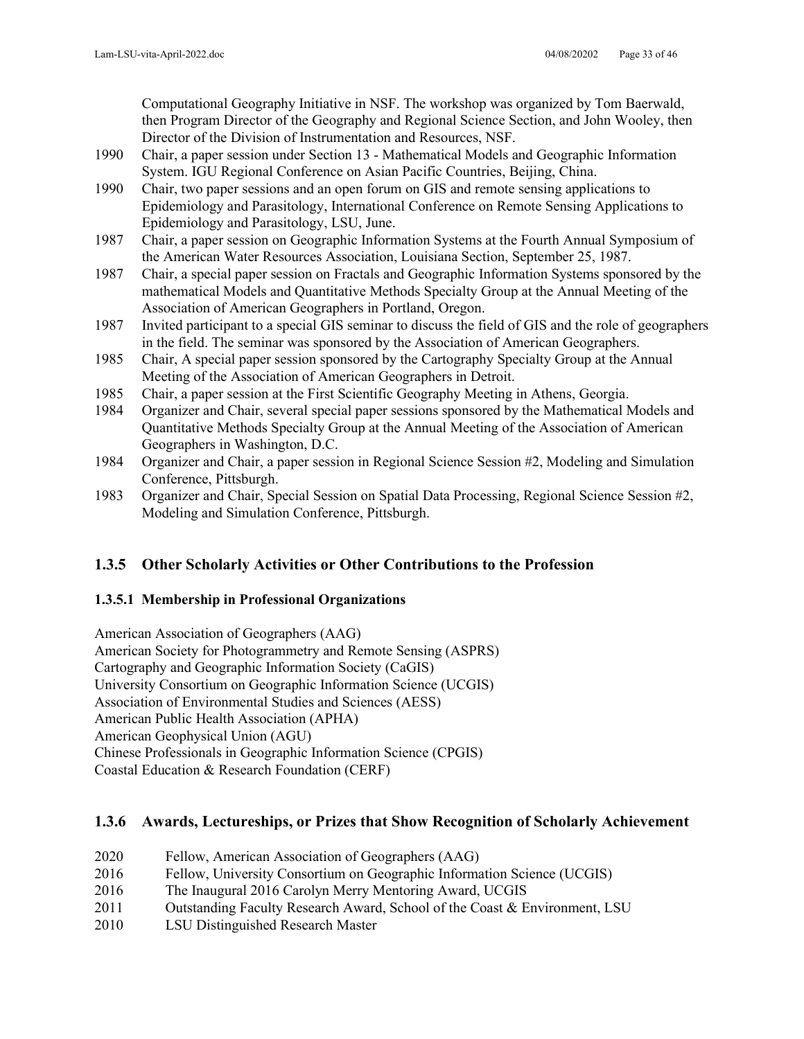Computational Geography Initiative in NSF. The workshop was organized by Tom Baerwald, then Program Director of the Geography and Regional Science Section, and John Wooley, then Director of the Division of Instrumentation and Resources, NSF.

1990 Chair, a paper session under Section 13 - Mathematical Models and Geographic Information System. IGU Regional Conference on Asian Pacific Countries, Beijing, China.

1990 Chair, two paper sessions and an open forum on GIS and remote sensing applications to Epidemiology and Parasitology, International Conference on Remote Sensing Applications to Epidemiology and Parasitology, LSU, June.

1987 Chair, a paper session on Geographic Information Systems at the Fourth Annual Symposium of the American Water Resources Association, Louisiana Section, September 25, 1987.

1987 Chair, a special paper session on Fractals and Geographic Information Systems sponsored by the mathematical Models and Quantitative Methods Specialty Group at the Annual Meeting of the Association of American Geographers in Portland, Oregon.

1987 Invited participant to a special GIS seminar to discuss the field of GIS and the role of geographers in the field. The seminar was sponsored by the Association of American Geographers.

1985 Chair, A special paper session sponsored by the Cartography Specialty Group at the Annual Meeting of the Association of American Geographers in Detroit.

1985 Chair, a paper session at the First Scientific Geography Meeting in Athens, Georgia.

1984 Organizer and Chair, several special paper sessions sponsored by the Mathematical Models and Quantitative Methods Specialty Group at the Annual Meeting of the Association of American Geographers in Washington, D.C.

1984 Organizer and Chair, a paper session in Regional Science Session #2, Modeling and Simulation Conference, Pittsburgh.

1983 Organizer and Chair, Special Session on Spatial Data Processing, Regional Science Session #2, Modeling and Simulation Conference, Pittsburgh.

### 1.3.5 Other Scholarly Activities or Other Contributions to the Profession

#### 1.3.5.1 Membership in Professional Organizations

American Association of Geographers (AAG)
American Society for Photogrammetry and Remote Sensing (ASPRS)
Cartography and Geographic Information Society (CaGIS)
University Consortium on Geographic Information Science (UCGIS)
Association of Environmental Studies and Sciences (AESS)
American Public Health Association (APHA)
American Geophysical Union (AGU)
Chinese Professionals in Geographic Information Science (CPGIS)
Coastal Education & Research Foundation (CERF)

### 1.3.6 Awards, Lectureships, or Prizes that Show Recognition of Scholarly Achievement

2020 Fellow, American Association of Geographers (AAG)

2016 Fellow, University Consortium on Geographic Information Science (UCGIS)

2016 The Inaugural 2016 Carolyn Merry Mentoring Award, UCGIS

2011 Outstanding Faculty Research Award, School of the Coast & Environment, LSU

2010 LSU Distinguished Research Master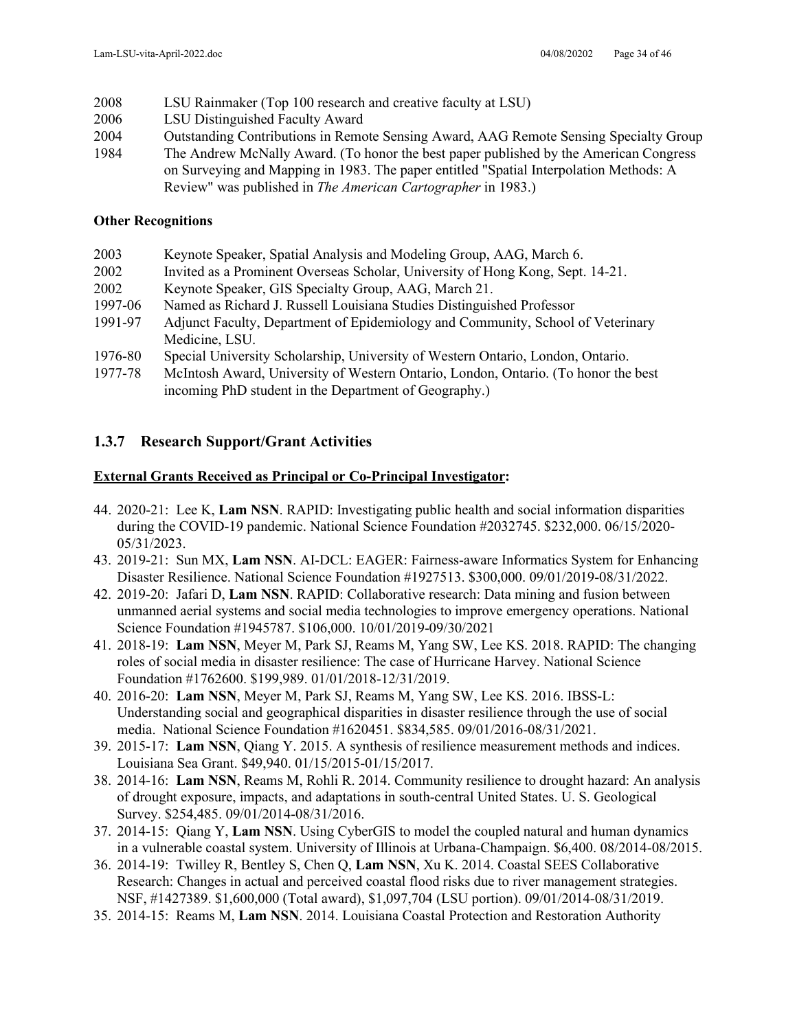2008 LSU Rainmaker (Top 100 research and creative faculty at LSU)
2006 LSU Distinguished Faculty Award
2004 Outstanding Contributions in Remote Sensing Award, AAG Remote Sensing Specialty Group
1984 The Andrew McNally Award. (To honor the best paper published by the American Congress on Surveying and Mapping in 1983. The paper entitled "Spatial Interpolation Methods: A Review" was published in *The American Cartographer* in 1983.)

**Other Recognitions**

2003 Keynote Speaker, Spatial Analysis and Modeling Group, AAG, March 6.
2002 Invited as a Prominent Overseas Scholar, University of Hong Kong, Sept. 14-21.
2002 Keynote Speaker, GIS Specialty Group, AAG, March 21.
1997-06 Named as Richard J. Russell Louisiana Studies Distinguished Professor
1991-97 Adjunct Faculty, Department of Epidemiology and Community, School of Veterinary Medicine, LSU.
1976-80 Special University Scholarship, University of Western Ontario, London, Ontario.
1977-78 McIntosh Award, University of Western Ontario, London, Ontario. (To honor the best incoming PhD student in the Department of Geography.)

### 1.3.7 Research Support/Grant Activities

**External Grants Received as Principal or Co-Principal Investigator:**

44. 2020-21: Lee K, **Lam NSN**. RAPID: Investigating public health and social information disparities during the COVID-19 pandemic. National Science Foundation #2032745. $232,000. 06/15/2020-05/31/2023.
43. 2019-21: Sun MX, **Lam NSN**. AI-DCL: EAGER: Fairness-aware Informatics System for Enhancing Disaster Resilience. National Science Foundation #1927513. $300,000. 09/01/2019-08/31/2022.
42. 2019-20: Jafari D, **Lam NSN**. RAPID: Collaborative research: Data mining and fusion between unmanned aerial systems and social media technologies to improve emergency operations. National Science Foundation #1945787. $106,000. 10/01/2019-09/30/2021
41. 2018-19: **Lam NSN**, Meyer M, Park SJ, Reams M, Yang SW, Lee KS. 2018. RAPID: The changing roles of social media in disaster resilience: The case of Hurricane Harvey. National Science Foundation #1762600. $199,989. 01/01/2018-12/31/2019.
40. 2016-20: **Lam NSN**, Meyer M, Park SJ, Reams M, Yang SW, Lee KS. 2016. IBSS-L: Understanding social and geographical disparities in disaster resilience through the use of social media. National Science Foundation #1620451. $834,585. 09/01/2016-08/31/2021.
39. 2015-17: **Lam NSN**, Qiang Y. 2015. A synthesis of resilience measurement methods and indices. Louisiana Sea Grant. $49,940. 01/15/2015-01/15/2017.
38. 2014-16: **Lam NSN**, Reams M, Rohli R. 2014. Community resilience to drought hazard: An analysis of drought exposure, impacts, and adaptations in south-central United States. U. S. Geological Survey. $254,485. 09/01/2014-08/31/2016.
37. 2014-15: Qiang Y, **Lam NSN**. Using CyberGIS to model the coupled natural and human dynamics in a vulnerable coastal system. University of Illinois at Urbana-Champaign. $6,400. 08/2014-08/2015.
36. 2014-19: Twilley R, Bentley S, Chen Q, **Lam NSN**, Xu K. 2014. Coastal SEES Collaborative Research: Changes in actual and perceived coastal flood risks due to river management strategies. NSF, #1427389. $1,600,000 (Total award), $1,097,704 (LSU portion). 09/01/2014-08/31/2019.
35. 2014-15: Reams M, **Lam NSN**. 2014. Louisiana Coastal Protection and Restoration Authority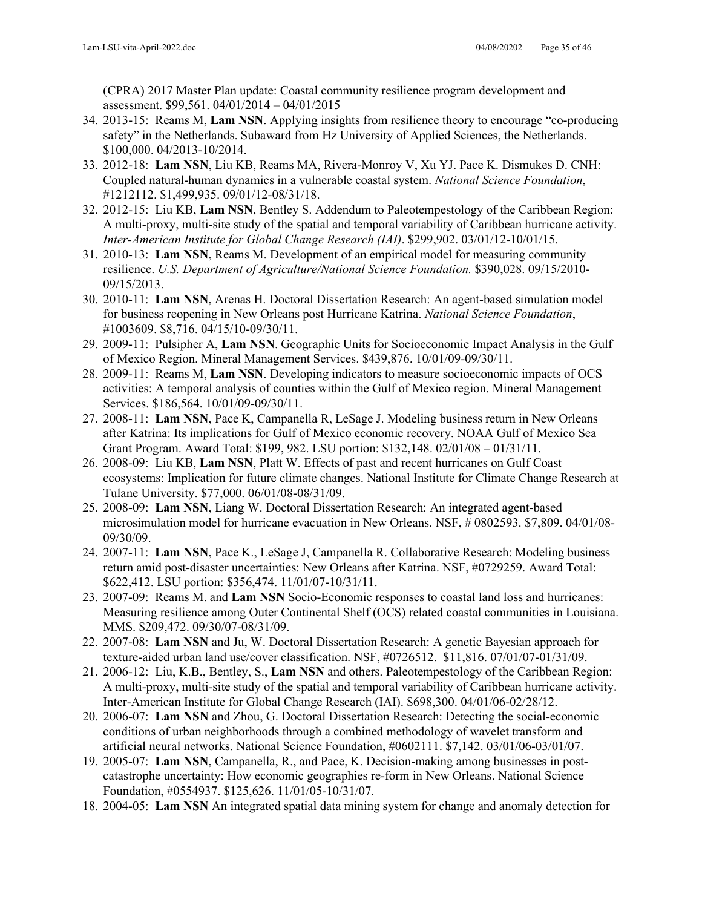(CPRA) 2017 Master Plan update: Coastal community resilience program development and assessment. $99,561. 04/01/2014 – 04/01/2015

34. 2013-15: Reams M, **Lam NSN**. Applying insights from resilience theory to encourage "co-producing safety" in the Netherlands. Subaward from Hz University of Applied Sciences, the Netherlands. $100,000. 04/2013-10/2014.
33. 2012-18: **Lam NSN**, Liu KB, Reams MA, Rivera-Monroy V, Xu YJ. Pace K. Dismukes D. CNH: Coupled natural-human dynamics in a vulnerable coastal system. *National Science Foundation*, #1212112. $1,499,935. 09/01/12-08/31/18.
32. 2012-15: Liu KB, **Lam NSN**, Bentley S. Addendum to Paleotempestology of the Caribbean Region: A multi-proxy, multi-site study of the spatial and temporal variability of Caribbean hurricane activity. *Inter-American Institute for Global Change Research (IAI)*. $299,902. 03/01/12-10/01/15.
31. 2010-13: **Lam NSN**, Reams M. Development of an empirical model for measuring community resilience. *U.S. Department of Agriculture/National Science Foundation.* $390,028. 09/15/2010-09/15/2013.
30. 2010-11: **Lam NSN**, Arenas H. Doctoral Dissertation Research: An agent-based simulation model for business reopening in New Orleans post Hurricane Katrina. *National Science Foundation*, #1003609. $8,716. 04/15/10-09/30/11.
29. 2009-11: Pulsipher A, **Lam NSN**. Geographic Units for Socioeconomic Impact Analysis in the Gulf of Mexico Region. Mineral Management Services. $439,876. 10/01/09-09/30/11.
28. 2009-11: Reams M, **Lam NSN**. Developing indicators to measure socioeconomic impacts of OCS activities: A temporal analysis of counties within the Gulf of Mexico region. Mineral Management Services. $186,564. 10/01/09-09/30/11.
27. 2008-11: **Lam NSN**, Pace K, Campanella R, LeSage J. Modeling business return in New Orleans after Katrina: Its implications for Gulf of Mexico economic recovery. NOAA Gulf of Mexico Sea Grant Program. Award Total: $199, 982. LSU portion: $132,148. 02/01/08 – 01/31/11.
26. 2008-09: Liu KB, **Lam NSN**, Platt W. Effects of past and recent hurricanes on Gulf Coast ecosystems: Implication for future climate changes. National Institute for Climate Change Research at Tulane University. $77,000. 06/01/08-08/31/09.
25. 2008-09: **Lam NSN**, Liang W. Doctoral Dissertation Research: An integrated agent-based microsimulation model for hurricane evacuation in New Orleans. NSF, # 0802593. $7,809. 04/01/08-09/30/09.
24. 2007-11: **Lam NSN**, Pace K., LeSage J, Campanella R. Collaborative Research: Modeling business return amid post-disaster uncertainties: New Orleans after Katrina. NSF, #0729259. Award Total: $622,412. LSU portion: $356,474. 11/01/07-10/31/11.
23. 2007-09: Reams M. and **Lam NSN** Socio-Economic responses to coastal land loss and hurricanes: Measuring resilience among Outer Continental Shelf (OCS) related coastal communities in Louisiana. MMS. $209,472. 09/30/07-08/31/09.
22. 2007-08: **Lam NSN** and Ju, W. Doctoral Dissertation Research: A genetic Bayesian approach for texture-aided urban land use/cover classification. NSF, #0726512. $11,816. 07/01/07-01/31/09.
21. 2006-12: Liu, K.B., Bentley, S., **Lam NSN** and others. Paleotempestology of the Caribbean Region: A multi-proxy, multi-site study of the spatial and temporal variability of Caribbean hurricane activity. Inter-American Institute for Global Change Research (IAI). $698,300. 04/01/06-02/28/12.
20. 2006-07: **Lam NSN** and Zhou, G. Doctoral Dissertation Research: Detecting the social-economic conditions of urban neighborhoods through a combined methodology of wavelet transform and artificial neural networks. National Science Foundation, #0602111. $7,142. 03/01/06-03/01/07.
19. 2005-07: **Lam NSN**, Campanella, R., and Pace, K. Decision-making among businesses in post-catastrophe uncertainty: How economic geographies re-form in New Orleans. National Science Foundation, #0554937. $125,626. 11/01/05-10/31/07.
18. 2004-05: **Lam NSN** An integrated spatial data mining system for change and anomaly detection for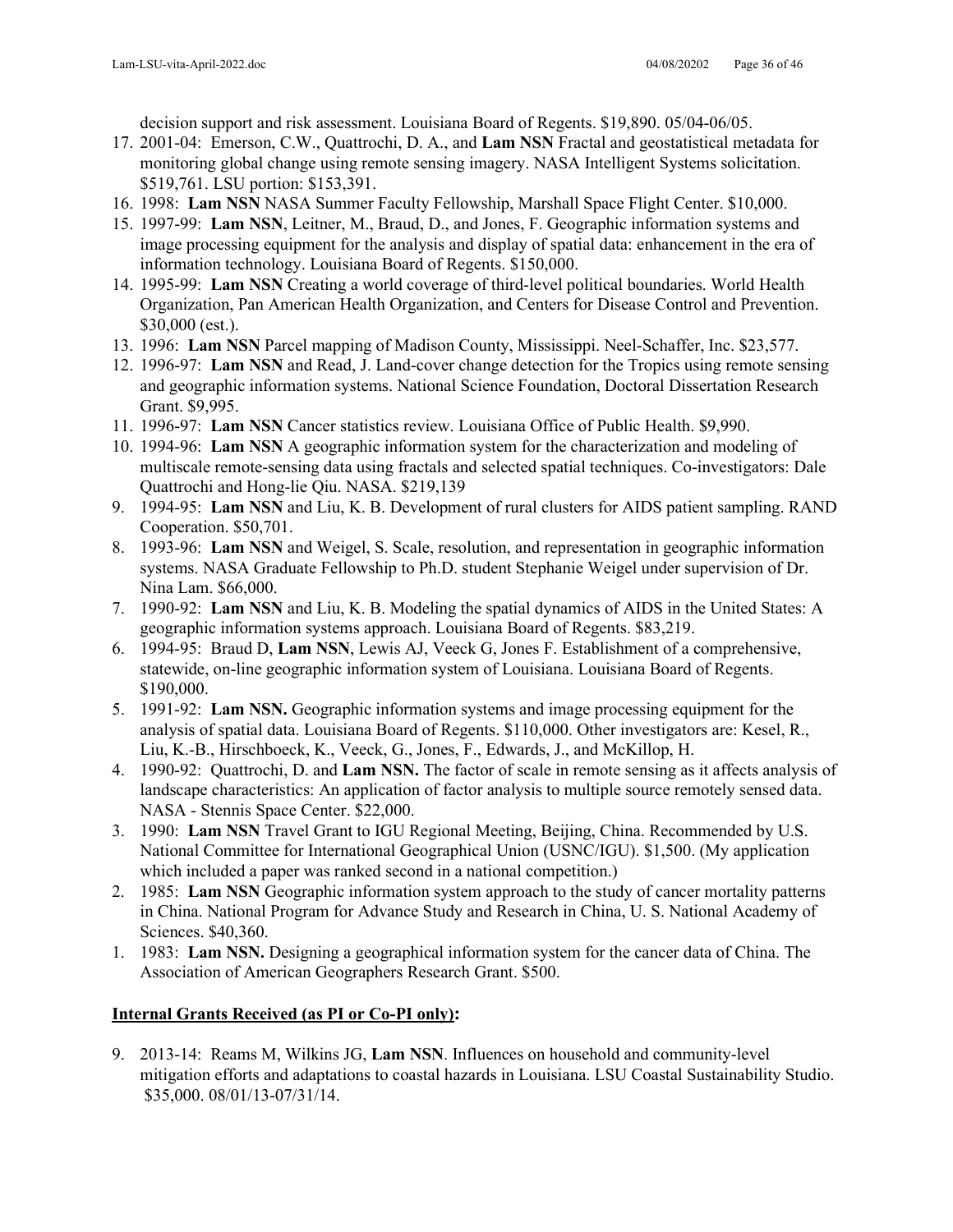decision support and risk assessment. Louisiana Board of Regents. $19,890. 05/04-06/05.

17. 2001-04: Emerson, C.W., Quattrochi, D. A., and **Lam NSN** Fractal and geostatistical metadata for monitoring global change using remote sensing imagery. NASA Intelligent Systems solicitation. $519,761. LSU portion: $153,391.
16. 1998: **Lam NSN** NASA Summer Faculty Fellowship, Marshall Space Flight Center. $10,000.
15. 1997-99: **Lam NSN**, Leitner, M., Braud, D., and Jones, F. Geographic information systems and image processing equipment for the analysis and display of spatial data: enhancement in the era of information technology. Louisiana Board of Regents. $150,000.
14. 1995-99: **Lam NSN** Creating a world coverage of third-level political boundaries. World Health Organization, Pan American Health Organization, and Centers for Disease Control and Prevention. $30,000 (est.).
13. 1996: **Lam NSN** Parcel mapping of Madison County, Mississippi. Neel-Schaffer, Inc. $23,577.
12. 1996-97: **Lam NSN** and Read, J. Land-cover change detection for the Tropics using remote sensing and geographic information systems. National Science Foundation, Doctoral Dissertation Research Grant. $9,995.
11. 1996-97: **Lam NSN** Cancer statistics review. Louisiana Office of Public Health. $9,990.
10. 1994-96: **Lam NSN** A geographic information system for the characterization and modeling of multiscale remote-sensing data using fractals and selected spatial techniques. Co-investigators: Dale Quattrochi and Hong-lie Qiu. NASA. $219,139
9. 1994-95: **Lam NSN** and Liu, K. B. Development of rural clusters for AIDS patient sampling. RAND Cooperation. $50,701.
8. 1993-96: **Lam NSN** and Weigel, S. Scale, resolution, and representation in geographic information systems. NASA Graduate Fellowship to Ph.D. student Stephanie Weigel under supervision of Dr. Nina Lam. $66,000.
7. 1990-92: **Lam NSN** and Liu, K. B. Modeling the spatial dynamics of AIDS in the United States: A geographic information systems approach. Louisiana Board of Regents. $83,219.
6. 1994-95: Braud D, **Lam NSN**, Lewis AJ, Veeck G, Jones F. Establishment of a comprehensive, statewide, on-line geographic information system of Louisiana. Louisiana Board of Regents. $190,000.
5. 1991-92: **Lam NSN.** Geographic information systems and image processing equipment for the analysis of spatial data. Louisiana Board of Regents. $110,000. Other investigators are: Kesel, R., Liu, K.-B., Hirschboeck, K., Veeck, G., Jones, F., Edwards, J., and McKillop, H.
4. 1990-92: Quattrochi, D. and **Lam NSN.** The factor of scale in remote sensing as it affects analysis of landscape characteristics: An application of factor analysis to multiple source remotely sensed data. NASA - Stennis Space Center. $22,000.
3. 1990: **Lam NSN** Travel Grant to IGU Regional Meeting, Beijing, China. Recommended by U.S. National Committee for International Geographical Union (USNC/IGU). $1,500. (My application which included a paper was ranked second in a national competition.)
2. 1985: **Lam NSN** Geographic information system approach to the study of cancer mortality patterns in China. National Program for Advance Study and Research in China, U. S. National Academy of Sciences. $40,360.
1. 1983: **Lam NSN.** Designing a geographical information system for the cancer data of China. The Association of American Geographers Research Grant. $500.

**Internal Grants Received (as PI or Co-PI only):**

9. 2013-14: Reams M, Wilkins JG, **Lam NSN**. Influences on household and community-level mitigation efforts and adaptations to coastal hazards in Louisiana. LSU Coastal Sustainability Studio. $35,000. 08/01/13-07/31/14.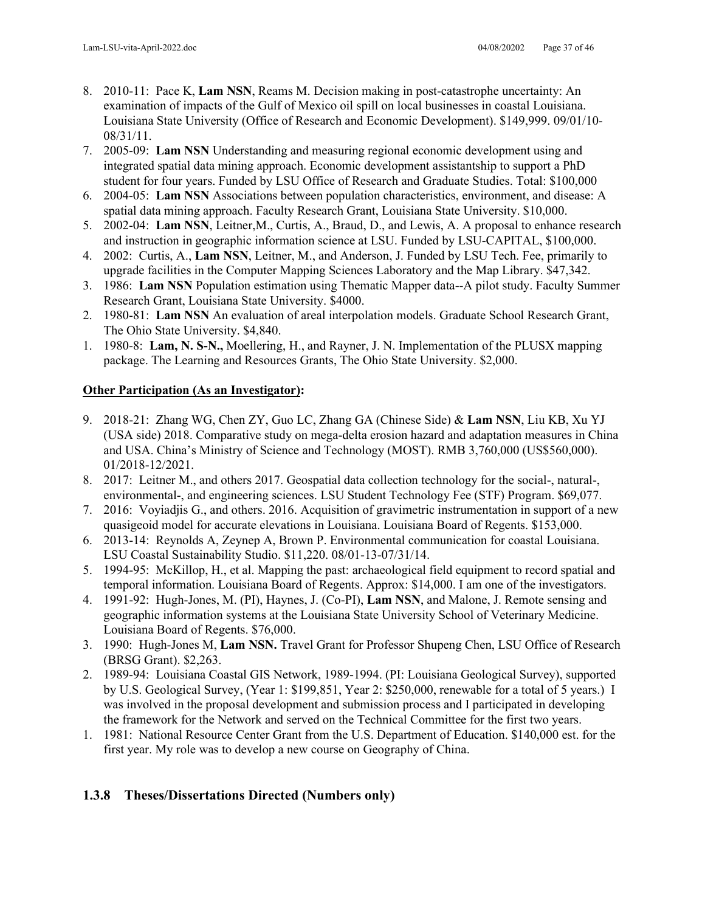8. 2010-11: Pace K, **Lam NSN**, Reams M. Decision making in post-catastrophe uncertainty: An examination of impacts of the Gulf of Mexico oil spill on local businesses in coastal Louisiana. Louisiana State University (Office of Research and Economic Development). $149,999. 09/01/10-08/31/11.
7. 2005-09: **Lam NSN** Understanding and measuring regional economic development using and integrated spatial data mining approach. Economic development assistantship to support a PhD student for four years. Funded by LSU Office of Research and Graduate Studies. Total: $100,000
6. 2004-05: **Lam NSN** Associations between population characteristics, environment, and disease: A spatial data mining approach. Faculty Research Grant, Louisiana State University. $10,000.
5. 2002-04: **Lam NSN**, Leitner,M., Curtis, A., Braud, D., and Lewis, A. A proposal to enhance research and instruction in geographic information science at LSU. Funded by LSU-CAPITAL, $100,000.
4. 2002: Curtis, A., **Lam NSN**, Leitner, M., and Anderson, J. Funded by LSU Tech. Fee, primarily to upgrade facilities in the Computer Mapping Sciences Laboratory and the Map Library. $47,342.
3. 1986: **Lam NSN** Population estimation using Thematic Mapper data--A pilot study. Faculty Summer Research Grant, Louisiana State University. $4000.
2. 1980-81: **Lam NSN** An evaluation of areal interpolation models. Graduate School Research Grant, The Ohio State University. $4,840.
1. 1980-8: **Lam, N. S-N.,** Moellering, H., and Rayner, J. N. Implementation of the PLUSX mapping package. The Learning and Resources Grants, The Ohio State University. $2,000.

**Other Participation (As an Investigator):**

9. 2018-21: Zhang WG, Chen ZY, Guo LC, Zhang GA (Chinese Side) & **Lam NSN**, Liu KB, Xu YJ (USA side) 2018. Comparative study on mega-delta erosion hazard and adaptation measures in China and USA. China's Ministry of Science and Technology (MOST). RMB 3,760,000 (US$560,000). 01/2018-12/2021.
8. 2017: Leitner M., and others 2017. Geospatial data collection technology for the social-, natural-, environmental-, and engineering sciences. LSU Student Technology Fee (STF) Program. $69,077.
7. 2016: Voyiadjis G., and others. 2016. Acquisition of gravimetric instrumentation in support of a new quasigeoid model for accurate elevations in Louisiana. Louisiana Board of Regents. $153,000.
6. 2013-14: Reynolds A, Zeynep A, Brown P. Environmental communication for coastal Louisiana. LSU Coastal Sustainability Studio. $11,220. 08/01-13-07/31/14.
5. 1994-95: McKillop, H., et al. Mapping the past: archaeological field equipment to record spatial and temporal information. Louisiana Board of Regents. Approx: $14,000. I am one of the investigators.
4. 1991-92: Hugh-Jones, M. (PI), Haynes, J. (Co-PI), **Lam NSN**, and Malone, J. Remote sensing and geographic information systems at the Louisiana State University School of Veterinary Medicine. Louisiana Board of Regents. $76,000.
3. 1990: Hugh-Jones M, **Lam NSN.** Travel Grant for Professor Shupeng Chen, LSU Office of Research (BRSG Grant). $2,263.
2. 1989-94: Louisiana Coastal GIS Network, 1989-1994. (PI: Louisiana Geological Survey), supported by U.S. Geological Survey, (Year 1: $199,851, Year 2: $250,000, renewable for a total of 5 years.) I was involved in the proposal development and submission process and I participated in developing the framework for the Network and served on the Technical Committee for the first two years.
1. 1981: National Resource Center Grant from the U.S. Department of Education. $140,000 est. for the first year. My role was to develop a new course on Geography of China.

### 1.3.8 Theses/Dissertations Directed (Numbers only)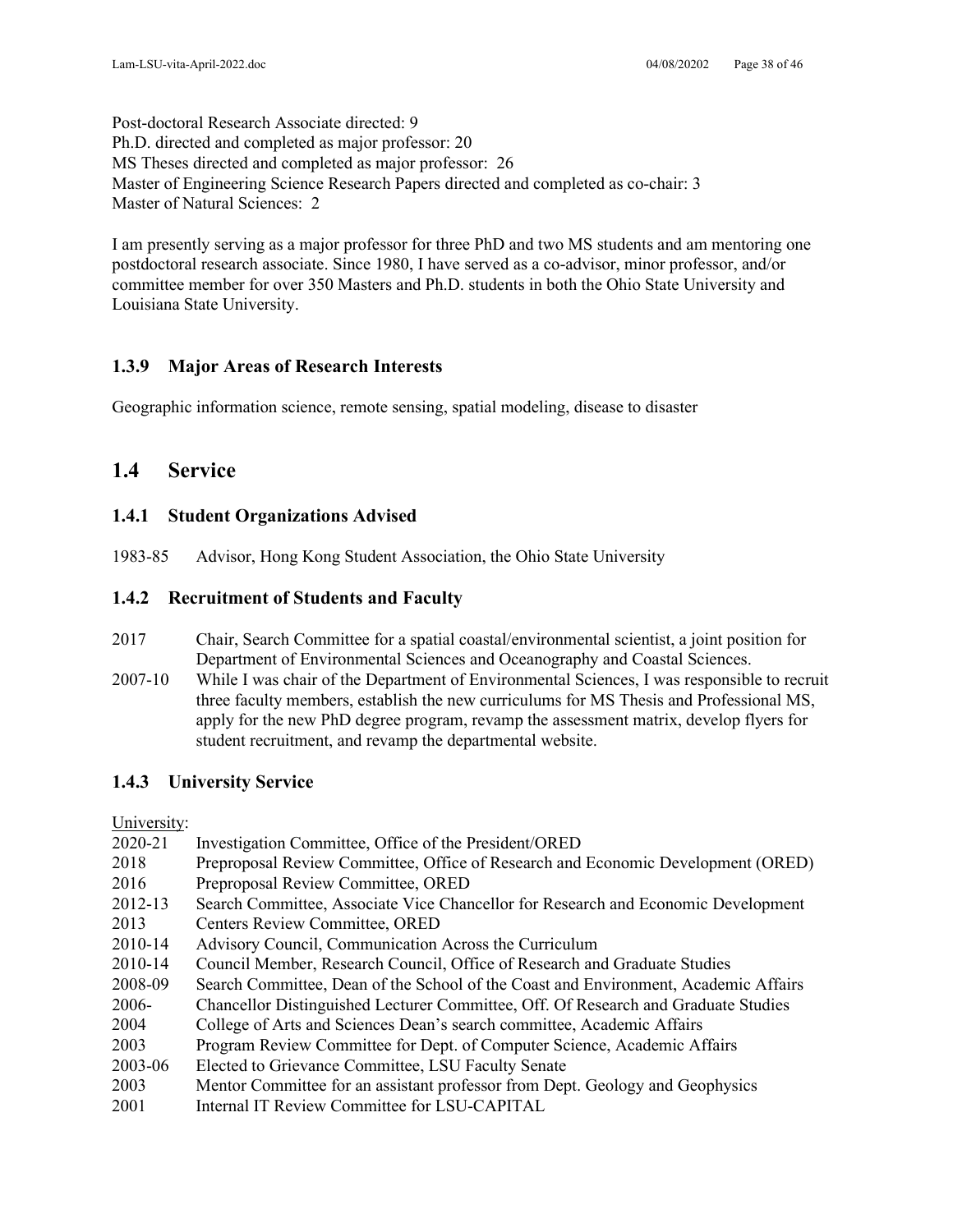Post-doctoral Research Associate directed: 9
Ph.D. directed and completed as major professor: 20
MS Theses directed and completed as major professor: 26
Master of Engineering Science Research Papers directed and completed as co-chair: 3
Master of Natural Sciences: 2

I am presently serving as a major professor for three PhD and two MS students and am mentoring one postdoctoral research associate. Since 1980, I have served as a co-advisor, minor professor, and/or committee member for over 350 Masters and Ph.D. students in both the Ohio State University and Louisiana State University.

### 1.3.9 Major Areas of Research Interests

Geographic information science, remote sensing, spatial modeling, disease to disaster

## 1.4 Service

### 1.4.1 Student Organizations Advised

1983-85 Advisor, Hong Kong Student Association, the Ohio State University

### 1.4.2 Recruitment of Students and Faculty

2017 Chair, Search Committee for a spatial coastal/environmental scientist, a joint position for Department of Environmental Sciences and Oceanography and Coastal Sciences.

2007-10 While I was chair of the Department of Environmental Sciences, I was responsible to recruit three faculty members, establish the new curriculums for MS Thesis and Professional MS, apply for the new PhD degree program, revamp the assessment matrix, develop flyers for student recruitment, and revamp the departmental website.

### 1.4.3 University Service

University:

2020-21 Investigation Committee, Office of the President/ORED
2018 Preproposal Review Committee, Office of Research and Economic Development (ORED)
2016 Preproposal Review Committee, ORED
2012-13 Search Committee, Associate Vice Chancellor for Research and Economic Development
2013 Centers Review Committee, ORED
2010-14 Advisory Council, Communication Across the Curriculum
2010-14 Council Member, Research Council, Office of Research and Graduate Studies
2008-09 Search Committee, Dean of the School of the Coast and Environment, Academic Affairs
2006- Chancellor Distinguished Lecturer Committee, Off. Of Research and Graduate Studies
2004 College of Arts and Sciences Dean's search committee, Academic Affairs
2003 Program Review Committee for Dept. of Computer Science, Academic Affairs
2003-06 Elected to Grievance Committee, LSU Faculty Senate
2003 Mentor Committee for an assistant professor from Dept. Geology and Geophysics
2001 Internal IT Review Committee for LSU-CAPITAL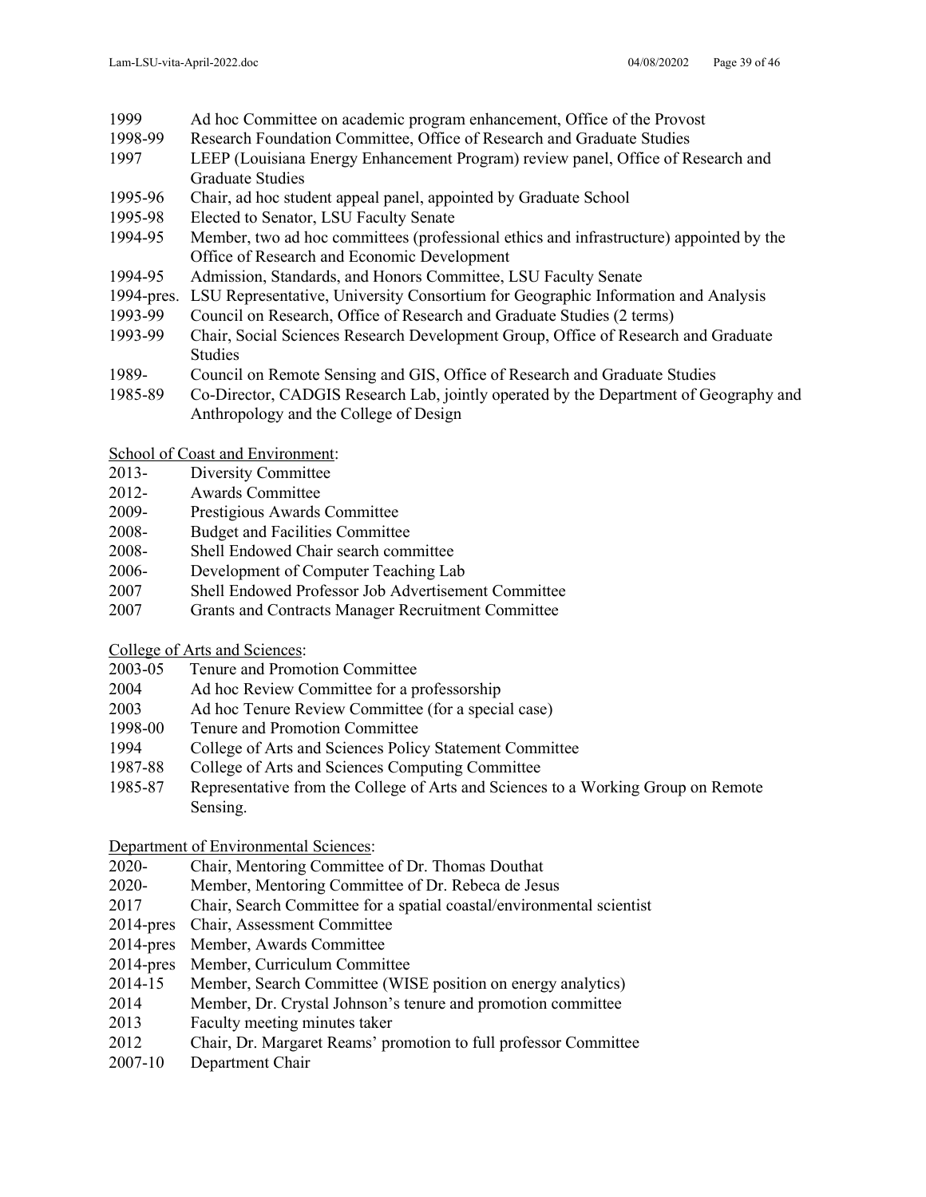1999 Ad hoc Committee on academic program enhancement, Office of the Provost
1998-99 Research Foundation Committee, Office of Research and Graduate Studies
1997 LEEP (Louisiana Energy Enhancement Program) review panel, Office of Research and Graduate Studies
1995-96 Chair, ad hoc student appeal panel, appointed by Graduate School
1995-98 Elected to Senator, LSU Faculty Senate
1994-95 Member, two ad hoc committees (professional ethics and infrastructure) appointed by the Office of Research and Economic Development
1994-95 Admission, Standards, and Honors Committee, LSU Faculty Senate
1994-pres. LSU Representative, University Consortium for Geographic Information and Analysis
1993-99 Council on Research, Office of Research and Graduate Studies (2 terms)
1993-99 Chair, Social Sciences Research Development Group, Office of Research and Graduate Studies
1989- Council on Remote Sensing and GIS, Office of Research and Graduate Studies
1985-89 Co-Director, CADGIS Research Lab, jointly operated by the Department of Geography and Anthropology and the College of Design

<u>School of Coast and Environment</u>:
2013- Diversity Committee
2012- Awards Committee
2009- Prestigious Awards Committee
2008- Budget and Facilities Committee
2008- Shell Endowed Chair search committee
2006- Development of Computer Teaching Lab
2007 Shell Endowed Professor Job Advertisement Committee
2007 Grants and Contracts Manager Recruitment Committee

<u>College of Arts and Sciences</u>:
2003-05 Tenure and Promotion Committee
2004 Ad hoc Review Committee for a professorship
2003 Ad hoc Tenure Review Committee (for a special case)
1998-00 Tenure and Promotion Committee
1994 College of Arts and Sciences Policy Statement Committee
1987-88 College of Arts and Sciences Computing Committee
1985-87 Representative from the College of Arts and Sciences to a Working Group on Remote Sensing.

<u>Department of Environmental Sciences</u>:
2020- Chair, Mentoring Committee of Dr. Thomas Douthat
2020- Member, Mentoring Committee of Dr. Rebeca de Jesus
2017 Chair, Search Committee for a spatial coastal/environmental scientist
2014-pres Chair, Assessment Committee
2014-pres Member, Awards Committee
2014-pres Member, Curriculum Committee
2014-15 Member, Search Committee (WISE position on energy analytics)
2014 Member, Dr. Crystal Johnson's tenure and promotion committee
2013 Faculty meeting minutes taker
2012 Chair, Dr. Margaret Reams' promotion to full professor Committee
2007-10 Department Chair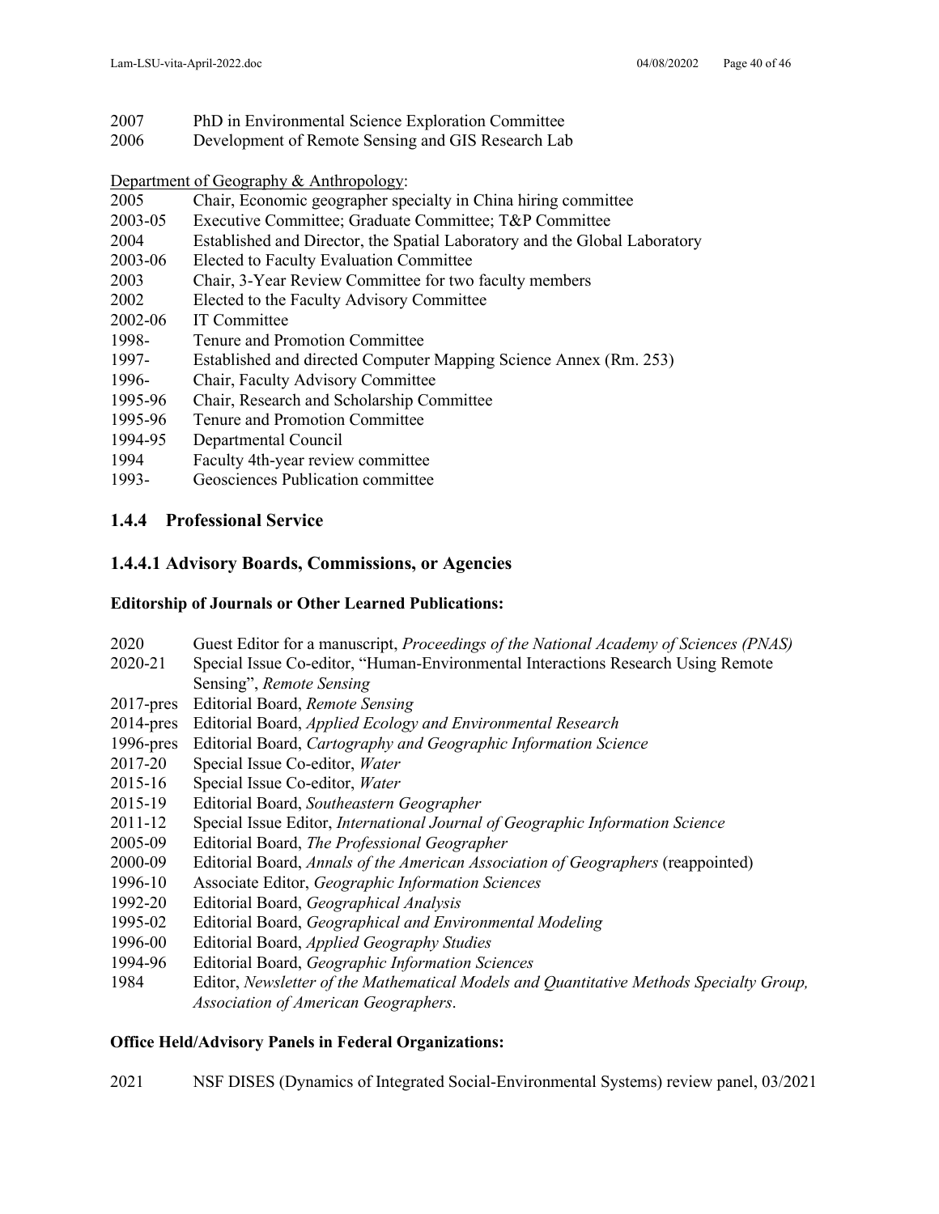2007 PhD in Environmental Science Exploration Committee
2006 Development of Remote Sensing and GIS Research Lab

Department of Geography & Anthropology:

2005 Chair, Economic geographer specialty in China hiring committee
2003-05 Executive Committee; Graduate Committee; T&P Committee
2004 Established and Director, the Spatial Laboratory and the Global Laboratory
2003-06 Elected to Faculty Evaluation Committee
2003 Chair, 3-Year Review Committee for two faculty members
2002 Elected to the Faculty Advisory Committee
2002-06 IT Committee
1998- Tenure and Promotion Committee
1997- Established and directed Computer Mapping Science Annex (Rm. 253)
1996- Chair, Faculty Advisory Committee
1995-96 Chair, Research and Scholarship Committee
1995-96 Tenure and Promotion Committee
1994-95 Departmental Council
1994 Faculty 4th-year review committee
1993- Geosciences Publication committee

## 1.4.4 Professional Service

### 1.4.4.1 Advisory Boards, Commissions, or Agencies

**Editorship of Journals or Other Learned Publications:**

2020 Guest Editor for a manuscript, *Proceedings of the National Academy of Sciences (PNAS)*
2020-21 Special Issue Co-editor, "Human-Environmental Interactions Research Using Remote Sensing", *Remote Sensing*
2017-pres Editorial Board, *Remote Sensing*
2014-pres Editorial Board, *Applied Ecology and Environmental Research*
1996-pres Editorial Board, *Cartography and Geographic Information Science*
2017-20 Special Issue Co-editor, *Water*
2015-16 Special Issue Co-editor, *Water*
2015-19 Editorial Board, *Southeastern Geographer*
2011-12 Special Issue Editor, *International Journal of Geographic Information Science*
2005-09 Editorial Board, *The Professional Geographer*
2000-09 Editorial Board, *Annals of the American Association of Geographers* (reappointed)
1996-10 Associate Editor, *Geographic Information Sciences*
1992-20 Editorial Board, *Geographical Analysis*
1995-02 Editorial Board, *Geographical and Environmental Modeling*
1996-00 Editorial Board, *Applied Geography Studies*
1994-96 Editorial Board, *Geographic Information Sciences*
1984 Editor, *Newsletter of the Mathematical Models and Quantitative Methods Specialty Group, Association of American Geographers*.

**Office Held/Advisory Panels in Federal Organizations:**

2021 NSF DISES (Dynamics of Integrated Social-Environmental Systems) review panel, 03/2021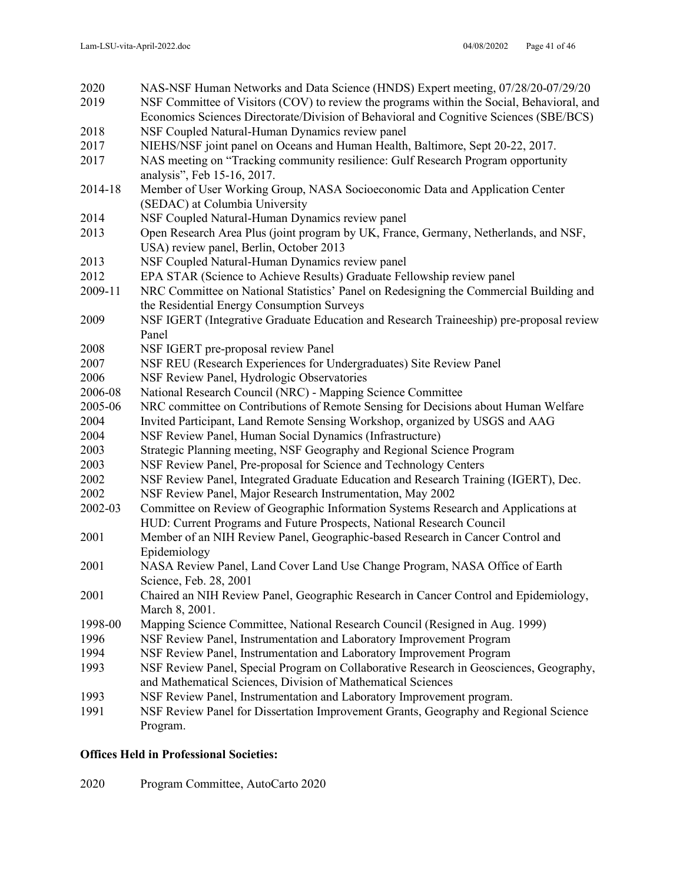2020 NAS-NSF Human Networks and Data Science (HNDS) Expert meeting, 07/28/20-07/29/20

2019 NSF Committee of Visitors (COV) to review the programs within the Social, Behavioral, and Economics Sciences Directorate/Division of Behavioral and Cognitive Sciences (SBE/BCS)

2018 NSF Coupled Natural-Human Dynamics review panel

2017 NIEHS/NSF joint panel on Oceans and Human Health, Baltimore, Sept 20-22, 2017.

2017 NAS meeting on "Tracking community resilience: Gulf Research Program opportunity analysis", Feb 15-16, 2017.

2014-18 Member of User Working Group, NASA Socioeconomic Data and Application Center (SEDAC) at Columbia University

2014 NSF Coupled Natural-Human Dynamics review panel

2013 Open Research Area Plus (joint program by UK, France, Germany, Netherlands, and NSF, USA) review panel, Berlin, October 2013

2013 NSF Coupled Natural-Human Dynamics review panel

2012 EPA STAR (Science to Achieve Results) Graduate Fellowship review panel

2009-11 NRC Committee on National Statistics' Panel on Redesigning the Commercial Building and the Residential Energy Consumption Surveys

2009 NSF IGERT (Integrative Graduate Education and Research Traineeship) pre-proposal review Panel

2008 NSF IGERT pre-proposal review Panel

2007 NSF REU (Research Experiences for Undergraduates) Site Review Panel

2006 NSF Review Panel, Hydrologic Observatories

2006-08 National Research Council (NRC) - Mapping Science Committee

2005-06 NRC committee on Contributions of Remote Sensing for Decisions about Human Welfare

2004 Invited Participant, Land Remote Sensing Workshop, organized by USGS and AAG

2004 NSF Review Panel, Human Social Dynamics (Infrastructure)

2003 Strategic Planning meeting, NSF Geography and Regional Science Program

2003 NSF Review Panel, Pre-proposal for Science and Technology Centers

2002 NSF Review Panel, Integrated Graduate Education and Research Training (IGERT), Dec.

2002 NSF Review Panel, Major Research Instrumentation, May 2002

2002-03 Committee on Review of Geographic Information Systems Research and Applications at HUD: Current Programs and Future Prospects, National Research Council

2001 Member of an NIH Review Panel, Geographic-based Research in Cancer Control and Epidemiology

2001 NASA Review Panel, Land Cover Land Use Change Program, NASA Office of Earth Science, Feb. 28, 2001

2001 Chaired an NIH Review Panel, Geographic Research in Cancer Control and Epidemiology, March 8, 2001.

1998-00 Mapping Science Committee, National Research Council (Resigned in Aug. 1999)

1996 NSF Review Panel, Instrumentation and Laboratory Improvement Program

1994 NSF Review Panel, Instrumentation and Laboratory Improvement Program

1993 NSF Review Panel, Special Program on Collaborative Research in Geosciences, Geography, and Mathematical Sciences, Division of Mathematical Sciences

1993 NSF Review Panel, Instrumentation and Laboratory Improvement program.

1991 NSF Review Panel for Dissertation Improvement Grants, Geography and Regional Science Program.

**Offices Held in Professional Societies:**

2020 Program Committee, AutoCarto 2020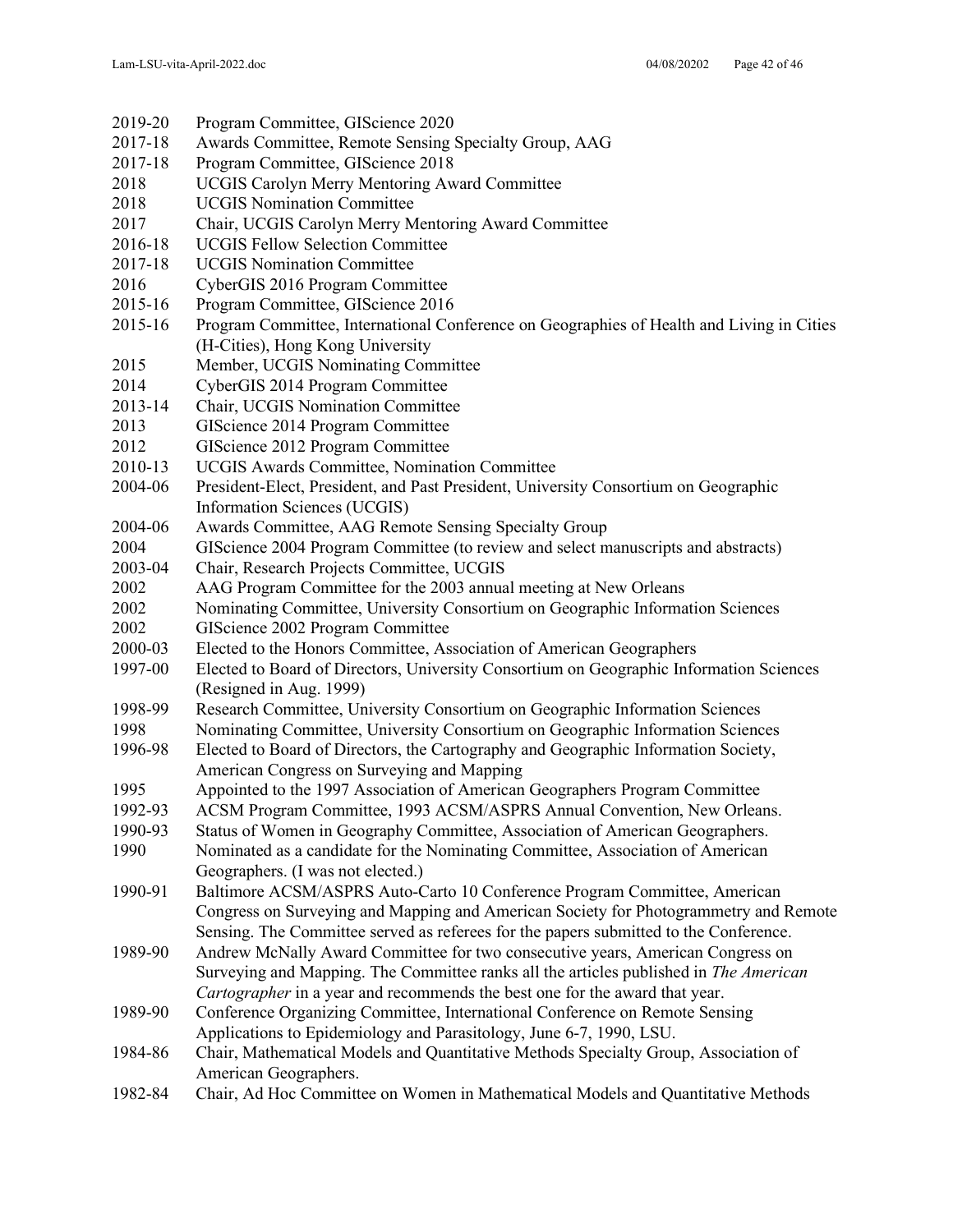2019-20 Program Committee, GIScience 2020
2017-18 Awards Committee, Remote Sensing Specialty Group, AAG
2017-18 Program Committee, GIScience 2018
2018 UCGIS Carolyn Merry Mentoring Award Committee
2018 UCGIS Nomination Committee
2017 Chair, UCGIS Carolyn Merry Mentoring Award Committee
2016-18 UCGIS Fellow Selection Committee
2017-18 UCGIS Nomination Committee
2016 CyberGIS 2016 Program Committee
2015-16 Program Committee, GIScience 2016
2015-16 Program Committee, International Conference on Geographies of Health and Living in Cities (H-Cities), Hong Kong University
2015 Member, UCGIS Nominating Committee
2014 CyberGIS 2014 Program Committee
2013-14 Chair, UCGIS Nomination Committee
2013 GIScience 2014 Program Committee
2012 GIScience 2012 Program Committee
2010-13 UCGIS Awards Committee, Nomination Committee
2004-06 President-Elect, President, and Past President, University Consortium on Geographic Information Sciences (UCGIS)
2004-06 Awards Committee, AAG Remote Sensing Specialty Group
2004 GIScience 2004 Program Committee (to review and select manuscripts and abstracts)
2003-04 Chair, Research Projects Committee, UCGIS
2002 AAG Program Committee for the 2003 annual meeting at New Orleans
2002 Nominating Committee, University Consortium on Geographic Information Sciences
2002 GIScience 2002 Program Committee
2000-03 Elected to the Honors Committee, Association of American Geographers
1997-00 Elected to Board of Directors, University Consortium on Geographic Information Sciences (Resigned in Aug. 1999)
1998-99 Research Committee, University Consortium on Geographic Information Sciences
1998 Nominating Committee, University Consortium on Geographic Information Sciences
1996-98 Elected to Board of Directors, the Cartography and Geographic Information Society, American Congress on Surveying and Mapping
1995 Appointed to the 1997 Association of American Geographers Program Committee
1992-93 ACSM Program Committee, 1993 ACSM/ASPRS Annual Convention, New Orleans.
1990-93 Status of Women in Geography Committee, Association of American Geographers.
1990 Nominated as a candidate for the Nominating Committee, Association of American Geographers. (I was not elected.)
1990-91 Baltimore ACSM/ASPRS Auto-Carto 10 Conference Program Committee, American Congress on Surveying and Mapping and American Society for Photogrammetry and Remote Sensing. The Committee served as referees for the papers submitted to the Conference.
1989-90 Andrew McNally Award Committee for two consecutive years, American Congress on Surveying and Mapping. The Committee ranks all the articles published in *The American Cartographer* in a year and recommends the best one for the award that year.
1989-90 Conference Organizing Committee, International Conference on Remote Sensing Applications to Epidemiology and Parasitology, June 6-7, 1990, LSU.
1984-86 Chair, Mathematical Models and Quantitative Methods Specialty Group, Association of American Geographers.
1982-84 Chair, Ad Hoc Committee on Women in Mathematical Models and Quantitative Methods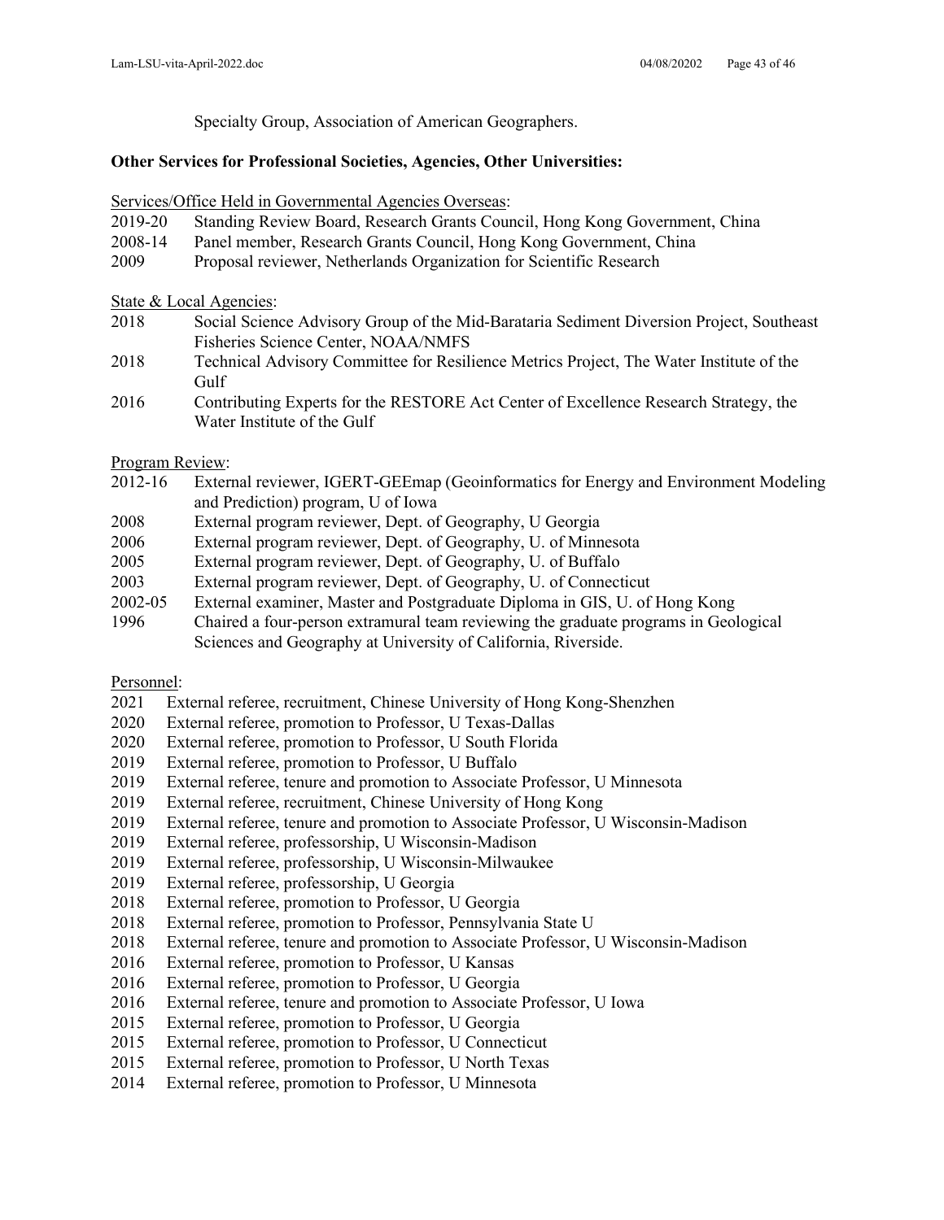Specialty Group, Association of American Geographers.

**Other Services for Professional Societies, Agencies, Other Universities:**

Services/Office Held in Governmental Agencies Overseas:

2019-20 Standing Review Board, Research Grants Council, Hong Kong Government, China
2008-14 Panel member, Research Grants Council, Hong Kong Government, China
2009 Proposal reviewer, Netherlands Organization for Scientific Research

State & Local Agencies:

2018 Social Science Advisory Group of the Mid-Barataria Sediment Diversion Project, Southeast Fisheries Science Center, NOAA/NMFS
2018 Technical Advisory Committee for Resilience Metrics Project, The Water Institute of the Gulf
2016 Contributing Experts for the RESTORE Act Center of Excellence Research Strategy, the Water Institute of the Gulf

Program Review:

2012-16 External reviewer, IGERT-GEEmap (Geoinformatics for Energy and Environment Modeling and Prediction) program, U of Iowa
2008 External program reviewer, Dept. of Geography, U Georgia
2006 External program reviewer, Dept. of Geography, U. of Minnesota
2005 External program reviewer, Dept. of Geography, U. of Buffalo
2003 External program reviewer, Dept. of Geography, U. of Connecticut
2002-05 External examiner, Master and Postgraduate Diploma in GIS, U. of Hong Kong
1996 Chaired a four-person extramural team reviewing the graduate programs in Geological Sciences and Geography at University of California, Riverside.

Personnel:

2021 External referee, recruitment, Chinese University of Hong Kong-Shenzhen
2020 External referee, promotion to Professor, U Texas-Dallas
2020 External referee, promotion to Professor, U South Florida
2019 External referee, promotion to Professor, U Buffalo
2019 External referee, tenure and promotion to Associate Professor, U Minnesota
2019 External referee, recruitment, Chinese University of Hong Kong
2019 External referee, tenure and promotion to Associate Professor, U Wisconsin-Madison
2019 External referee, professorship, U Wisconsin-Madison
2019 External referee, professorship, U Wisconsin-Milwaukee
2019 External referee, professorship, U Georgia
2018 External referee, promotion to Professor, U Georgia
2018 External referee, promotion to Professor, Pennsylvania State U
2018 External referee, tenure and promotion to Associate Professor, U Wisconsin-Madison
2016 External referee, promotion to Professor, U Kansas
2016 External referee, promotion to Professor, U Georgia
2016 External referee, tenure and promotion to Associate Professor, U Iowa
2015 External referee, promotion to Professor, U Georgia
2015 External referee, promotion to Professor, U Connecticut
2015 External referee, promotion to Professor, U North Texas
2014 External referee, promotion to Professor, U Minnesota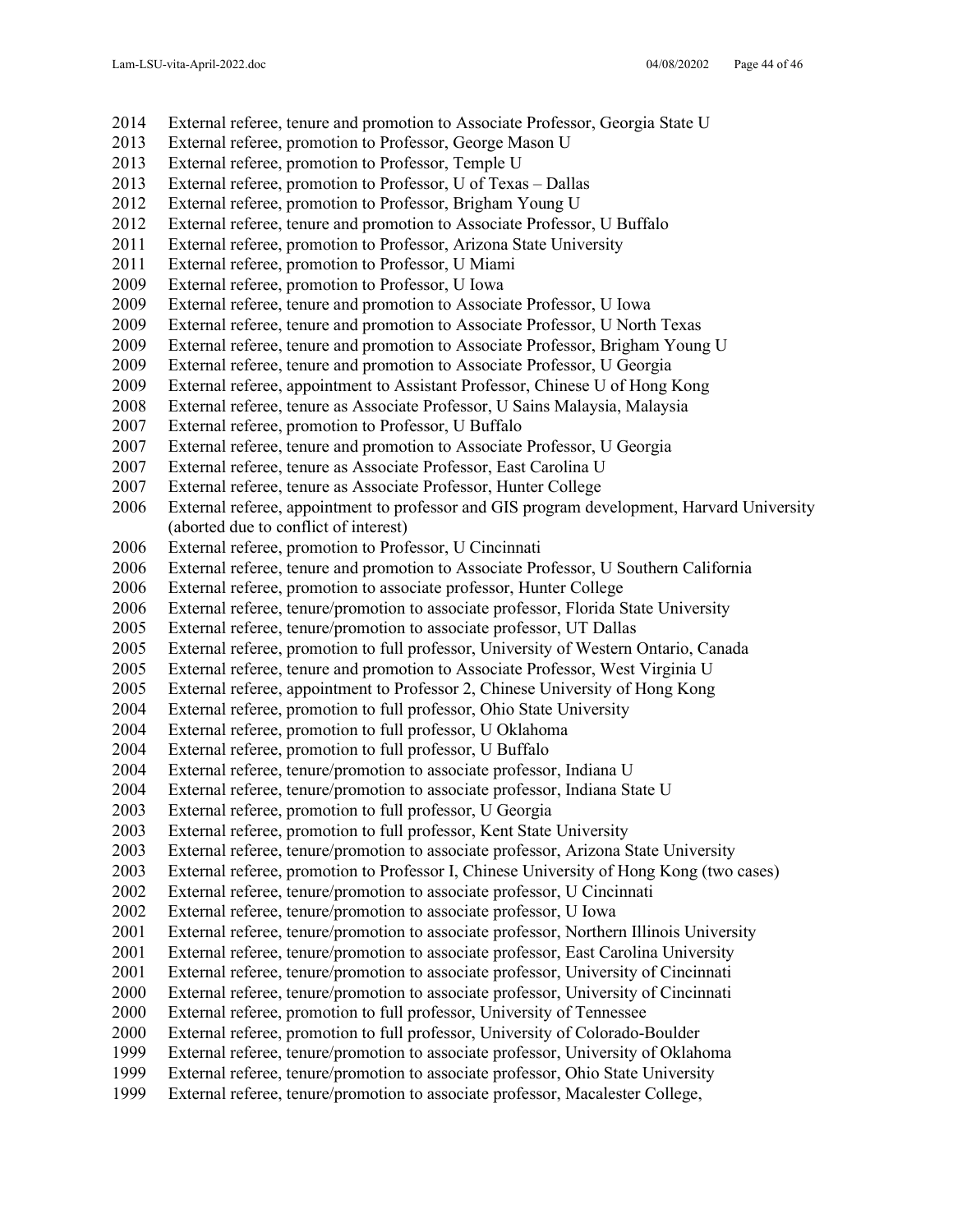2014 External referee, tenure and promotion to Associate Professor, Georgia State U
2013 External referee, promotion to Professor, George Mason U
2013 External referee, promotion to Professor, Temple U
2013 External referee, promotion to Professor, U of Texas – Dallas
2012 External referee, promotion to Professor, Brigham Young U
2012 External referee, tenure and promotion to Associate Professor, U Buffalo
2011 External referee, promotion to Professor, Arizona State University
2011 External referee, promotion to Professor, U Miami
2009 External referee, promotion to Professor, U Iowa
2009 External referee, tenure and promotion to Associate Professor, U Iowa
2009 External referee, tenure and promotion to Associate Professor, U North Texas
2009 External referee, tenure and promotion to Associate Professor, Brigham Young U
2009 External referee, tenure and promotion to Associate Professor, U Georgia
2009 External referee, appointment to Assistant Professor, Chinese U of Hong Kong
2008 External referee, tenure as Associate Professor, U Sains Malaysia, Malaysia
2007 External referee, promotion to Professor, U Buffalo
2007 External referee, tenure and promotion to Associate Professor, U Georgia
2007 External referee, tenure as Associate Professor, East Carolina U
2007 External referee, tenure as Associate Professor, Hunter College
2006 External referee, appointment to professor and GIS program development, Harvard University (aborted due to conflict of interest)
2006 External referee, promotion to Professor, U Cincinnati
2006 External referee, tenure and promotion to Associate Professor, U Southern California
2006 External referee, promotion to associate professor, Hunter College
2006 External referee, tenure/promotion to associate professor, Florida State University
2005 External referee, tenure/promotion to associate professor, UT Dallas
2005 External referee, promotion to full professor, University of Western Ontario, Canada
2005 External referee, tenure and promotion to Associate Professor, West Virginia U
2005 External referee, appointment to Professor 2, Chinese University of Hong Kong
2004 External referee, promotion to full professor, Ohio State University
2004 External referee, promotion to full professor, U Oklahoma
2004 External referee, promotion to full professor, U Buffalo
2004 External referee, tenure/promotion to associate professor, Indiana U
2004 External referee, tenure/promotion to associate professor, Indiana State U
2003 External referee, promotion to full professor, U Georgia
2003 External referee, promotion to full professor, Kent State University
2003 External referee, tenure/promotion to associate professor, Arizona State University
2003 External referee, promotion to Professor I, Chinese University of Hong Kong (two cases)
2002 External referee, tenure/promotion to associate professor, U Cincinnati
2002 External referee, tenure/promotion to associate professor, U Iowa
2001 External referee, tenure/promotion to associate professor, Northern Illinois University
2001 External referee, tenure/promotion to associate professor, East Carolina University
2001 External referee, tenure/promotion to associate professor, University of Cincinnati
2000 External referee, tenure/promotion to associate professor, University of Cincinnati
2000 External referee, promotion to full professor, University of Tennessee
2000 External referee, promotion to full professor, University of Colorado-Boulder
1999 External referee, tenure/promotion to associate professor, University of Oklahoma
1999 External referee, tenure/promotion to associate professor, Ohio State University
1999 External referee, tenure/promotion to associate professor, Macalester College,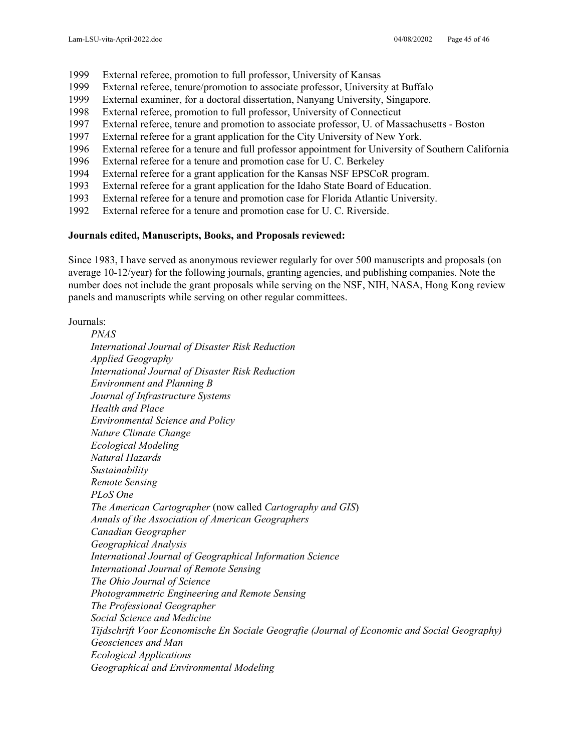1999 External referee, promotion to full professor, University of Kansas
1999 External referee, tenure/promotion to associate professor, University at Buffalo
1999 External examiner, for a doctoral dissertation, Nanyang University, Singapore.
1998 External referee, promotion to full professor, University of Connecticut
1997 External referee, tenure and promotion to associate professor, U. of Massachusetts - Boston
1997 External referee for a grant application for the City University of New York.
1996 External referee for a tenure and full professor appointment for University of Southern California
1996 External referee for a tenure and promotion case for U. C. Berkeley
1994 External referee for a grant application for the Kansas NSF EPSCoR program.
1993 External referee for a grant application for the Idaho State Board of Education.
1993 External referee for a tenure and promotion case for Florida Atlantic University.
1992 External referee for a tenure and promotion case for U. C. Riverside.

**Journals edited, Manuscripts, Books, and Proposals reviewed:**

Since 1983, I have served as anonymous reviewer regularly for over 500 manuscripts and proposals (on average 10-12/year) for the following journals, granting agencies, and publishing companies. Note the number does not include the grant proposals while serving on the NSF, NIH, NASA, Hong Kong review panels and manuscripts while serving on other regular committees.

Journals:

*PNAS*
*International Journal of Disaster Risk Reduction*
*Applied Geography*
*International Journal of Disaster Risk Reduction*
*Environment and Planning B*
*Journal of Infrastructure Systems*
*Health and Place*
*Environmental Science and Policy*
*Nature Climate Change*
*Ecological Modeling*
*Natural Hazards*
*Sustainability*
*Remote Sensing*
*PLoS One*
*The American Cartographer* (now called *Cartography and GIS*)
*Annals of the Association of American Geographers*
*Canadian Geographer*
*Geographical Analysis*
*International Journal of Geographical Information Science*
*International Journal of Remote Sensing*
*The Ohio Journal of Science*
*Photogrammetric Engineering and Remote Sensing*
*The Professional Geographer*
*Social Science and Medicine*
*Tijdschrift Voor Economische En Sociale Geografie (Journal of Economic and Social Geography)*
*Geosciences and Man*
*Ecological Applications*
*Geographical and Environmental Modeling*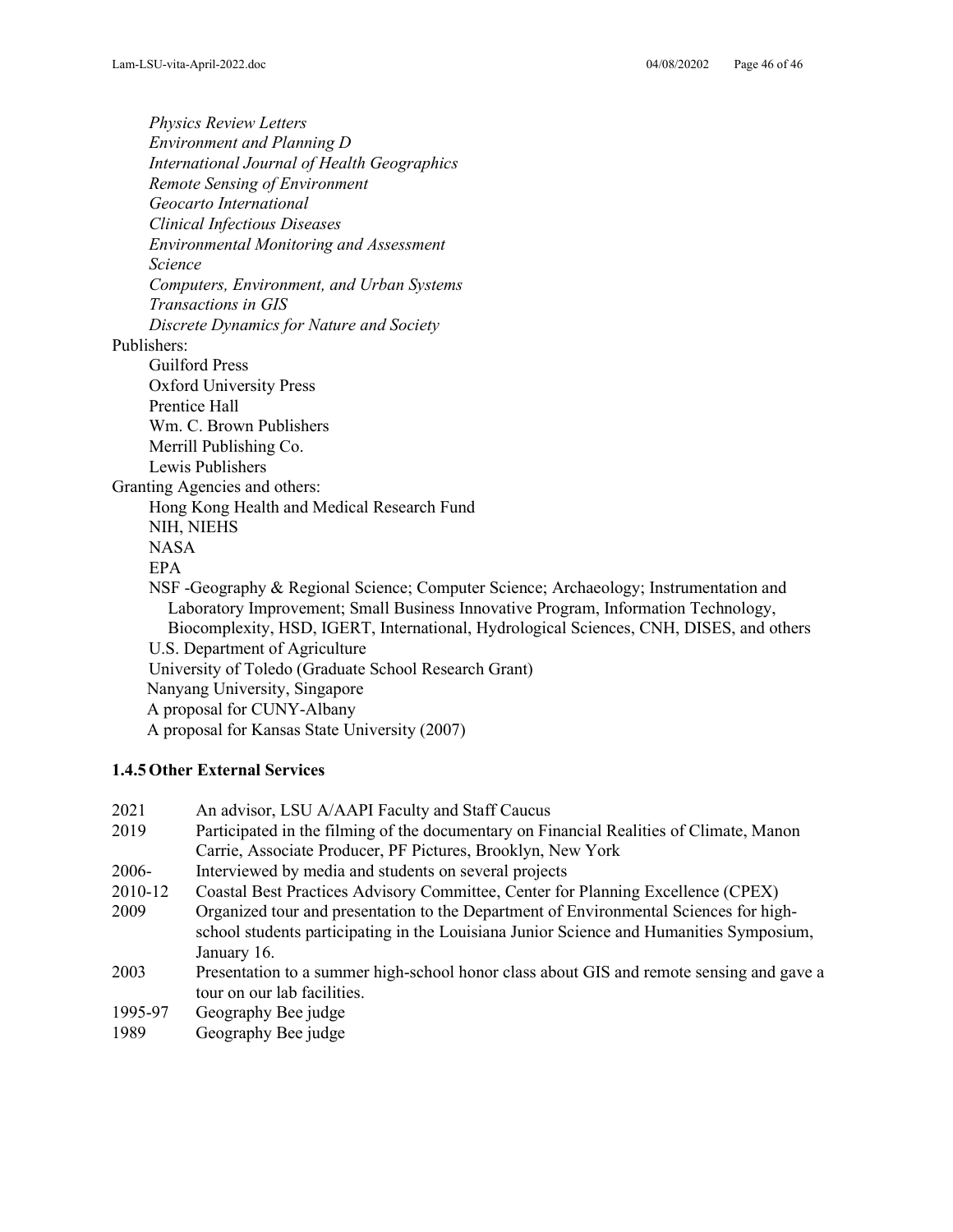*Physics Review Letters*
*Environment and Planning D*
*International Journal of Health Geographics*
*Remote Sensing of Environment*
*Geocarto International*
*Clinical Infectious Diseases*
*Environmental Monitoring and Assessment*
*Science*
*Computers, Environment, and Urban Systems*
*Transactions in GIS*
*Discrete Dynamics for Nature and Society*

Publishers:

- Guilford Press
- Oxford University Press
- Prentice Hall
- Wm. C. Brown Publishers
- Merrill Publishing Co.
- Lewis Publishers

Granting Agencies and others:

- Hong Kong Health and Medical Research Fund
- NIH, NIEHS
- NASA
- EPA
- NSF -Geography & Regional Science; Computer Science; Archaeology; Instrumentation and Laboratory Improvement; Small Business Innovative Program, Information Technology, Biocomplexity, HSD, IGERT, International, Hydrological Sciences, CNH, DISES, and others
- U.S. Department of Agriculture
- University of Toledo (Graduate School Research Grant)
- Nanyang University, Singapore
- A proposal for CUNY-Albany
- A proposal for Kansas State University (2007)

### 1.4.5 Other External Services

| | |
|---|---|
| 2021 | An advisor, LSU A/AAPI Faculty and Staff Caucus |
| 2019 | Participated in the filming of the documentary on Financial Realities of Climate, Manon Carrie, Associate Producer, PF Pictures, Brooklyn, New York |
| 2006- | Interviewed by media and students on several projects |
| 2010-12 | Coastal Best Practices Advisory Committee, Center for Planning Excellence (CPEX) |
| 2009 | Organized tour and presentation to the Department of Environmental Sciences for high-school students participating in the Louisiana Junior Science and Humanities Symposium, January 16. |
| 2003 | Presentation to a summer high-school honor class about GIS and remote sensing and gave a tour on our lab facilities. |
| 1995-97 | Geography Bee judge |
| 1989 | Geography Bee judge |